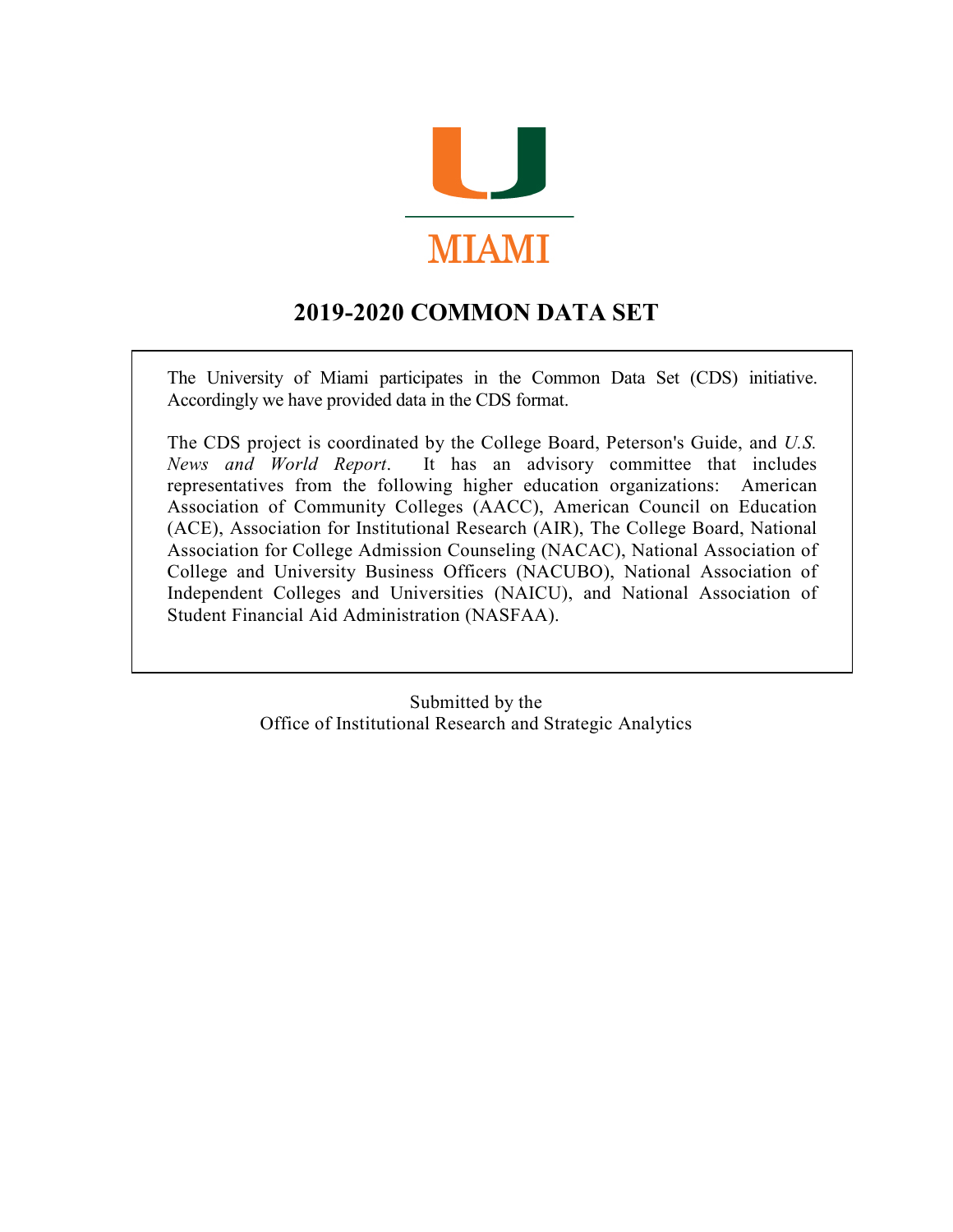MIAMI

# 2019-2020 COMMON DATA SET

The University of Miami participates in the Common Data Set (CDS) initiative. Accordingly we have provided data in the CDS format.

The CDS project is coordinated by the College Board, Peterson's Guide, and *U.S. News and World Report*. It has an advisory committee that includes representatives from the following higher education organizations: American Association of Community Colleges (AACC), American Council on Education (ACE), Association for Institutional Research (AIR), The College Board, National Association for College Admission Counseling (NACAC), National Association of College and University Business Officers (NACUBO), National Association of Independent Colleges and Universities (NAICU), and National Association of Student Financial Aid Administration (NASFAA).

Submitted by the
Office of Institutional Research and Strategic Analytics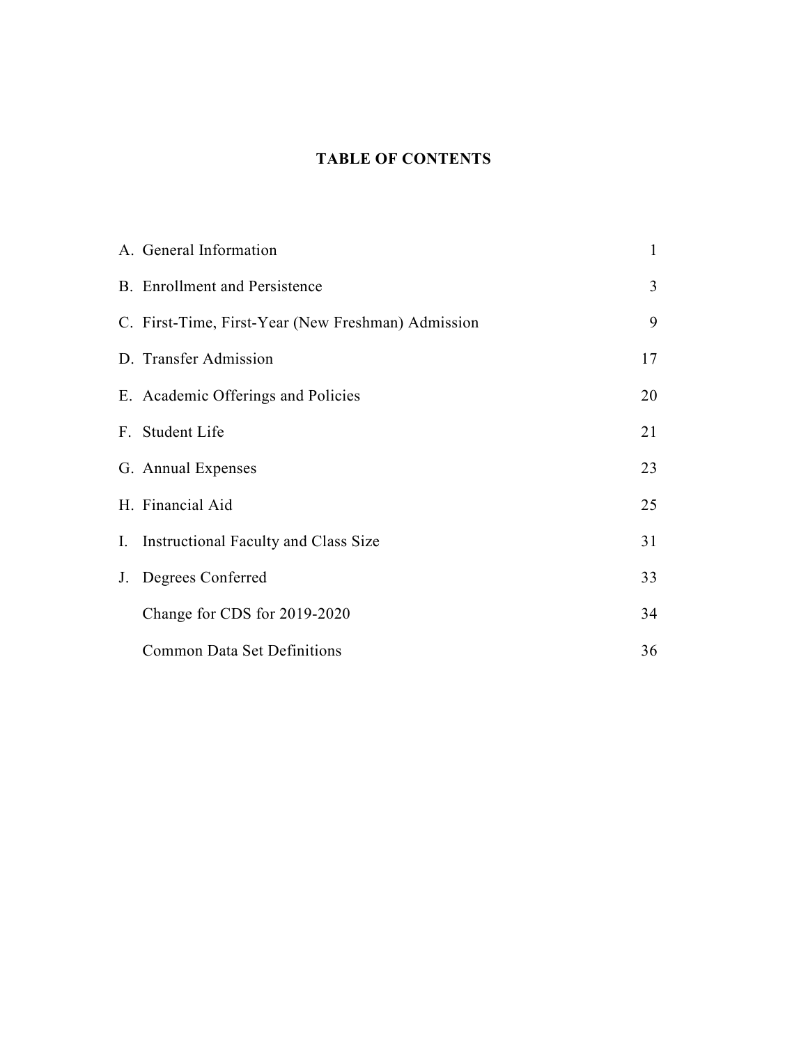# TABLE OF CONTENTS

| | |
|---|---|
| A. General Information | 1 |
| B. Enrollment and Persistence | 3 |
| C. First-Time, First-Year (New Freshman) Admission | 9 |
| D. Transfer Admission | 17 |
| E. Academic Offerings and Policies | 20 |
| F. Student Life | 21 |
| G. Annual Expenses | 23 |
| H. Financial Aid | 25 |
| I. Instructional Faculty and Class Size | 31 |
| J. Degrees Conferred | 33 |
| Change for CDS for 2019-2020 | 34 |
| Common Data Set Definitions | 36 |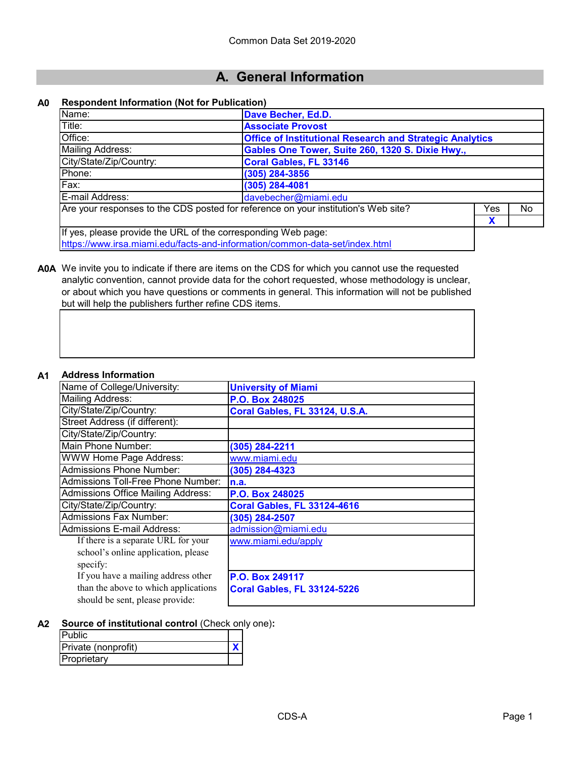Common Data Set 2019-2020

# A. General Information

## A0 Respondent Information (Not for Publication)

| | | | |
|---|---|---|---|
| Name: | **Dave Becher, Ed.D.** | | |
| Title: | **Associate Provost** | | |
| Office: | **Office of Institutional Research and Strategic Analytics** | | |
| Mailing Address: | **Gables One Tower, Suite 260, 1320 S. Dixie Hwy.,** | | |
| City/State/Zip/Country: | **Coral Gables, FL 33146** | | |
| Phone: | **(305) 284-3856** | | |
| Fax: | **(305) 284-4081** | | |
| E-mail Address: | davebecher@miami.edu | | |
| Are your responses to the CDS posted for reference on your institution's Web site? | | Yes | No |
| | | **X** | |
| If yes, please provide the URL of the corresponding Web page: https://www.irsa.miami.edu/facts-and-information/common-data-set/index.html | | | |

**A0A** We invite you to indicate if there are items on the CDS for which you cannot use the requested analytic convention, cannot provide data for the cohort requested, whose methodology is unclear, or about which you have questions or comments in general. This information will not be published but will help the publishers further refine CDS items.

## A1 Address Information

| | |
|---|---|
| Name of College/University: | **University of Miami** |
| Mailing Address: | **P.O. Box 248025** |
| City/State/Zip/Country: | **Coral Gables, FL 33124, U.S.A.** |
| Street Address (if different): | |
| City/State/Zip/Country: | |
| Main Phone Number: | **(305) 284-2211** |
| WWW Home Page Address: | www.miami.edu |
| Admissions Phone Number: | **(305) 284-4323** |
| Admissions Toll-Free Phone Number: | **n.a.** |
| Admissions Office Mailing Address: | **P.O. Box 248025** |
| City/State/Zip/Country: | **Coral Gables, FL 33124-4616** |
| Admissions Fax Number: | **(305) 284-2507** |
| Admissions E-mail Address: | admission@miami.edu |
| If there is a separate URL for your school's online application, please specify: | www.miami.edu/apply |
| If you have a mailing address other than the above to which applications should be sent, please provide: | **P.O. Box 249117 Coral Gables, FL 33124-5226** |

## A2 Source of institutional control (Check only one):

| | |
|---|---|
| Public | |
| Private (nonprofit) | **X** |
| Proprietary | |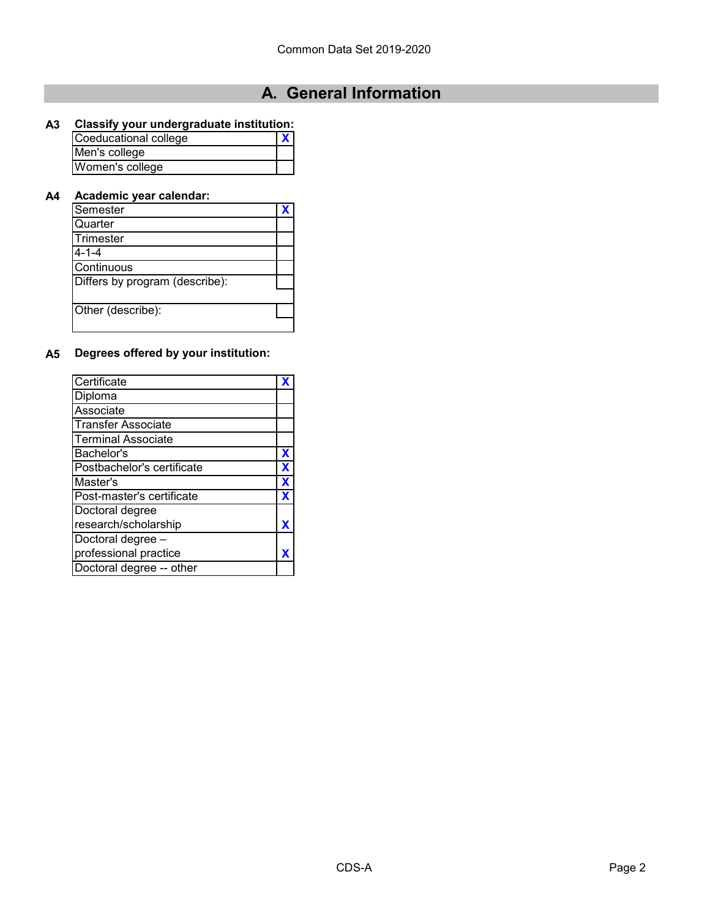# A. General Information

**A3 Classify your undergraduate institution:**

| | |
|---|---|
| Coeducational college | X |
| Men's college | |
| Women's college | |

**A4 Academic year calendar:**

| | |
|---|---|
| Semester | X |
| Quarter | |
| Trimester | |
| 4-1-4 | |
| Continuous | |
| Differs by program (describe): | |
| Other (describe): | |

**A5 Degrees offered by your institution:**

| | |
|---|---|
| Certificate | X |
| Diploma | |
| Associate | |
| Transfer Associate | |
| Terminal Associate | |
| Bachelor's | X |
| Postbachelor's certificate | X |
| Master's | X |
| Post-master's certificate | X |
| Doctoral degree research/scholarship | X |
| Doctoral degree – professional practice | X |
| Doctoral degree -- other | |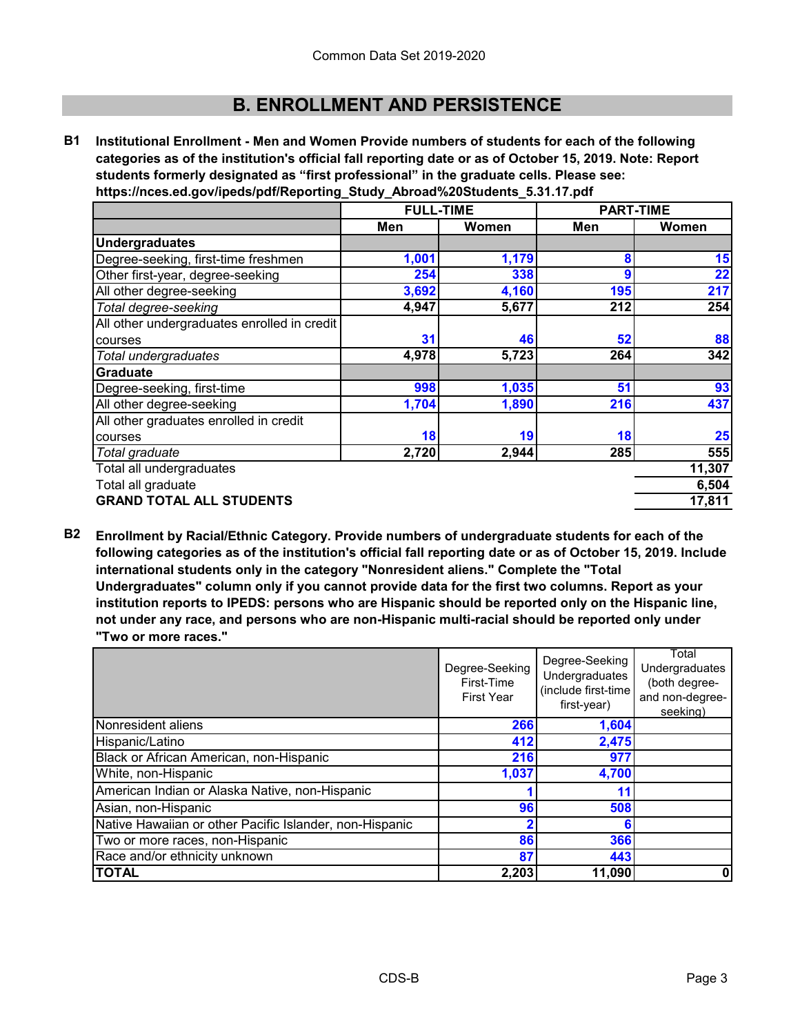## B. ENROLLMENT AND PERSISTENCE

**B1 Institutional Enrollment - Men and Women Provide numbers of students for each of the following categories as of the institution's official fall reporting date or as of October 15, 2019. Note: Report students formerly designated as "first professional" in the graduate cells. Please see: https://nces.ed.gov/ipeds/pdf/Reporting_Study_Abroad%20Students_5.31.17.pdf**

| | FULL-TIME | | PART-TIME | |
|---|---|---|---|---|
| | Men | Women | Men | Women |
| **Undergraduates** | | | | |
| Degree-seeking, first-time freshmen | 1,001 | 1,179 | 8 | 15 |
| Other first-year, degree-seeking | 254 | 338 | 9 | 22 |
| All other degree-seeking | 3,692 | 4,160 | 195 | 217 |
| *Total degree-seeking* | 4,947 | 5,677 | 212 | 254 |
| All other undergraduates enrolled in credit courses | 31 | 46 | 52 | 88 |
| *Total undergraduates* | 4,978 | 5,723 | 264 | 342 |
| **Graduate** | | | | |
| Degree-seeking, first-time | 998 | 1,035 | 51 | 93 |
| All other degree-seeking | 1,704 | 1,890 | 216 | 437 |
| All other graduates enrolled in credit courses | 18 | 19 | 18 | 25 |
| *Total graduate* | 2,720 | 2,944 | 285 | 555 |
| Total all undergraduates | | | | 11,307 |
| Total all graduate | | | | 6,504 |
| **GRAND TOTAL ALL STUDENTS** | | | | 17,811 |

**B2 Enrollment by Racial/Ethnic Category. Provide numbers of undergraduate students for each of the following categories as of the institution's official fall reporting date or as of October 15, 2019. Include international students only in the category "Nonresident aliens." Complete the "Total Undergraduates" column only if you cannot provide data for the first two columns. Report as your institution reports to IPEDS: persons who are Hispanic should be reported only on the Hispanic line, not under any race, and persons who are non-Hispanic multi-racial should be reported only under "Two or more races."**

| | Degree-Seeking First-Time First Year | Degree-Seeking Undergraduates (include first-time first-year) | Total Undergraduates (both degree- and non-degree-seeking) |
|---|---|---|---|
| Nonresident aliens | 266 | 1,604 | |
| Hispanic/Latino | 412 | 2,475 | |
| Black or African American, non-Hispanic | 216 | 977 | |
| White, non-Hispanic | 1,037 | 4,700 | |
| American Indian or Alaska Native, non-Hispanic | 1 | 11 | |
| Asian, non-Hispanic | 96 | 508 | |
| Native Hawaiian or other Pacific Islander, non-Hispanic | 2 | 6 | |
| Two or more races, non-Hispanic | 86 | 366 | |
| Race and/or ethnicity unknown | 87 | 443 | |
| **TOTAL** | 2,203 | 11,090 | 0 |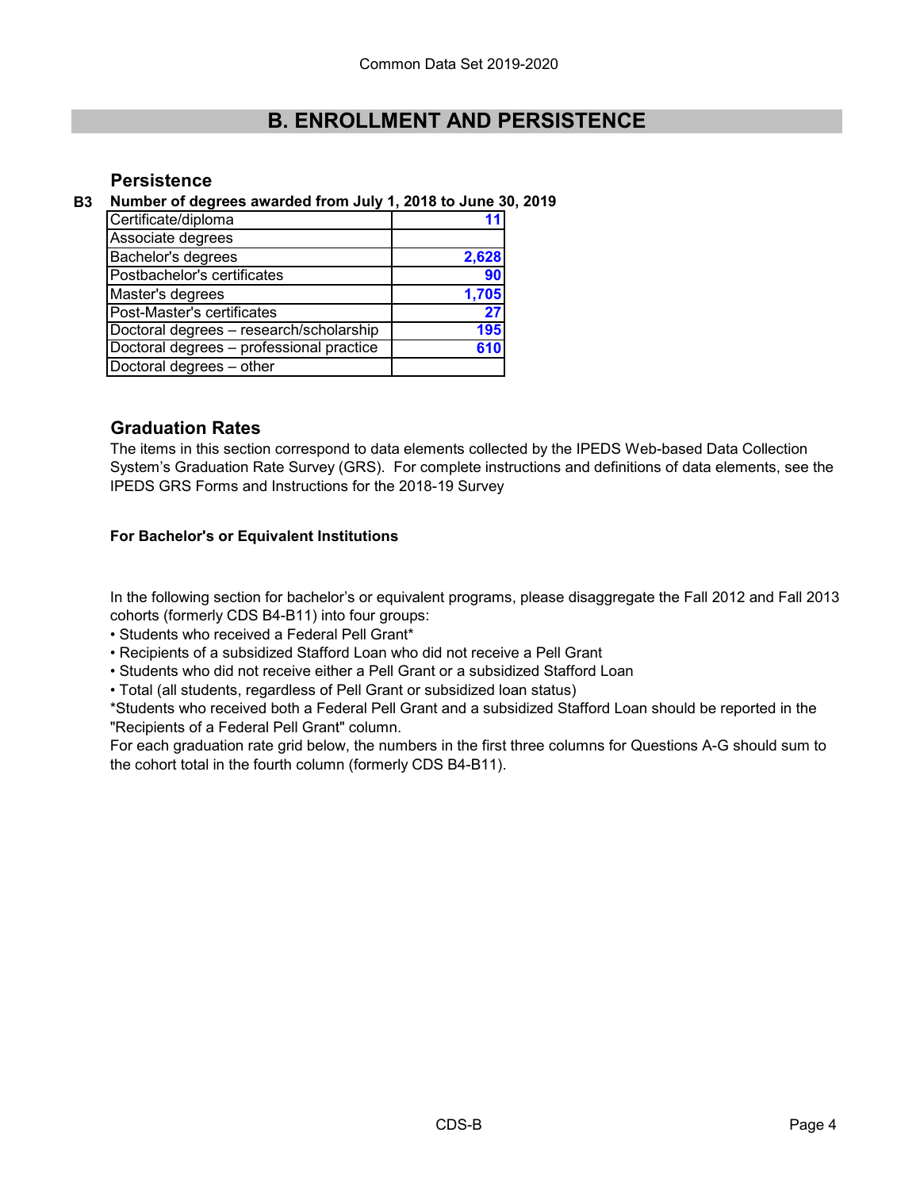## B. ENROLLMENT AND PERSISTENCE

### Persistence

**B3 Number of degrees awarded from July 1, 2018 to June 30, 2019**

| Degree | Number |
|---|---|
| Certificate/diploma | 11 |
| Associate degrees | |
| Bachelor's degrees | 2,628 |
| Postbachelor's certificates | 90 |
| Master's degrees | 1,705 |
| Post-Master's certificates | 27 |
| Doctoral degrees – research/scholarship | 195 |
| Doctoral degrees – professional practice | 610 |
| Doctoral degrees – other | |

### Graduation Rates

The items in this section correspond to data elements collected by the IPEDS Web-based Data Collection System's Graduation Rate Survey (GRS). For complete instructions and definitions of data elements, see the IPEDS GRS Forms and Instructions for the 2018-19 Survey

**For Bachelor's or Equivalent Institutions**

In the following section for bachelor's or equivalent programs, please disaggregate the Fall 2012 and Fall 2013 cohorts (formerly CDS B4-B11) into four groups:

- Students who received a Federal Pell Grant*
- Recipients of a subsidized Stafford Loan who did not receive a Pell Grant
- Students who did not receive either a Pell Grant or a subsidized Stafford Loan
- Total (all students, regardless of Pell Grant or subsidized loan status)

*Students who received both a Federal Pell Grant and a subsidized Stafford Loan should be reported in the "Recipients of a Federal Pell Grant" column.

For each graduation rate grid below, the numbers in the first three columns for Questions A-G should sum to the cohort total in the fourth column (formerly CDS B4-B11).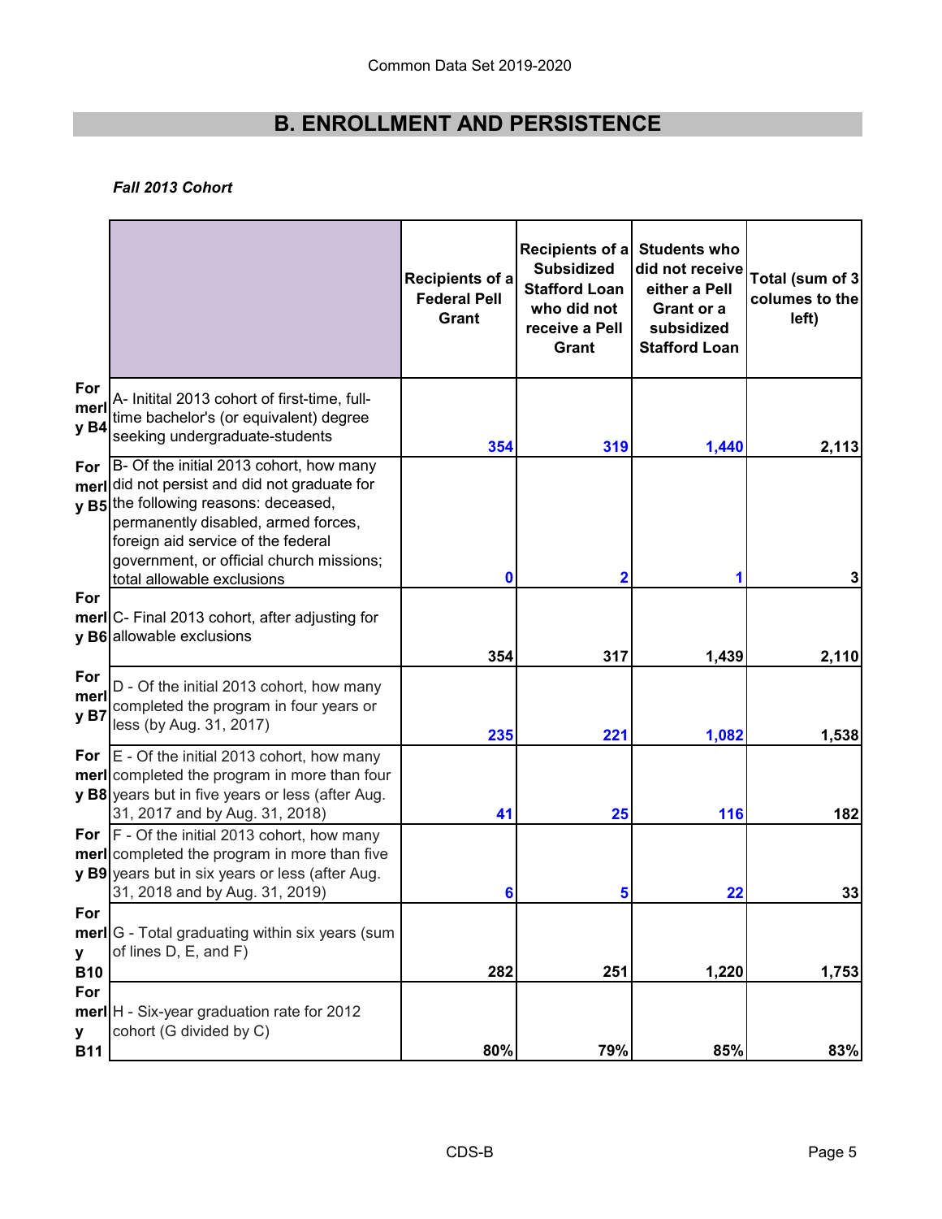## B. ENROLLMENT AND PERSISTENCE

***Fall 2013 Cohort***

| | | Recipients of a Federal Pell Grant | Recipients of a Subsidized Stafford Loan who did not receive a Pell Grant | Students who did not receive either a Pell Grant or a subsidized Stafford Loan | Total (sum of 3 columes to the left) |
|---|---|---|---|---|---|
| Formerly B4 | A- Initital 2013 cohort of first-time, full-time bachelor's (or equivalent) degree seeking undergraduate-students | 354 | 319 | 1,440 | 2,113 |
| Formerly B5 | B- Of the initial 2013 cohort, how many did not persist and did not graduate for the following reasons: deceased, permanently disabled, armed forces, foreign aid service of the federal government, or official church missions; total allowable exclusions | 0 | 2 | 1 | 3 |
| Formerly B6 | C- Final 2013 cohort, after adjusting for allowable exclusions | 354 | 317 | 1,439 | 2,110 |
| Formerly B7 | D - Of the initial 2013 cohort, how many completed the program in four years or less (by Aug. 31, 2017) | 235 | 221 | 1,082 | 1,538 |
| Formerly B8 | E - Of the initial 2013 cohort, how many completed the program in more than four years but in five years or less (after Aug. 31, 2017 and by Aug. 31, 2018) | 41 | 25 | 116 | 182 |
| Formerly B9 | F - Of the initial 2013 cohort, how many completed the program in more than five years but in six years or less (after Aug. 31, 2018 and by Aug. 31, 2019) | 6 | 5 | 22 | 33 |
| Formerly B10 | G - Total graduating within six years (sum of lines D, E, and F) | 282 | 251 | 1,220 | 1,753 |
| Formerly B11 | H - Six-year graduation rate for 2012 cohort (G divided by C) | 80% | 79% | 85% | 83% |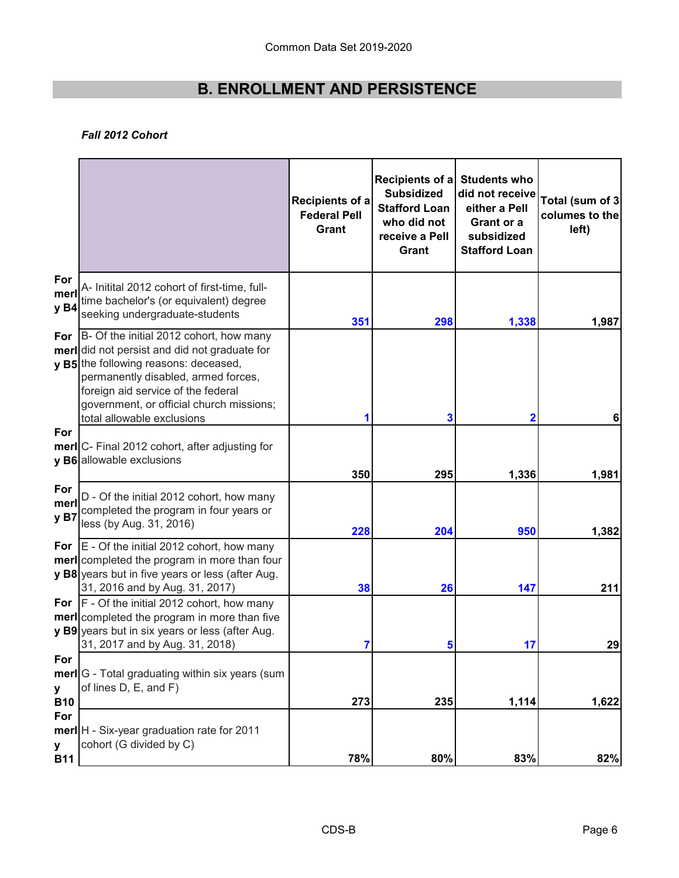# B. ENROLLMENT AND PERSISTENCE

***Fall 2012 Cohort***

| | | Recipients of a Federal Pell Grant | Recipients of a Subsidized Stafford Loan who did not receive a Pell Grant | Students who did not receive either a Pell Grant or a subsidized Stafford Loan | Total (sum of 3 columes to the left) |
|---|---|---|---|---|---|
| Formerly B4 | A- Initital 2012 cohort of first-time, full-time bachelor's (or equivalent) degree seeking undergraduate-students | 351 | 298 | 1,338 | 1,987 |
| Formerly B5 | B- Of the initial 2012 cohort, how many did not persist and did not graduate for the following reasons: deceased, permanently disabled, armed forces, foreign aid service of the federal government, or official church missions; total allowable exclusions | 1 | 3 | 2 | 6 |
| Formerly B6 | C- Final 2012 cohort, after adjusting for allowable exclusions | 350 | 295 | 1,336 | 1,981 |
| Formerly B7 | D - Of the initial 2012 cohort, how many completed the program in four years or less (by Aug. 31, 2016) | 228 | 204 | 950 | 1,382 |
| Formerly B8 | E - Of the initial 2012 cohort, how many completed the program in more than four years but in five years or less (after Aug. 31, 2016 and by Aug. 31, 2017) | 38 | 26 | 147 | 211 |
| Formerly B9 | F - Of the initial 2012 cohort, how many completed the program in more than five years but in six years or less (after Aug. 31, 2017 and by Aug. 31, 2018) | 7 | 5 | 17 | 29 |
| Formerly B10 | G - Total graduating within six years (sum of lines D, E, and F) | 273 | 235 | 1,114 | 1,622 |
| Formerly B11 | H - Six-year graduation rate for 2011 cohort (G divided by C) | 78% | 80% | 83% | 82% |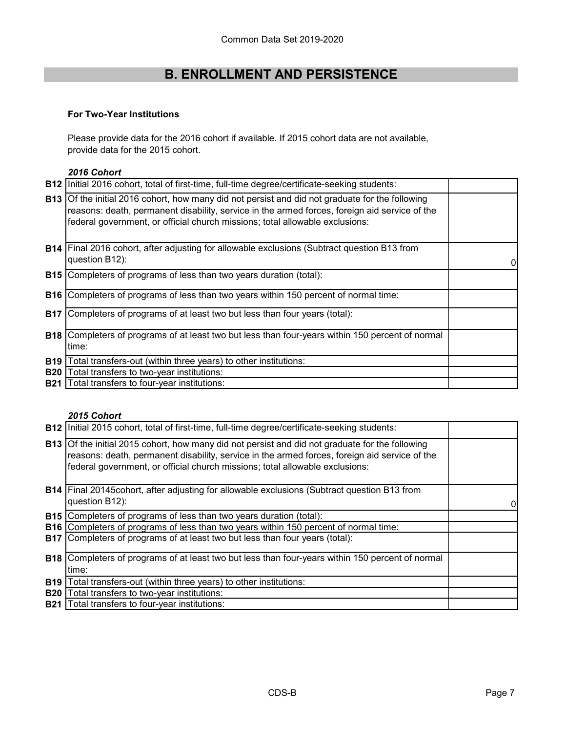# B. ENROLLMENT AND PERSISTENCE

**For Two-Year Institutions**

Please provide data for the 2016 cohort if available. If 2015 cohort data are not available, provide data for the 2015 cohort.

***2016 Cohort***

| | | |
|---|---|---|
| **B12** | Initial 2016 cohort, total of first-time, full-time degree/certificate-seeking students: | |
| **B13** | Of the initial 2016 cohort, how many did not persist and did not graduate for the following reasons: death, permanent disability, service in the armed forces, foreign aid service of the federal government, or official church missions; total allowable exclusions: | |
| **B14** | Final 2016 cohort, after adjusting for allowable exclusions (Subtract question B13 from question B12): | 0 |
| **B15** | Completers of programs of less than two years duration (total): | |
| **B16** | Completers of programs of less than two years within 150 percent of normal time: | |
| **B17** | Completers of programs of at least two but less than four years (total): | |
| **B18** | Completers of programs of at least two but less than four-years within 150 percent of normal time: | |
| **B19** | Total transfers-out (within three years) to other institutions: | |
| **B20** | Total transfers to two-year institutions: | |
| **B21** | Total transfers to four-year institutions: | |

***2015 Cohort***

| | | |
|---|---|---|
| **B12** | Initial 2015 cohort, total of first-time, full-time degree/certificate-seeking students: | |
| **B13** | Of the initial 2015 cohort, how many did not persist and did not graduate for the following reasons: death, permanent disability, service in the armed forces, foreign aid service of the federal government, or official church missions; total allowable exclusions: | |
| **B14** | Final 20145cohort, after adjusting for allowable exclusions (Subtract question B13 from question B12): | 0 |
| **B15** | Completers of programs of less than two years duration (total): | |
| **B16** | Completers of programs of less than two years within 150 percent of normal time: | |
| **B17** | Completers of programs of at least two but less than four years (total): | |
| **B18** | Completers of programs of at least two but less than four-years within 150 percent of normal time: | |
| **B19** | Total transfers-out (within three years) to other institutions: | |
| **B20** | Total transfers to two-year institutions: | |
| **B21** | Total transfers to four-year institutions: | |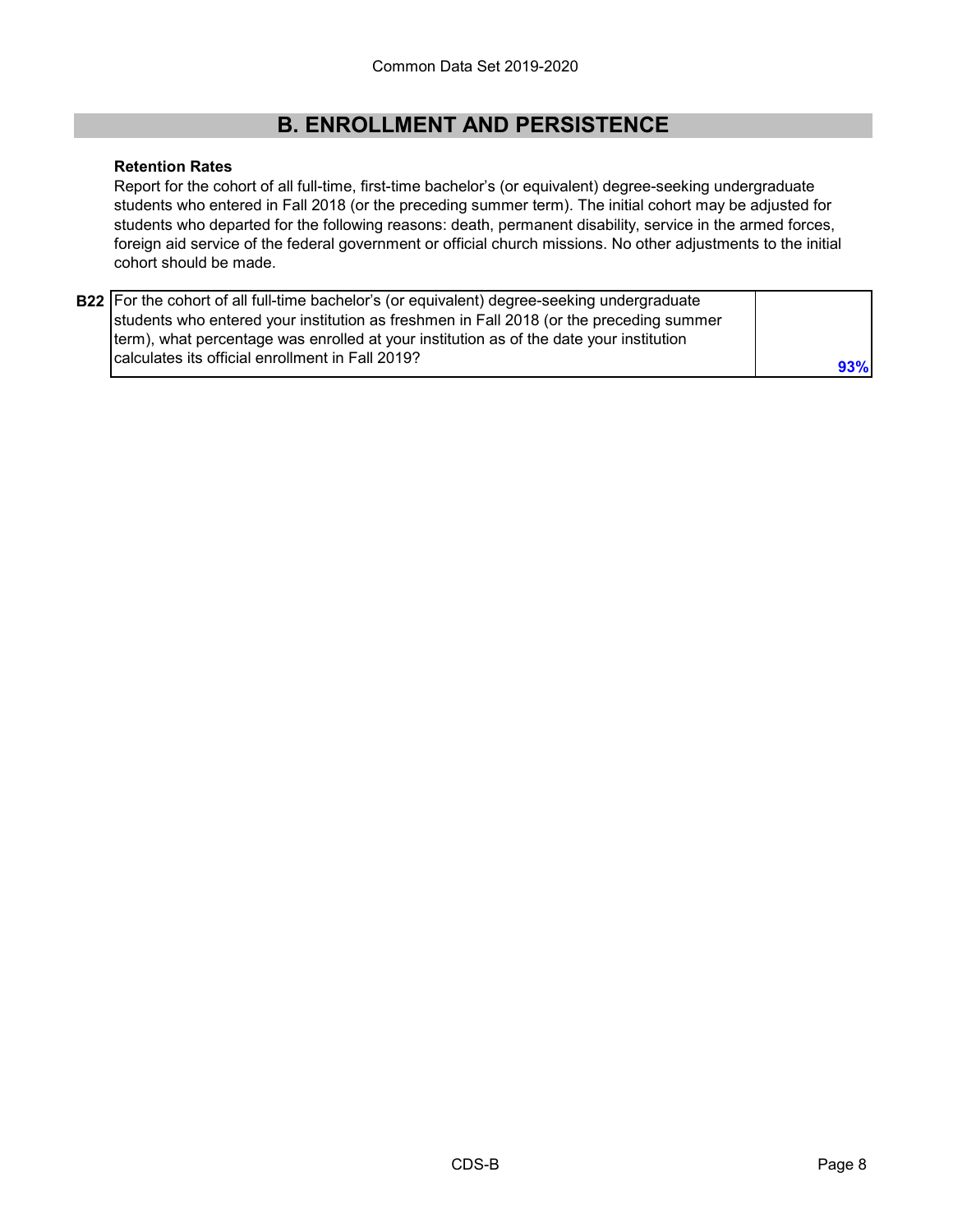## B. ENROLLMENT AND PERSISTENCE

**Retention Rates**

Report for the cohort of all full-time, first-time bachelor's (or equivalent) degree-seeking undergraduate students who entered in Fall 2018 (or the preceding summer term). The initial cohort may be adjusted for students who departed for the following reasons: death, permanent disability, service in the armed forces, foreign aid service of the federal government or official church missions. No other adjustments to the initial cohort should be made.

| | | |
|---|---|---|
| **B22** | For the cohort of all full-time bachelor's (or equivalent) degree-seeking undergraduate students who entered your institution as freshmen in Fall 2018 (or the preceding summer term), what percentage was enrolled at your institution as of the date your institution calculates its official enrollment in Fall 2019? | 93% |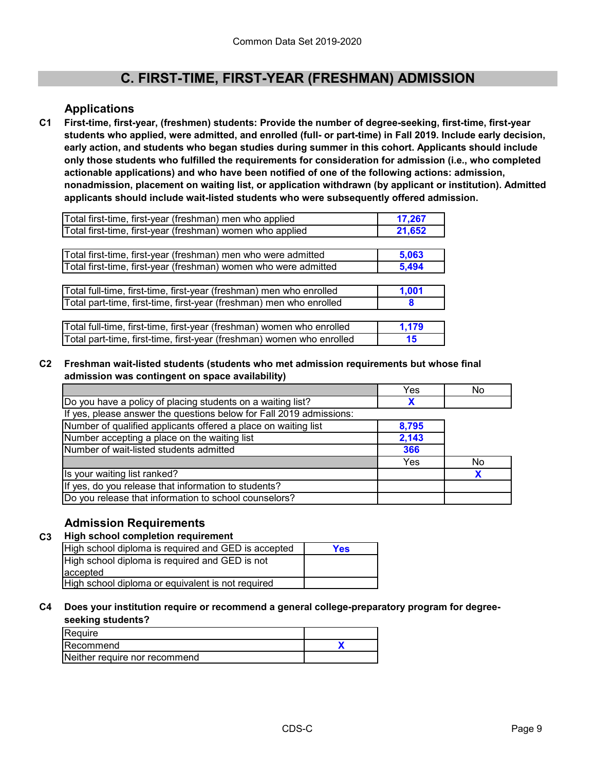# C. FIRST-TIME, FIRST-YEAR (FRESHMAN) ADMISSION

## Applications

**C1 First-time, first-year, (freshmen) students: Provide the number of degree-seeking, first-time, first-year students who applied, were admitted, and enrolled (full- or part-time) in Fall 2019. Include early decision, early action, and students who began studies during summer in this cohort. Applicants should include only those students who fulfilled the requirements for consideration for admission (i.e., who completed actionable applications) and who have been notified of one of the following actions: admission, nonadmission, placement on waiting list, or application withdrawn (by applicant or institution). Admitted applicants should include wait-listed students who were subsequently offered admission.**

| | |
|---|---|
| Total first-time, first-year (freshman) men who applied | 17,267 |
| Total first-time, first-year (freshman) women who applied | 21,652 |

| | |
|---|---|
| Total first-time, first-year (freshman) men who were admitted | 5,063 |
| Total first-time, first-year (freshman) women who were admitted | 5,494 |

| | |
|---|---|
| Total full-time, first-time, first-year (freshman) men who enrolled | 1,001 |
| Total part-time, first-time, first-year (freshman) men who enrolled | 8 |

| | |
|---|---|
| Total full-time, first-time, first-year (freshman) women who enrolled | 1,179 |
| Total part-time, first-time, first-year (freshman) women who enrolled | 15 |

**C2 Freshman wait-listed students (students who met admission requirements but whose final admission was contingent on space availability)**

| | Yes | No |
|---|---|---|
| Do you have a policy of placing students on a waiting list? | X | |
| If yes, please answer the questions below for Fall 2019 admissions: | | |
| Number of qualified applicants offered a place on waiting list | 8,795 | |
| Number accepting a place on the waiting list | 2,143 | |
| Number of wait-listed students admitted | 366 | |
| | Yes | No |
| Is your waiting list ranked? | | X |
| If yes, do you release that information to students? | | |
| Do you release that information to school counselors? | | |

## Admission Requirements

**C3 High school completion requirement**

| | |
|---|---|
| High school diploma is required and GED is accepted | Yes |
| High school diploma is required and GED is not accepted | |
| High school diploma or equivalent is not required | |

**C4 Does your institution require or recommend a general college-preparatory program for degree-seeking students?**

| | |
|---|---|
| Require | |
| Recommend | X |
| Neither require nor recommend | |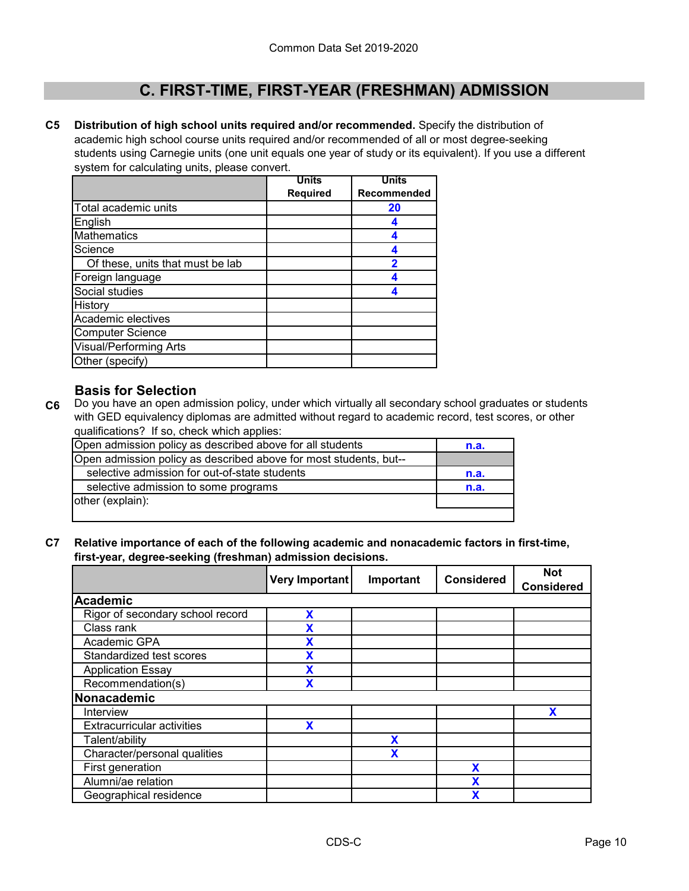## C. FIRST-TIME, FIRST-YEAR (FRESHMAN) ADMISSION

**C5** **Distribution of high school units required and/or recommended.** Specify the distribution of academic high school course units required and/or recommended of all or most degree-seeking students using Carnegie units (one unit equals one year of study or its equivalent). If you use a different system for calculating units, please convert.

| | Units Required | Units Recommended |
|---|---|---|
| Total academic units | | 20 |
| English | | 4 |
| Mathematics | | 4 |
| Science | | 4 |
| Of these, units that must be lab | | 2 |
| Foreign language | | 4 |
| Social studies | | 4 |
| History | | |
| Academic electives | | |
| Computer Science | | |
| Visual/Performing Arts | | |
| Other (specify) | | |

### Basis for Selection

**C6** Do you have an open admission policy, under which virtually all secondary school graduates or students with GED equivalency diplomas are admitted without regard to academic record, test scores, or other qualifications? If so, check which applies:

| | |
|---|---|
| Open admission policy as described above for all students | n.a. |
| Open admission policy as described above for most students, but-- | |
| selective admission for out-of-state students | n.a. |
| selective admission to some programs | n.a. |
| other (explain): | |

**C7** **Relative importance of each of the following academic and nonacademic factors in first-time, first-year, degree-seeking (freshman) admission decisions.**

| | Very Important | Important | Considered | Not Considered |
|---|---|---|---|---|
| **Academic** | | | | |
| Rigor of secondary school record | X | | | |
| Class rank | X | | | |
| Academic GPA | X | | | |
| Standardized test scores | X | | | |
| Application Essay | X | | | |
| Recommendation(s) | X | | | |
| **Nonacademic** | | | | |
| Interview | | | | X |
| Extracurricular activities | X | | | |
| Talent/ability | | X | | |
| Character/personal qualities | | X | | |
| First generation | | | X | |
| Alumni/ae relation | | | X | |
| Geographical residence | | | X | |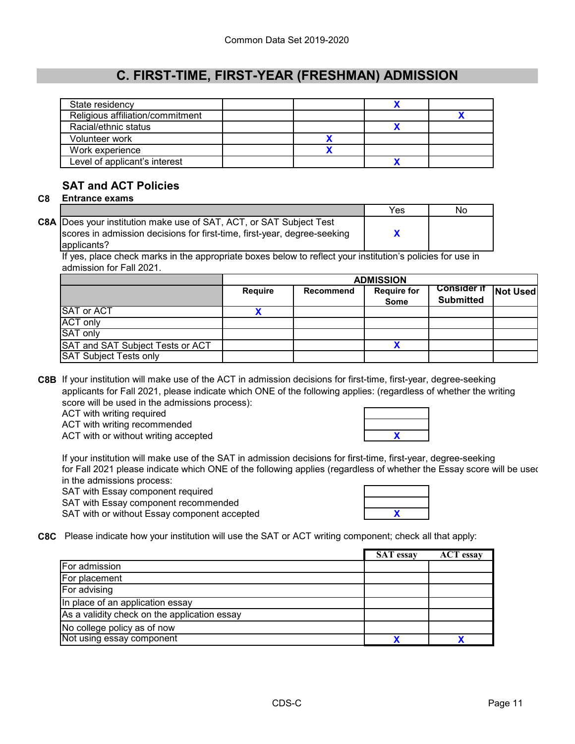# C. FIRST-TIME, FIRST-YEAR (FRESHMAN) ADMISSION

| | | | | |
|---|---|---|---|---|
| State residency | | | X | |
| Religious affiliation/commitment | | | | X |
| Racial/ethnic status | | | X | |
| Volunteer work | | X | | |
| Work experience | | X | | |
| Level of applicant's interest | | | X | |

### SAT and ACT Policies

**C8 Entrance exams**

| | Yes | No |
|---|---|---|
| **C8A** Does your institution make use of SAT, ACT, or SAT Subject Test scores in admission decisions for first-time, first-year, degree-seeking applicants? | X | |

If yes, place check marks in the appropriate boxes below to reflect your institution's policies for use in admission for Fall 2021.

| | ADMISSION | | | | |
|---|---|---|---|---|---|
| | **Require** | **Recommend** | **Require for Some** | **Consider if Submitted** | **Not Used** |
| SAT or ACT | X | | | | |
| ACT only | | | | | |
| SAT only | | | | | |
| SAT and SAT Subject Tests or ACT | | | X | | |
| SAT Subject Tests only | | | | | |

**C8B** If your institution will make use of the ACT in admission decisions for first-time, first-year, degree-seeking applicants for Fall 2021, please indicate which ONE of the following applies: (regardless of whether the writing score will be used in the admissions process):

| | |
|---|---|
| ACT with writing required | |
| ACT with writing recommended | |
| ACT with or without writing accepted | X |

If your institution will make use of the SAT in admission decisions for first-time, first-year, degree-seeking for Fall 2021 please indicate which ONE of the following applies (regardless of whether the Essay score will be used in the admissions process:

| | |
|---|---|
| SAT with Essay component required | |
| SAT with Essay component recommended | |
| SAT with or without Essay component accepted | X |

**C8C** Please indicate how your institution will use the SAT or ACT writing component; check all that apply:

| | SAT essay | ACT essay |
|---|---|---|
| For admission | | |
| For placement | | |
| For advising | | |
| In place of an application essay | | |
| As a validity check on the application essay | | |
| No college policy as of now | | |
| Not using essay component | X | X |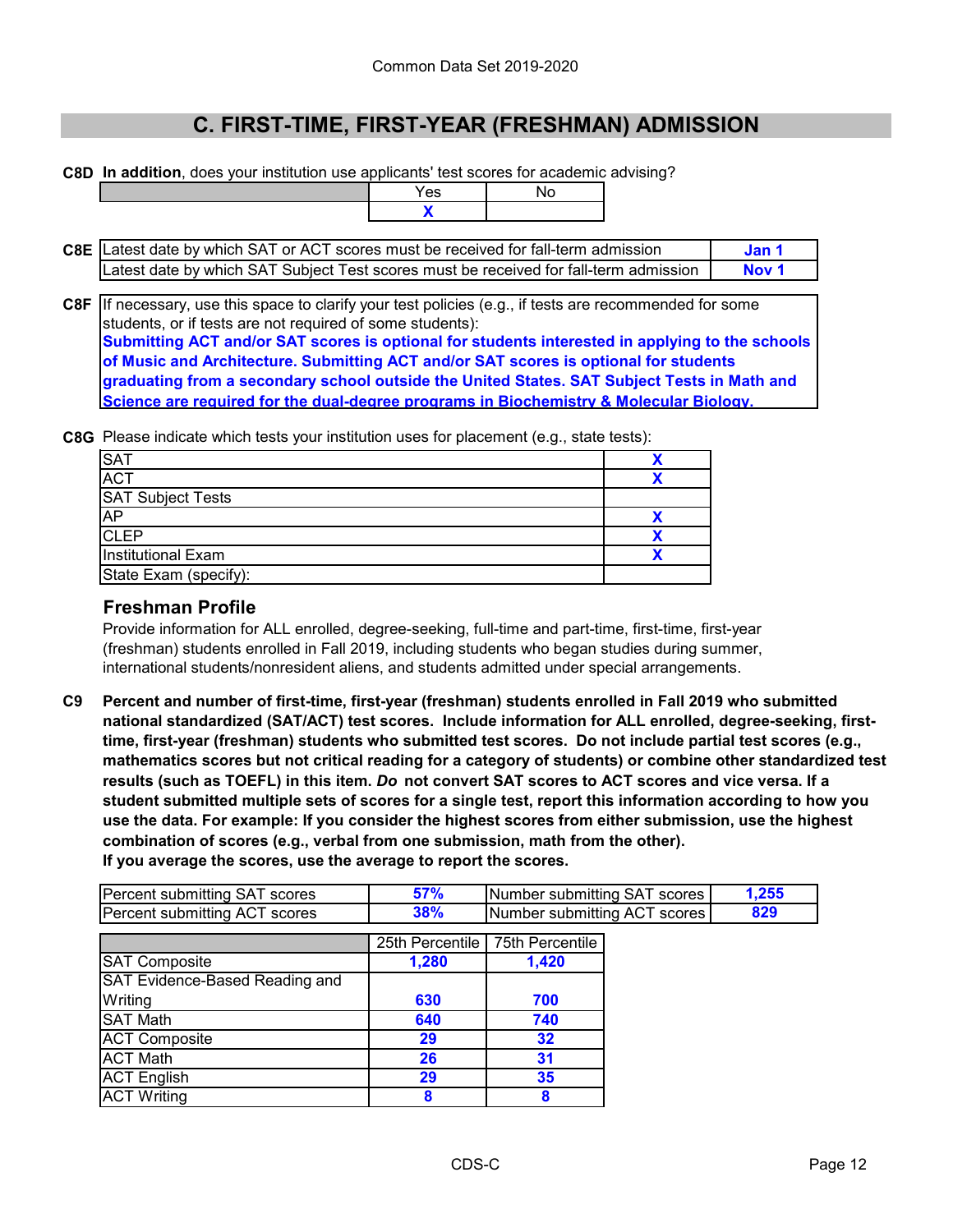# C. FIRST-TIME, FIRST-YEAR (FRESHMAN) ADMISSION

**C8D** **In addition**, does your institution use applicants' test scores for academic advising?

| | Yes | No |
|---|---|---|
| | X | |

| C8E | | |
|---|---|---|
| | Latest date by which SAT or ACT scores must be received for fall-term admission | Jan 1 |
| | Latest date by which SAT Subject Test scores must be received for fall-term admission | Nov 1 |

**C8F** If necessary, use this space to clarify your test policies (e.g., if tests are recommended for some students, or if tests are not required of some students):

**Submitting ACT and/or SAT scores is optional for students interested in applying to the schools of Music and Architecture. Submitting ACT and/or SAT scores is optional for students graduating from a secondary school outside the United States. SAT Subject Tests in Math and Science are required for the dual-degree programs in Biochemistry & Molecular Biology.**

**C8G** Please indicate which tests your institution uses for placement (e.g., state tests):

| Test | |
|---|---|
| SAT | X |
| ACT | X |
| SAT Subject Tests | |
| AP | X |
| CLEP | X |
| Institutional Exam | X |
| State Exam (specify): | |

### Freshman Profile

Provide information for ALL enrolled, degree-seeking, full-time and part-time, first-time, first-year (freshman) students enrolled in Fall 2019, including students who began studies during summer, international students/nonresident aliens, and students admitted under special arrangements.

**C9** **Percent and number of first-time, first-year (freshman) students enrolled in Fall 2019 who submitted national standardized (SAT/ACT) test scores. Include information for ALL enrolled, degree-seeking, first-time, first-year (freshman) students who submitted test scores. Do not include partial test scores (e.g., mathematics scores but not critical reading for a category of students) or combine other standardized test results (such as TOEFL) in this item. *Do* not convert SAT scores to ACT scores and vice versa. If a student submitted multiple sets of scores for a single test, report this information according to how you use the data. For example: If you consider the highest scores from either submission, use the highest combination of scores (e.g., verbal from one submission, math from the other). If you average the scores, use the average to report the scores.**

| | | | |
|---|---|---|---|
| Percent submitting SAT scores | 57% | Number submitting SAT scores | 1,255 |
| Percent submitting ACT scores | 38% | Number submitting ACT scores | 829 |

| | 25th Percentile | 75th Percentile |
|---|---|---|
| SAT Composite | 1,280 | 1,420 |
| SAT Evidence-Based Reading and Writing | 630 | 700 |
| SAT Math | 640 | 740 |
| ACT Composite | 29 | 32 |
| ACT Math | 26 | 31 |
| ACT English | 29 | 35 |
| ACT Writing | 8 | 8 |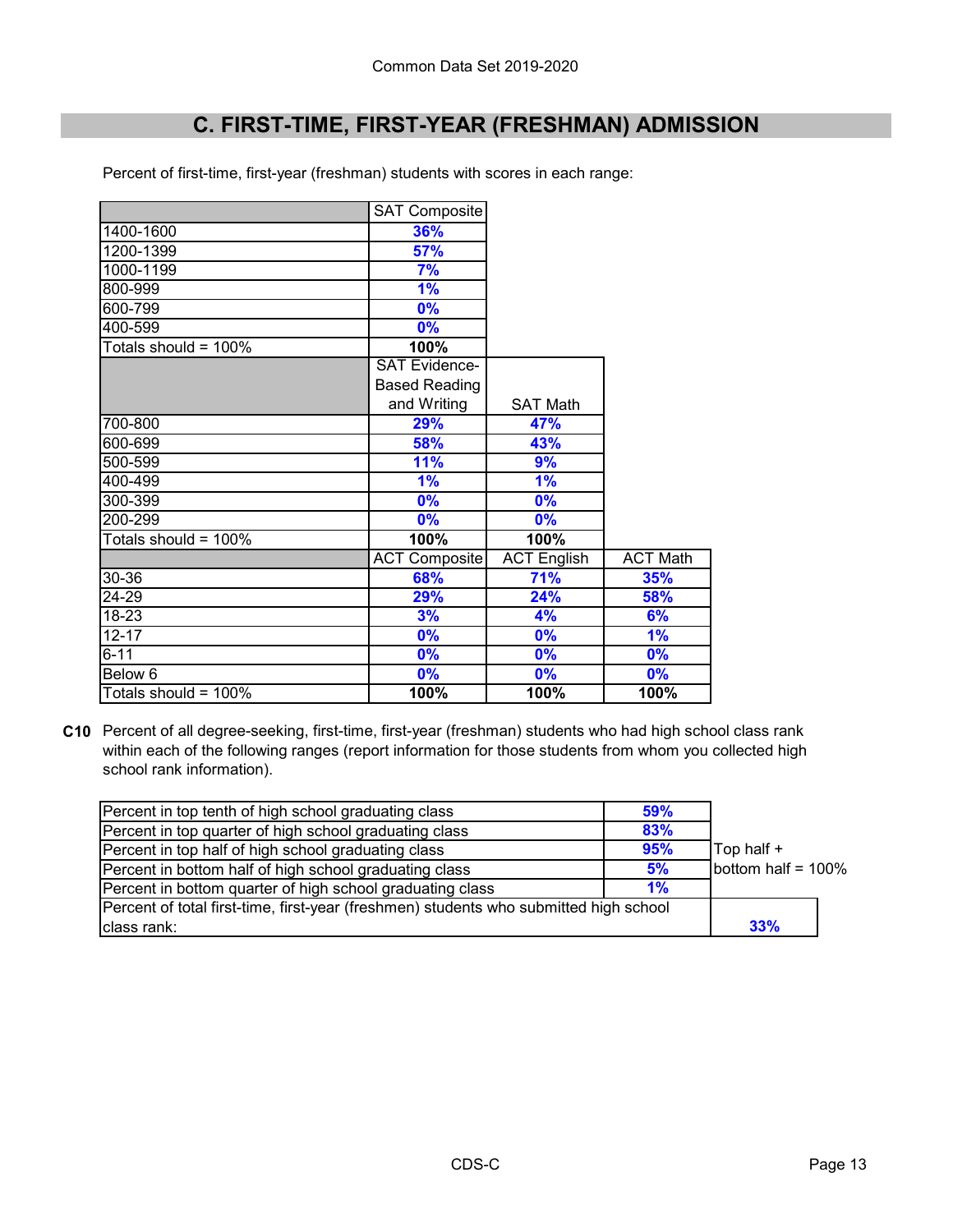## C. FIRST-TIME, FIRST-YEAR (FRESHMAN) ADMISSION

Percent of first-time, first-year (freshman) students with scores in each range:

| | SAT Composite |
|---|---|
| 1400-1600 | 36% |
| 1200-1399 | 57% |
| 1000-1199 | 7% |
| 800-999 | 1% |
| 600-799 | 0% |
| 400-599 | 0% |
| Totals should = 100% | 100% |

| | SAT Evidence-Based Reading and Writing | SAT Math |
|---|---|---|
| 700-800 | 29% | 47% |
| 600-699 | 58% | 43% |
| 500-599 | 11% | 9% |
| 400-499 | 1% | 1% |
| 300-399 | 0% | 0% |
| 200-299 | 0% | 0% |
| Totals should = 100% | 100% | 100% |

| | ACT Composite | ACT English | ACT Math |
|---|---|---|---|
| 30-36 | 68% | 71% | 35% |
| 24-29 | 29% | 24% | 58% |
| 18-23 | 3% | 4% | 6% |
| 12-17 | 0% | 0% | 1% |
| 6-11 | 0% | 0% | 0% |
| Below 6 | 0% | 0% | 0% |
| Totals should = 100% | 100% | 100% | 100% |

**C10** Percent of all degree-seeking, first-time, first-year (freshman) students who had high school class rank within each of the following ranges (report information for those students from whom you collected high school rank information).

| | | |
|---|---|---|
| Percent in top tenth of high school graduating class | 59% | |
| Percent in top quarter of high school graduating class | 83% | |
| Percent in top half of high school graduating class | 95% | Top half + bottom half = 100% |
| Percent in bottom half of high school graduating class | 5% | |
| Percent in bottom quarter of high school graduating class | 1% | |
| Percent of total first-time, first-year (freshmen) students who submitted high school class rank: | | 33% |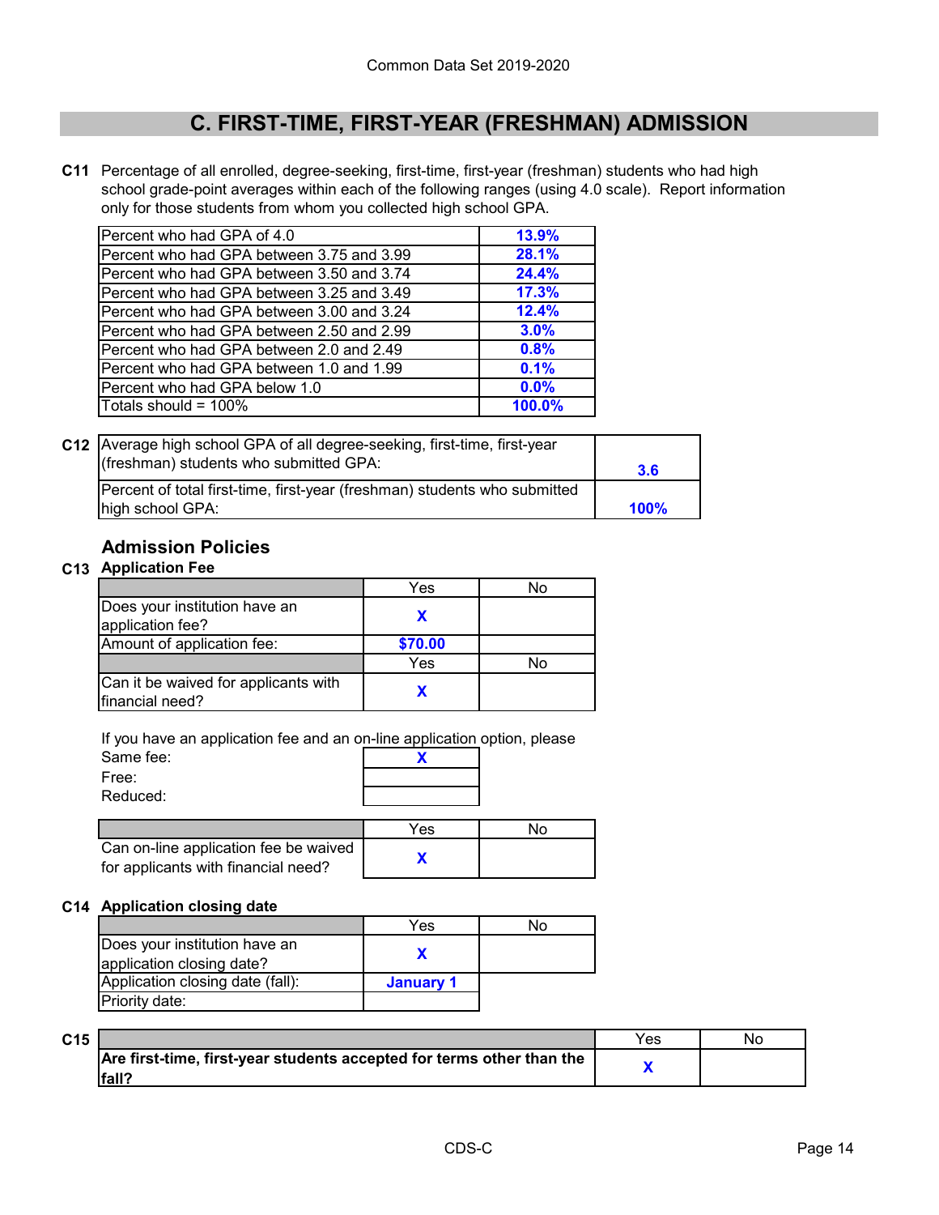# C. FIRST-TIME, FIRST-YEAR (FRESHMAN) ADMISSION

**C11** Percentage of all enrolled, degree-seeking, first-time, first-year (freshman) students who had high school grade-point averages within each of the following ranges (using 4.0 scale). Report information only for those students from whom you collected high school GPA.

| | |
|---|---|
| Percent who had GPA of 4.0 | 13.9% |
| Percent who had GPA between 3.75 and 3.99 | 28.1% |
| Percent who had GPA between 3.50 and 3.74 | 24.4% |
| Percent who had GPA between 3.25 and 3.49 | 17.3% |
| Percent who had GPA between 3.00 and 3.24 | 12.4% |
| Percent who had GPA between 2.50 and 2.99 | 3.0% |
| Percent who had GPA between 2.0 and 2.49 | 0.8% |
| Percent who had GPA between 1.0 and 1.99 | 0.1% |
| Percent who had GPA below 1.0 | 0.0% |
| Totals should = 100% | 100.0% |

**C12**

| | |
|---|---|
| Average high school GPA of all degree-seeking, first-time, first-year (freshman) students who submitted GPA: | 3.6 |
| Percent of total first-time, first-year (freshman) students who submitted high school GPA: | 100% |

## Admission Policies

**C13 Application Fee**

| | Yes | No |
|---|---|---|
| Does your institution have an application fee? | X | |
| Amount of application fee: | $70.00 | |
| | Yes | No |
| Can it be waived for applicants with financial need? | X | |

If you have an application fee and an on-line application option, please

| | |
|---|---|
| Same fee: | X |
| Free: | |
| Reduced: | |

| | Yes | No |
|---|---|---|
| Can on-line application fee be waived for applicants with financial need? | X | |

**C14 Application closing date**

| | Yes | No |
|---|---|---|
| Does your institution have an application closing date? | X | |
| Application closing date (fall): | January 1 | |
| Priority date: | | |

**C15**

| | Yes | No |
|---|---|---|
| **Are first-time, first-year students accepted for terms other than the fall?** | X | |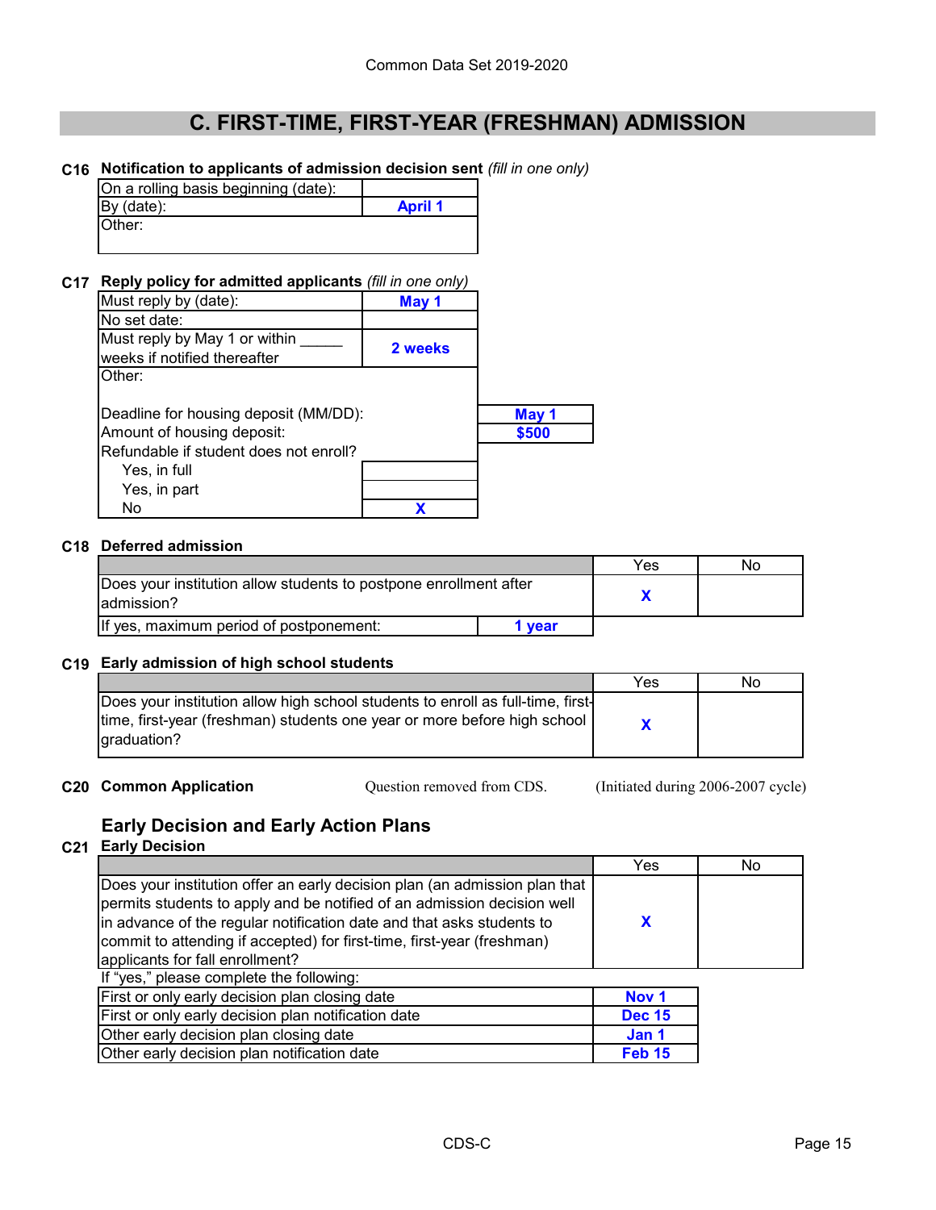# C. FIRST-TIME, FIRST-YEAR (FRESHMAN) ADMISSION

**C16 Notification to applicants of admission decision sent** *(fill in one only)*

| | |
|---|---|
| On a rolling basis beginning (date): | |
| By (date): | April 1 |
| Other: | |

**C17 Reply policy for admitted applicants** *(fill in one only)*

| | | |
|---|---|---|
| Must reply by (date): | May 1 | |
| No set date: | | |
| Must reply by May 1 or within _____ weeks if notified thereafter | 2 weeks | |
| Other: | | |
| Deadline for housing deposit (MM/DD): | | May 1 |
| Amount of housing deposit: | | $500 |
| Refundable if student does not enroll? | | |
| Yes, in full | | |
| Yes, in part | | |
| No | X | |

**C18 Deferred admission**

| | | Yes | No |
|---|---|---|---|
| Does your institution allow students to postpone enrollment after admission? | | X | |
| If yes, maximum period of postponement: | 1 year | | |

**C19 Early admission of high school students**

| | Yes | No |
|---|---|---|
| Does your institution allow high school students to enroll as full-time, first-time, first-year (freshman) students one year or more before high school graduation? | X | |

**C20 Common Application** Question removed from CDS. (Initiated during 2006-2007 cycle)

## Early Decision and Early Action Plans

**C21 Early Decision**

| | Yes | No |
|---|---|---|
| Does your institution offer an early decision plan (an admission plan that permits students to apply and be notified of an admission decision well in advance of the regular notification date and that asks students to commit to attending if accepted) for first-time, first-year (freshman) applicants for fall enrollment? | X | |

If "yes," please complete the following:

| | |
|---|---|
| First or only early decision plan closing date | Nov 1 |
| First or only early decision plan notification date | Dec 15 |
| Other early decision plan closing date | Jan 1 |
| Other early decision plan notification date | Feb 15 |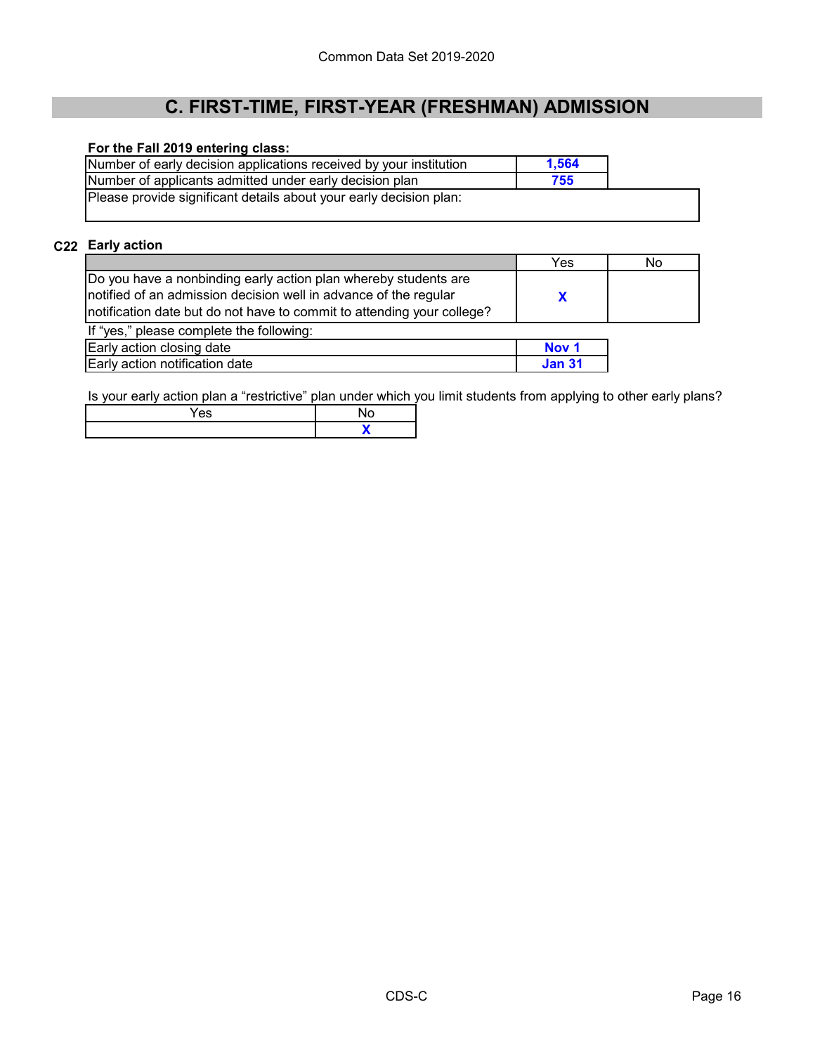# C. FIRST-TIME, FIRST-YEAR (FRESHMAN) ADMISSION

**For the Fall 2019 entering class:**

| | |
|---|---|
| Number of early decision applications received by your institution | **1,564** |
| Number of applicants admitted under early decision plan | **755** |
| Please provide significant details about your early decision plan: | |

**C22 Early action**

| | Yes | No |
|---|---|---|
| Do you have a nonbinding early action plan whereby students are notified of an admission decision well in advance of the regular notification date but do not have to commit to attending your college? | **X** | |

If "yes," please complete the following:

| | |
|---|---|
| Early action closing date | **Nov 1** |
| Early action notification date | **Jan 31** |

Is your early action plan a "restrictive" plan under which you limit students from applying to other early plans?

| Yes | No |
|---|---|
| | **X** |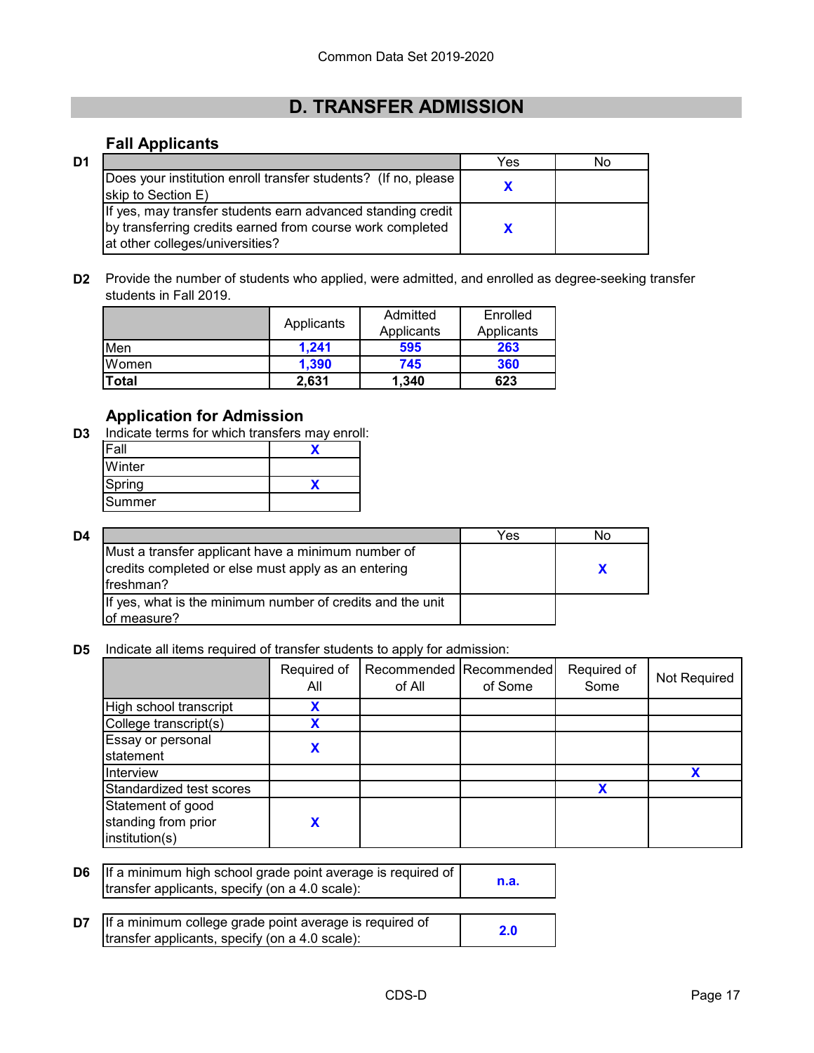Common Data Set 2019-2020

# D. TRANSFER ADMISSION

## Fall Applicants

**D1**

| | Yes | No |
|---|---|---|
| Does your institution enroll transfer students? (If no, please skip to Section E) | X | |
| If yes, may transfer students earn advanced standing credit by transferring credits earned from course work completed at other colleges/universities? | X | |

**D2** Provide the number of students who applied, were admitted, and enrolled as degree-seeking transfer students in Fall 2019.

| | Applicants | Admitted Applicants | Enrolled Applicants |
|---|---|---|---|
| Men | 1,241 | 595 | 263 |
| Women | 1,390 | 745 | 360 |
| **Total** | 2,631 | 1,340 | 623 |

## Application for Admission

**D3** Indicate terms for which transfers may enroll:

| | |
|---|---|
| Fall | X |
| Winter | |
| Spring | X |
| Summer | |

**D4**

| | Yes | No |
|---|---|---|
| Must a transfer applicant have a minimum number of credits completed or else must apply as an entering freshman? | | X |
| If yes, what is the minimum number of credits and the unit of measure? | | |

**D5** Indicate all items required of transfer students to apply for admission:

| | Required of All | Recommended of All | Recommended of Some | Required of Some | Not Required |
|---|---|---|---|---|---|
| High school transcript | X | | | | |
| College transcript(s) | X | | | | |
| Essay or personal statement | X | | | | |
| Interview | | | | | X |
| Standardized test scores | | | | X | |
| Statement of good standing from prior institution(s) | X | | | | |

**D6**

| | |
|---|---|
| If a minimum high school grade point average is required of transfer applicants, specify (on a 4.0 scale): | n.a. |

**D7**

| | |
|---|---|
| If a minimum college grade point average is required of transfer applicants, specify (on a 4.0 scale): | 2.0 |

CDS-D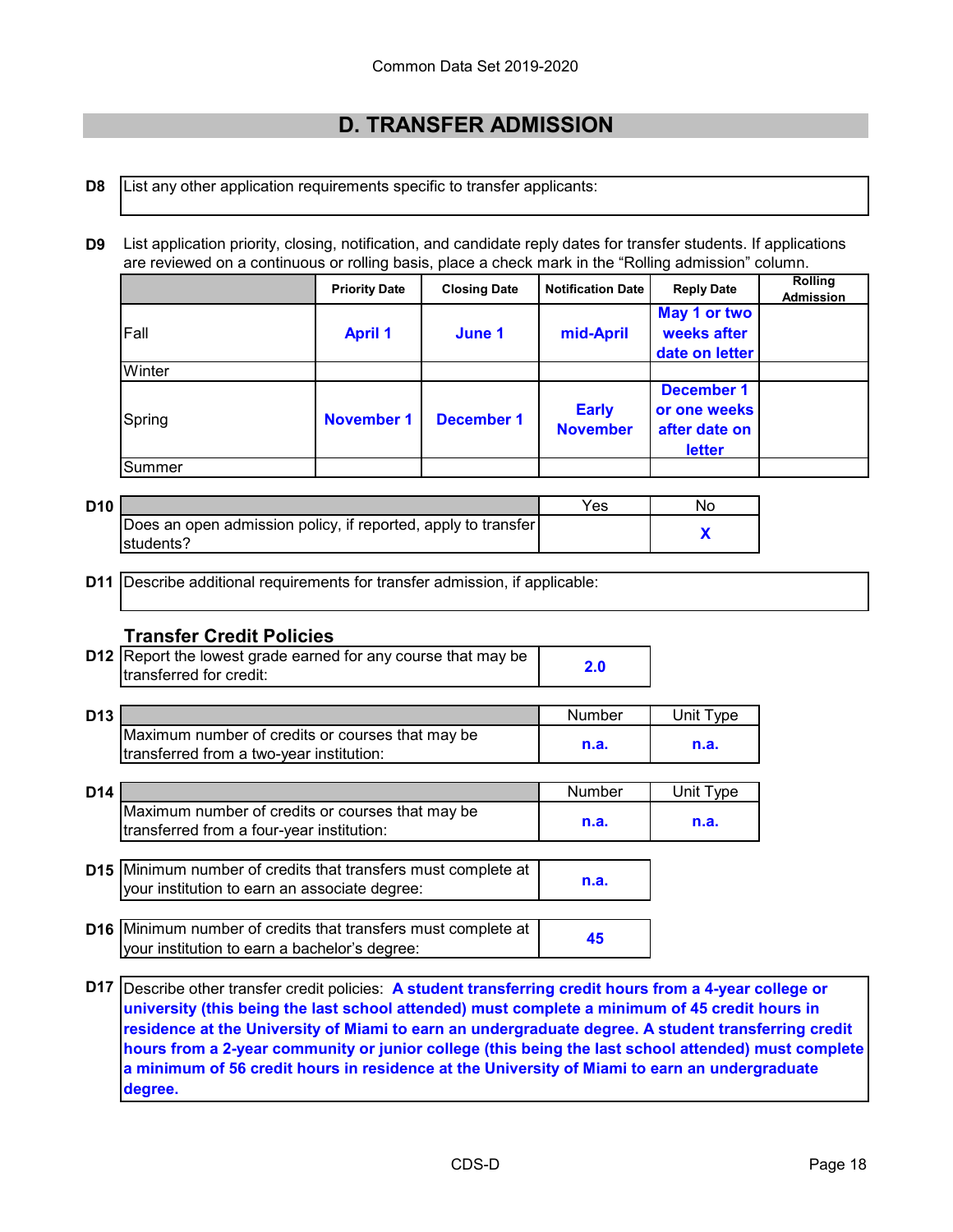Common Data Set 2019-2020

## D. TRANSFER ADMISSION

**D8** List any other application requirements specific to transfer applicants:

**D9** List application priority, closing, notification, and candidate reply dates for transfer students. If applications are reviewed on a continuous or rolling basis, place a check mark in the "Rolling admission" column.

| | Priority Date | Closing Date | Notification Date | Reply Date | Rolling Admission |
|---|---|---|---|---|---|
| Fall | April 1 | June 1 | mid-April | May 1 or two weeks after date on letter | |
| Winter | | | | | |
| Spring | November 1 | December 1 | Early November | December 1 or one weeks after date on letter | |
| Summer | | | | | |

**D10**

| | Yes | No |
|---|---|---|
| Does an open admission policy, if reported, apply to transfer students? | | X |

**D11** Describe additional requirements for transfer admission, if applicable:

### Transfer Credit Policies

**D12**

| | |
|---|---|
| Report the lowest grade earned for any course that may be transferred for credit: | 2.0 |

**D13**

| | Number | Unit Type |
|---|---|---|
| Maximum number of credits or courses that may be transferred from a two-year institution: | n.a. | n.a. |

**D14**

| | Number | Unit Type |
|---|---|---|
| Maximum number of credits or courses that may be transferred from a four-year institution: | n.a. | n.a. |

**D15**

| | |
|---|---|
| Minimum number of credits that transfers must complete at your institution to earn an associate degree: | n.a. |

**D16**

| | |
|---|---|
| Minimum number of credits that transfers must complete at your institution to earn a bachelor's degree: | 45 |

**D17** Describe other transfer credit policies: **A student transferring credit hours from a 4-year college or university (this being the last school attended) must complete a minimum of 45 credit hours in residence at the University of Miami to earn an undergraduate degree. A student transferring credit hours from a 2-year community or junior college (this being the last school attended) must complete a minimum of 56 credit hours in residence at the University of Miami to earn an undergraduate degree.**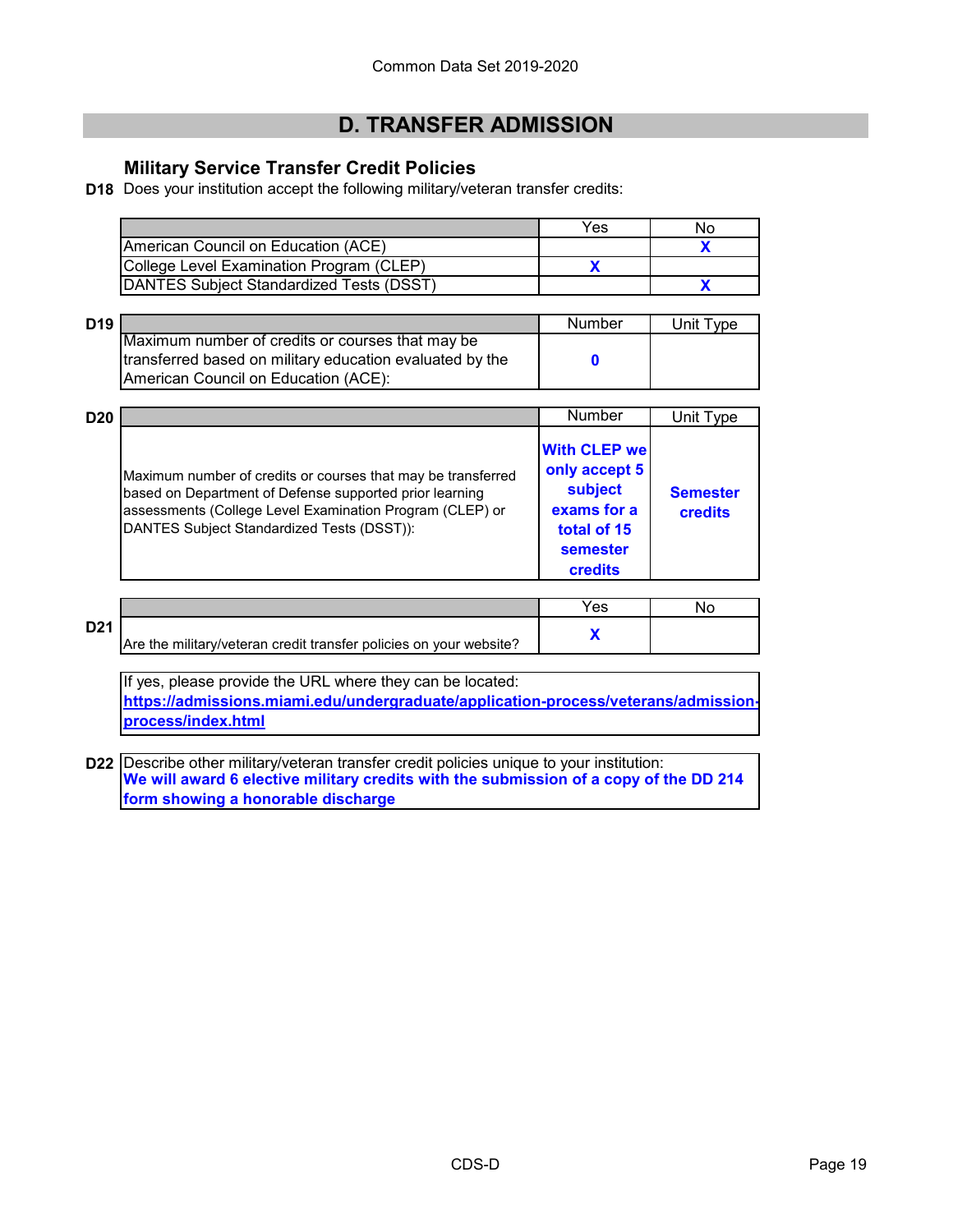## D. TRANSFER ADMISSION

### Military Service Transfer Credit Policies

**D18** Does your institution accept the following military/veteran transfer credits:

| | Yes | No |
|---|---|---|
| American Council on Education (ACE) | | X |
| College Level Examination Program (CLEP) | X | |
| DANTES Subject Standardized Tests (DSST) | | X |

**D19**

| | Number | Unit Type |
|---|---|---|
| Maximum number of credits or courses that may be transferred based on military education evaluated by the American Council on Education (ACE): | 0 | |

**D20**

| | Number | Unit Type |
|---|---|---|
| Maximum number of credits or courses that may be transferred based on Department of Defense supported prior learning assessments (College Level Examination Program (CLEP) or DANTES Subject Standardized Tests (DSST)): | With CLEP we only accept 5 subject exams for a total of 15 semester credits | Semester credits |

**D21**

| | Yes | No |
|---|---|---|
| Are the military/veteran credit transfer policies on your website? | X | |

If yes, please provide the URL where they can be located:
**https://admissions.miami.edu/undergraduate/application-process/veterans/admission-process/index.html**

**D22** Describe other military/veteran transfer credit policies unique to your institution:
**We will award 6 elective military credits with the submission of a copy of the DD 214 form showing a honorable discharge**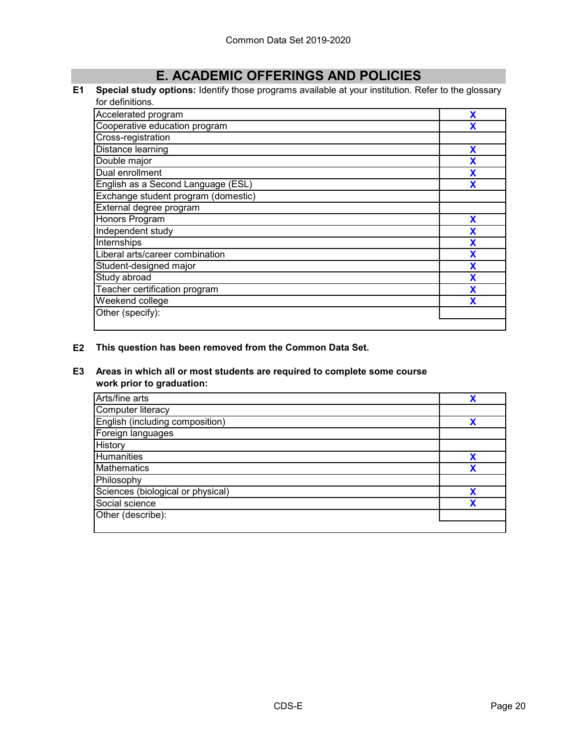## E. ACADEMIC OFFERINGS AND POLICIES

**E1 Special study options:** Identify those programs available at your institution. Refer to the glossary for definitions.

| Program | |
|---|---|
| Accelerated program | X |
| Cooperative education program | X |
| Cross-registration | |
| Distance learning | X |
| Double major | X |
| Dual enrollment | X |
| English as a Second Language (ESL) | X |
| Exchange student program (domestic) | |
| External degree program | |
| Honors Program | X |
| Independent study | X |
| Internships | X |
| Liberal arts/career combination | X |
| Student-designed major | X |
| Study abroad | X |
| Teacher certification program | X |
| Weekend college | X |
| Other (specify): | |

**E2 This question has been removed from the Common Data Set.**

**E3 Areas in which all or most students are required to complete some course work prior to graduation:**

| Area | |
|---|---|
| Arts/fine arts | X |
| Computer literacy | |
| English (including composition) | X |
| Foreign languages | |
| History | |
| Humanities | X |
| Mathematics | X |
| Philosophy | |
| Sciences (biological or physical) | X |
| Social science | X |
| Other (describe): | |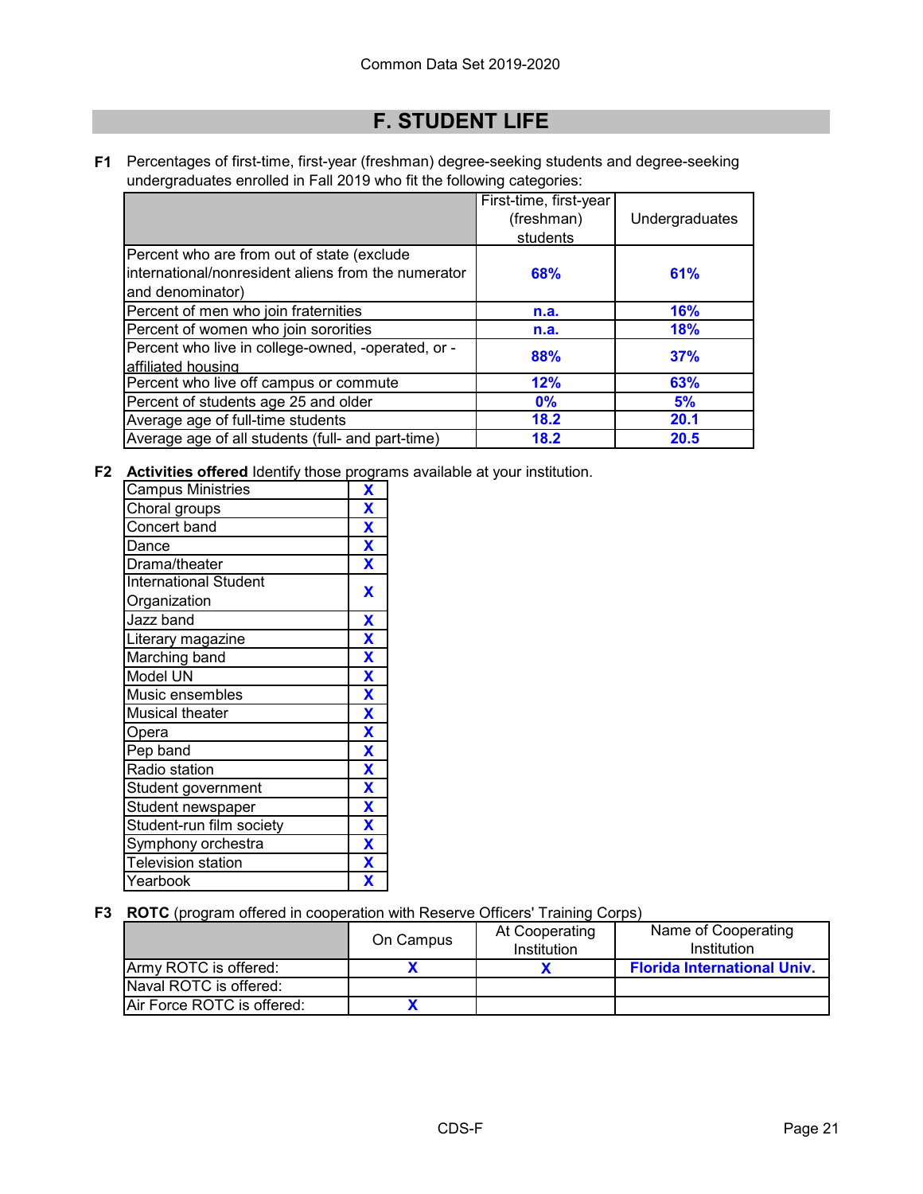# F. STUDENT LIFE

**F1** Percentages of first-time, first-year (freshman) degree-seeking students and degree-seeking undergraduates enrolled in Fall 2019 who fit the following categories:

| | First-time, first-year (freshman) students | Undergraduates |
|---|---|---|
| Percent who are from out of state (exclude international/nonresident aliens from the numerator and denominator) | **68%** | **61%** |
| Percent of men who join fraternities | **n.a.** | **16%** |
| Percent of women who join sororities | **n.a.** | **18%** |
| Percent who live in college-owned, -operated, or -affiliated housing | **88%** | **37%** |
| Percent who live off campus or commute | **12%** | **63%** |
| Percent of students age 25 and older | **0%** | **5%** |
| Average age of full-time students | **18.2** | **20.1** |
| Average age of all students (full- and part-time) | **18.2** | **20.5** |

**F2** **Activities offered** Identify those programs available at your institution.

| Activity | |
|---|---|
| Campus Ministries | **X** |
| Choral groups | **X** |
| Concert band | **X** |
| Dance | **X** |
| Drama/theater | **X** |
| International Student Organization | **X** |
| Jazz band | **X** |
| Literary magazine | **X** |
| Marching band | **X** |
| Model UN | **X** |
| Music ensembles | **X** |
| Musical theater | **X** |
| Opera | **X** |
| Pep band | **X** |
| Radio station | **X** |
| Student government | **X** |
| Student newspaper | **X** |
| Student-run film society | **X** |
| Symphony orchestra | **X** |
| Television station | **X** |
| Yearbook | **X** |

**F3** **ROTC** (program offered in cooperation with Reserve Officers' Training Corps)

| | On Campus | At Cooperating Institution | Name of Cooperating Institution |
|---|---|---|---|
| Army ROTC is offered: | **X** | **X** | **Florida International Univ.** |
| Naval ROTC is offered: | | | |
| Air Force ROTC is offered: | **X** | | |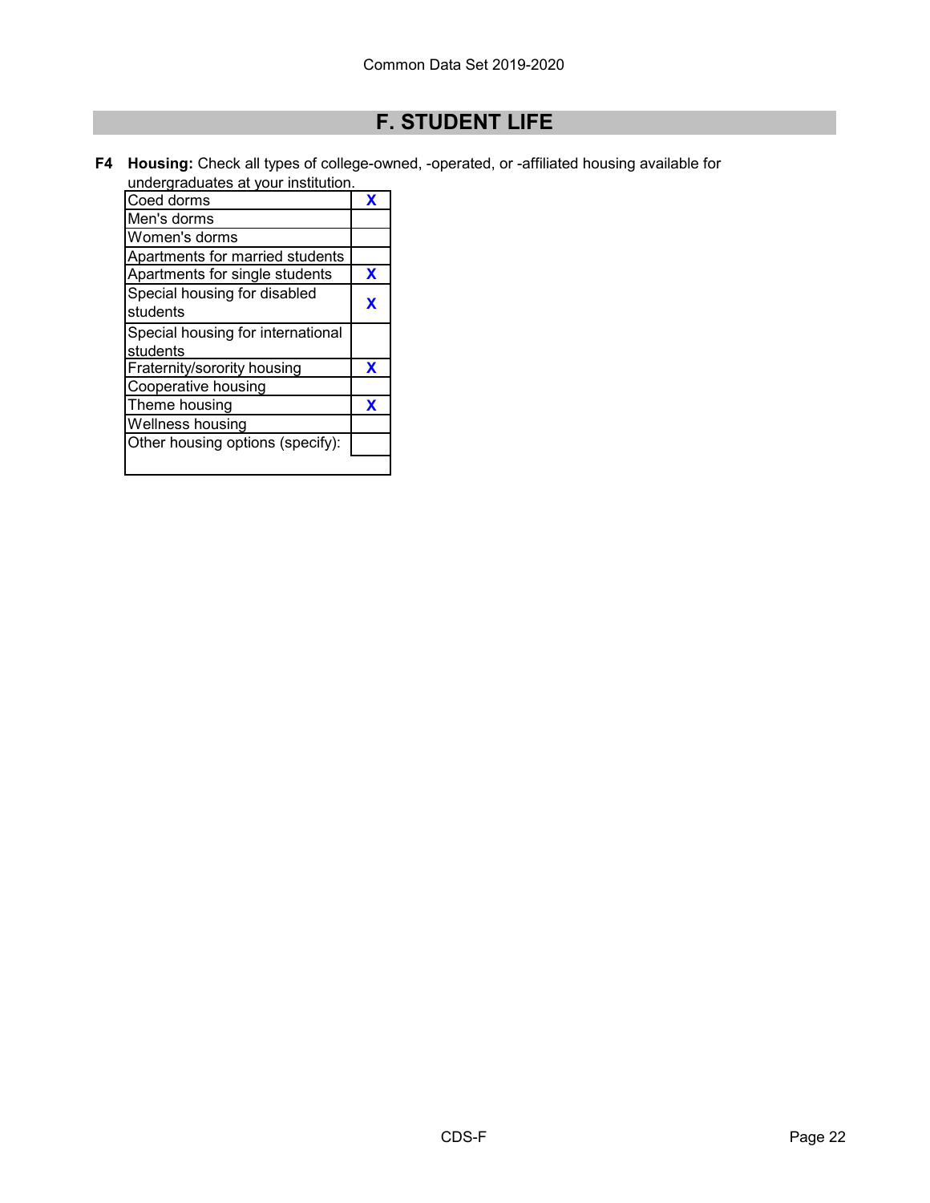## F. STUDENT LIFE

**F4 Housing:** Check all types of college-owned, -operated, or -affiliated housing available for undergraduates at your institution.

| Housing type | |
|---|---|
| Coed dorms | X |
| Men's dorms | |
| Women's dorms | |
| Apartments for married students | |
| Apartments for single students | X |
| Special housing for disabled students | X |
| Special housing for international students | |
| Fraternity/sorority housing | X |
| Cooperative housing | |
| Theme housing | X |
| Wellness housing | |
| Other housing options (specify): | |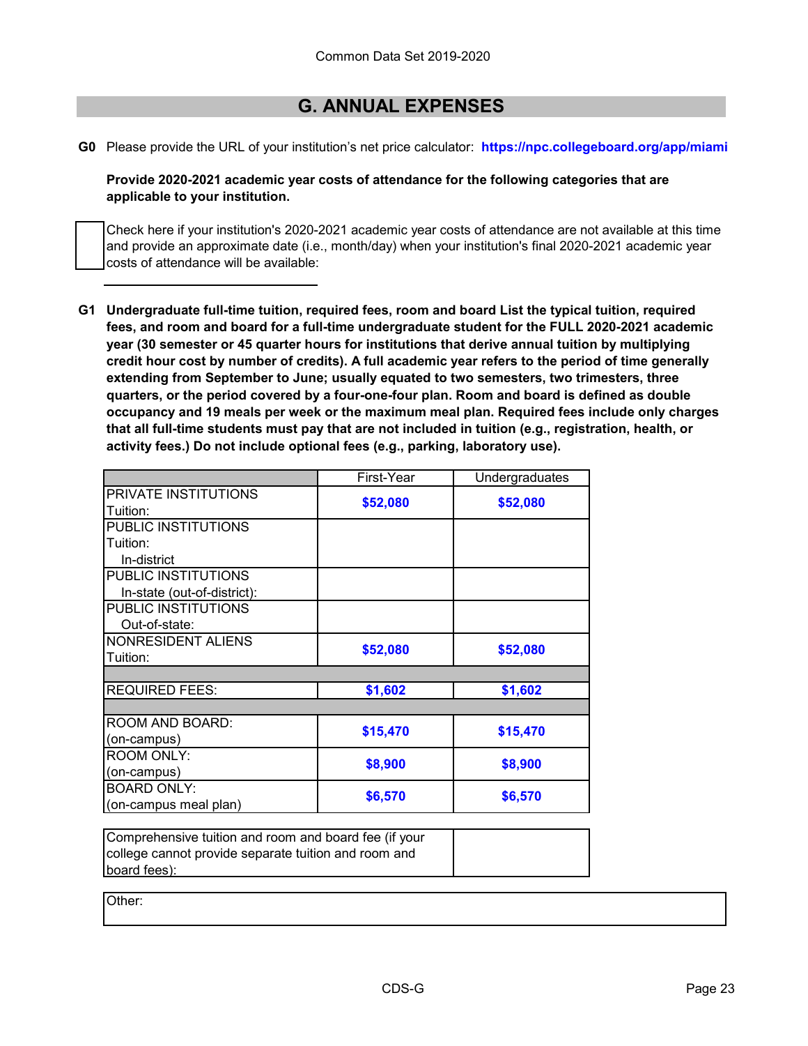## G. ANNUAL EXPENSES

**G0** Please provide the URL of your institution's net price calculator: **https://npc.collegeboard.org/app/miami**

**Provide 2020-2021 academic year costs of attendance for the following categories that are applicable to your institution.**

☐ Check here if your institution's 2020-2021 academic year costs of attendance are not available at this time and provide an approximate date (i.e., month/day) when your institution's final 2020-2021 academic year costs of attendance will be available:

\_\_\_\_\_\_\_\_\_\_\_\_\_\_\_\_\_\_\_\_

**G1 Undergraduate full-time tuition, required fees, room and board List the typical tuition, required fees, and room and board for a full-time undergraduate student for the FULL 2020-2021 academic year (30 semester or 45 quarter hours for institutions that derive annual tuition by multiplying credit hour cost by number of credits). A full academic year refers to the period of time generally extending from September to June; usually equated to two semesters, two trimesters, three quarters, or the period covered by a four-one-four plan. Room and board is defined as double occupancy and 19 meals per week or the maximum meal plan. Required fees include only charges that all full-time students must pay that are not included in tuition (e.g., registration, health, or activity fees.) Do not include optional fees (e.g., parking, laboratory use).**

| | First-Year | Undergraduates |
|---|---|---|
| PRIVATE INSTITUTIONS Tuition: | $52,080 | $52,080 |
| PUBLIC INSTITUTIONS Tuition: In-district | | |
| PUBLIC INSTITUTIONS In-state (out-of-district): | | |
| PUBLIC INSTITUTIONS Out-of-state: | | |
| NONRESIDENT ALIENS Tuition: | $52,080 | $52,080 |
| | | |
| REQUIRED FEES: | $1,602 | $1,602 |
| | | |
| ROOM AND BOARD: (on-campus) | $15,470 | $15,470 |
| ROOM ONLY: (on-campus) | $8,900 | $8,900 |
| BOARD ONLY: (on-campus meal plan) | $6,570 | $6,570 |

| Comprehensive tuition and room and board fee (if your college cannot provide separate tuition and room and board fees): | |
|---|---|

Other: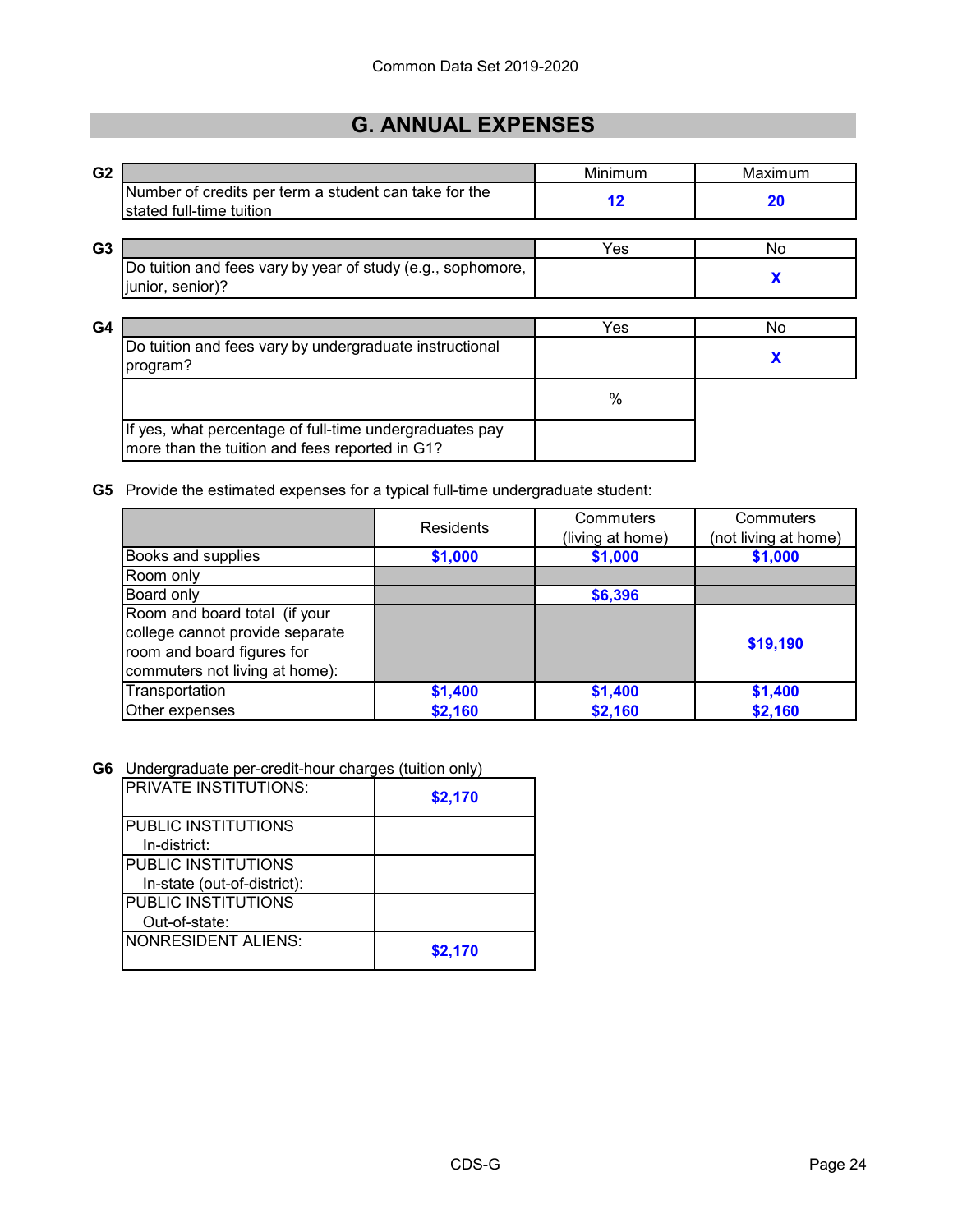# G. ANNUAL EXPENSES

**G2**

| | Minimum | Maximum |
|---|---|---|
| Number of credits per term a student can take for the stated full-time tuition | 12 | 20 |

**G3**

| | Yes | No |
|---|---|---|
| Do tuition and fees vary by year of study (e.g., sophomore, junior, senior)? | | X |

**G4**

| | Yes | No |
|---|---|---|
| Do tuition and fees vary by undergraduate instructional program? | | X |
| | % | |
| If yes, what percentage of full-time undergraduates pay more than the tuition and fees reported in G1? | | |

**G5** Provide the estimated expenses for a typical full-time undergraduate student:

| | Residents | Commuters (living at home) | Commuters (not living at home) |
|---|---|---|---|
| Books and supplies | $1,000 | $1,000 | $1,000 |
| Room only | | | |
| Board only | | $6,396 | |
| Room and board total (if your college cannot provide separate room and board figures for commuters not living at home): | | | $19,190 |
| Transportation | $1,400 | $1,400 | $1,400 |
| Other expenses | $2,160 | $2,160 | $2,160 |

**G6** Undergraduate per-credit-hour charges (tuition only)

| | |
|---|---|
| PRIVATE INSTITUTIONS: | $2,170 |
| PUBLIC INSTITUTIONS In-district: | |
| PUBLIC INSTITUTIONS In-state (out-of-district): | |
| PUBLIC INSTITUTIONS Out-of-state: | |
| NONRESIDENT ALIENS: | $2,170 |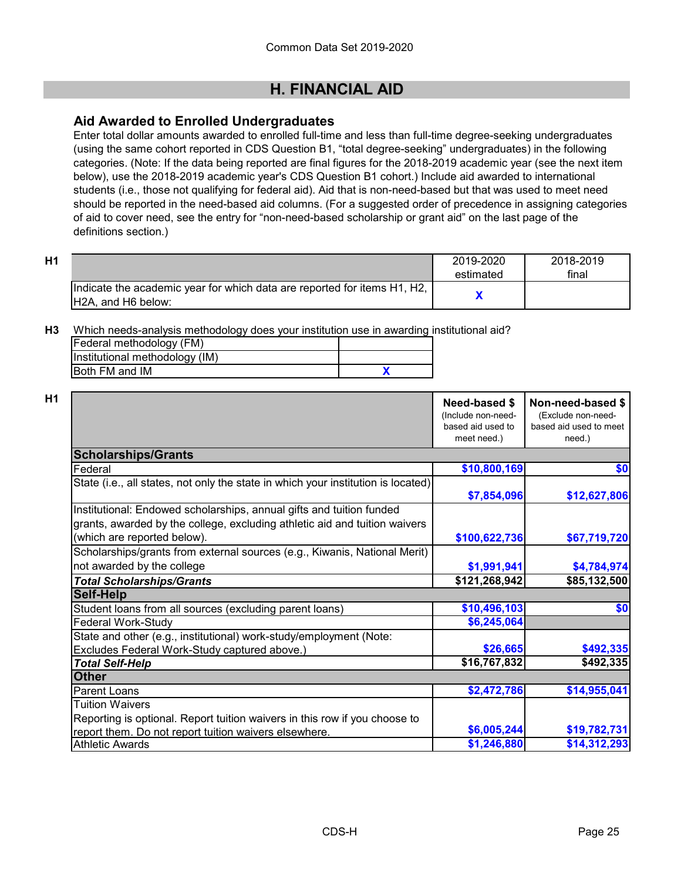## H. FINANCIAL AID

### Aid Awarded to Enrolled Undergraduates

Enter total dollar amounts awarded to enrolled full-time and less than full-time degree-seeking undergraduates (using the same cohort reported in CDS Question B1, "total degree-seeking" undergraduates) in the following categories. (Note: If the data being reported are final figures for the 2018-2019 academic year (see the next item below), use the 2018-2019 academic year's CDS Question B1 cohort.) Include aid awarded to international students (i.e., those not qualifying for federal aid). Aid that is non-need-based but that was used to meet need should be reported in the need-based aid columns. (For a suggested order of precedence in assigning categories of aid to cover need, see the entry for "non-need-based scholarship or grant aid" on the last page of the definitions section.)

**H1**

| | 2019-2020 estimated | 2018-2019 final |
|---|---|---|
| Indicate the academic year for which data are reported for items H1, H2, H2A, and H6 below: | X | |

**H3** Which needs-analysis methodology does your institution use in awarding institutional aid?

| | |
|---|---|
| Federal methodology (FM) | |
| Institutional methodology (IM) | |
| Both FM and IM | X |

**H1**

| | **Need-based $** (Include non-need-based aid used to meet need.) | **Non-need-based $** (Exclude non-need-based aid used to meet need.) |
|---|---|---|
| **Scholarships/Grants** | | |
| Federal | $10,800,169 | $0 |
| State (i.e., all states, not only the state in which your institution is located) | $7,854,096 | $12,627,806 |
| Institutional: Endowed scholarships, annual gifts and tuition funded grants, awarded by the college, excluding athletic aid and tuition waivers (which are reported below). | $100,622,736 | $67,719,720 |
| Scholarships/grants from external sources (e.g., Kiwanis, National Merit) not awarded by the college | $1,991,941 | $4,784,974 |
| ***Total Scholarships/Grants*** | $121,268,942 | $85,132,500 |
| **Self-Help** | | |
| Student loans from all sources (excluding parent loans) | $10,496,103 | $0 |
| Federal Work-Study | $6,245,064 | |
| State and other (e.g., institutional) work-study/employment (Note: Excludes Federal Work-Study captured above.) | $26,665 | $492,335 |
| ***Total Self-Help*** | $16,767,832 | $492,335 |
| **Other** | | |
| Parent Loans | $2,472,786 | $14,955,041 |
| Tuition Waivers<br>Reporting is optional. Report tuition waivers in this row if you choose to report them. Do not report tuition waivers elsewhere. | $6,005,244 | $19,782,731 |
| Athletic Awards | $1,246,880 | $14,312,293 |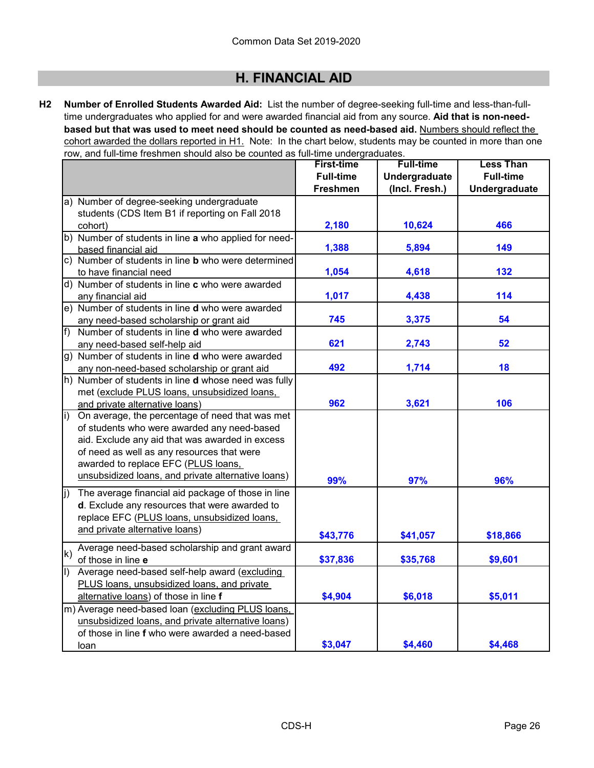## H. FINANCIAL AID

**H2** **Number of Enrolled Students Awarded Aid:** List the number of degree-seeking full-time and less-than-full-time undergraduates who applied for and were awarded financial aid from any source. **Aid that is non-need-based but that was used to meet need should be counted as need-based aid.** Numbers should reflect the cohort awarded the dollars reported in H1. Note: In the chart below, students may be counted in more than one row, and full-time freshmen should also be counted as full-time undergraduates.

| | First-time Full-time Freshmen | Full-time Undergraduate (Incl. Fresh.) | Less Than Full-time Undergraduate |
|---|---|---|---|
| a) Number of degree-seeking undergraduate students (CDS Item B1 if reporting on Fall 2018 cohort) | 2,180 | 10,624 | 466 |
| b) Number of students in line **a** who applied for need-based financial aid | 1,388 | 5,894 | 149 |
| c) Number of students in line **b** who were determined to have financial need | 1,054 | 4,618 | 132 |
| d) Number of students in line **c** who were awarded any financial aid | 1,017 | 4,438 | 114 |
| e) Number of students in line **d** who were awarded any need-based scholarship or grant aid | 745 | 3,375 | 54 |
| f) Number of students in line **d** who were awarded any need-based self-help aid | 621 | 2,743 | 52 |
| g) Number of students in line **d** who were awarded any non-need-based scholarship or grant aid | 492 | 1,714 | 18 |
| h) Number of students in line **d** whose need was fully met (exclude PLUS loans, unsubsidized loans, and private alternative loans) | 962 | 3,621 | 106 |
| i) On average, the percentage of need that was met of students who were awarded any need-based aid. Exclude any aid that was awarded in excess of need as well as any resources that were awarded to replace EFC (PLUS loans, unsubsidized loans, and private alternative loans) | 99% | 97% | 96% |
| j) The average financial aid package of those in line **d**. Exclude any resources that were awarded to replace EFC (PLUS loans, unsubsidized loans, and private alternative loans) | $43,776 | $41,057 | $18,866 |
| k) Average need-based scholarship and grant award of those in line **e** | $37,836 | $35,768 | $9,601 |
| l) Average need-based self-help award (excluding PLUS loans, unsubsidized loans, and private alternative loans) of those in line **f** | $4,904 | $6,018 | $5,011 |
| m) Average need-based loan (excluding PLUS loans, unsubsidized loans, and private alternative loans) of those in line **f** who were awarded a need-based loan | $3,047 | $4,460 | $4,468 |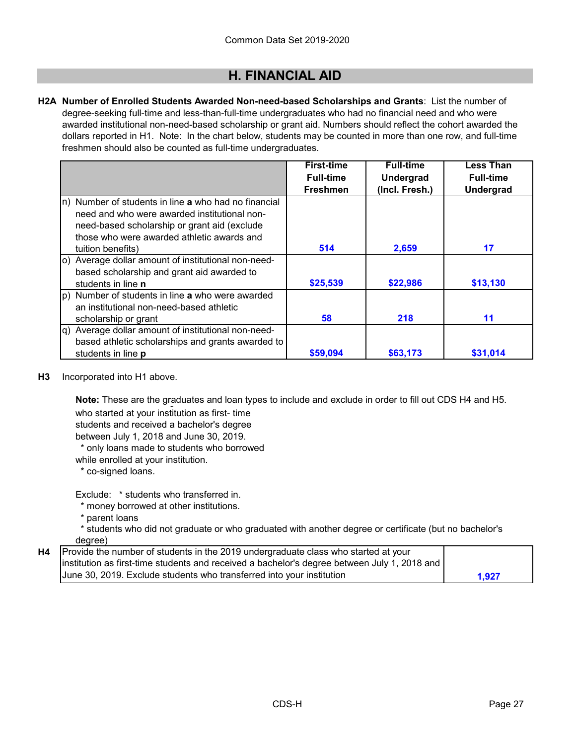# H. FINANCIAL AID

**H2A Number of Enrolled Students Awarded Non-need-based Scholarships and Grants**: List the number of degree-seeking full-time and less-than-full-time undergraduates who had no financial need and who were awarded institutional non-need-based scholarship or grant aid. Numbers should reflect the cohort awarded the dollars reported in H1. Note: In the chart below, students may be counted in more than one row, and full-time freshmen should also be counted as full-time undergraduates.

| | First-time Full-time Freshmen | Full-time Undergrad (Incl. Fresh.) | Less Than Full-time Undergrad |
|---|---|---|---|
| n) Number of students in line **a** who had no financial need and who were awarded institutional non-need-based scholarship or grant aid (exclude those who were awarded athletic awards and tuition benefits) | 514 | 2,659 | 17 |
| o) Average dollar amount of institutional non-need-based scholarship and grant aid awarded to students in line **n** | $25,539 | $22,986 | $13,130 |
| p) Number of students in line **a** who were awarded an institutional non-need-based athletic scholarship or grant | 58 | 218 | 11 |
| q) Average dollar amount of institutional non-need-based athletic scholarships and grants awarded to students in line **p** | $59,094 | $63,173 | $31,014 |

**H3** Incorporated into H1 above.

**Note:** These are the graduates and loan types to include and exclude in order to fill out CDS H4 and H5.

who started at your institution as first- time students and received a bachelor's degree between July 1, 2018 and June 30, 2019.

* only loans made to students who borrowed while enrolled at your institution.
* co-signed loans.

Exclude:
* students who transferred in.
* money borrowed at other institutions.
* parent loans
* students who did not graduate or who graduated with another degree or certificate (but no bachelor's degree)

| **H4** Provide the number of students in the 2019 undergraduate class who started at your institution as first-time students and received a bachelor's degree between July 1, 2018 and June 30, 2019. Exclude students who transferred into your institution | 1,927 |
|---|---|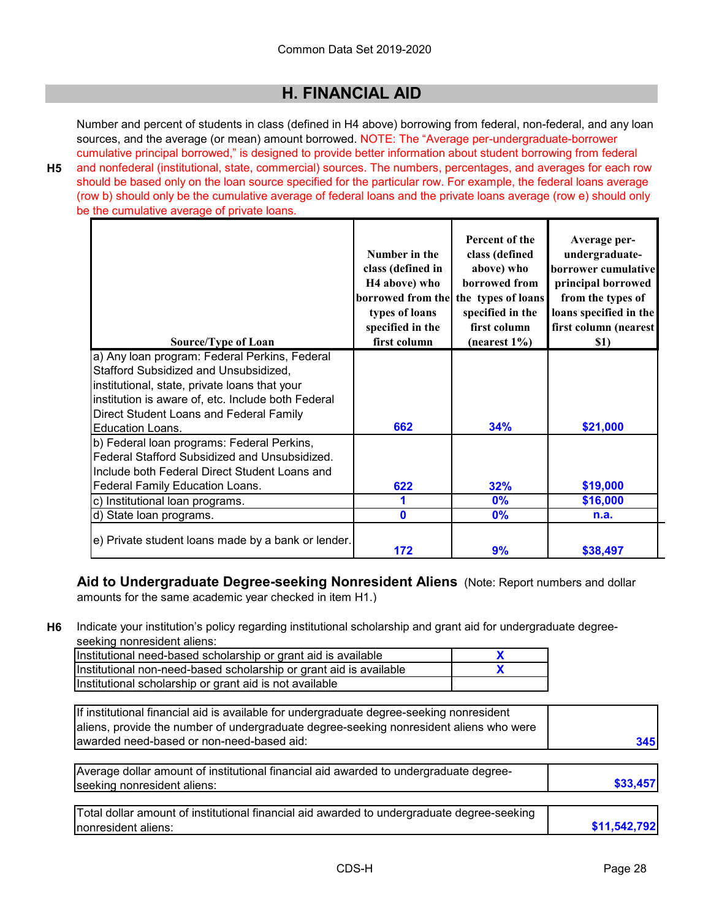## H. FINANCIAL AID

**H5** Number and percent of students in class (defined in H4 above) borrowing from federal, non-federal, and any loan sources, and the average (or mean) amount borrowed. NOTE: The "Average per-undergraduate-borrower cumulative principal borrowed," is designed to provide better information about student borrowing from federal and nonfederal (institutional, state, commercial) sources. The numbers, percentages, and averages for each row should be based only on the loan source specified for the particular row. For example, the federal loans average (row b) should only be the cumulative average of federal loans and the private loans average (row e) should only be the cumulative average of private loans.

| Source/Type of Loan | Number in the class (defined in H4 above) who borrowed from the types of loans specified in the first column | Percent of the class (defined above) who borrowed from the types of loans specified in the first column (nearest 1%) | Average per-undergraduate-borrower cumulative principal borrowed from the types of loans specified in the first column (nearest $1) |
|---|---|---|---|
| a) Any loan program: Federal Perkins, Federal Stafford Subsidized and Unsubsidized, institutional, state, private loans that your institution is aware of, etc. Include both Federal Direct Student Loans and Federal Family Education Loans. | 662 | 34% | $21,000 |
| b) Federal loan programs: Federal Perkins, Federal Stafford Subsidized and Unsubsidized. Include both Federal Direct Student Loans and Federal Family Education Loans. | 622 | 32% | $19,000 |
| c) Institutional loan programs. | 1 | 0% | $16,000 |
| d) State loan programs. | 0 | 0% | n.a. |
| e) Private student loans made by a bank or lender. | 172 | 9% | $38,497 |

### Aid to Undergraduate Degree-seeking Nonresident Aliens

(Note: Report numbers and dollar amounts for the same academic year checked in item H1.)

**H6** Indicate your institution's policy regarding institutional scholarship and grant aid for undergraduate degree-seeking nonresident aliens:

| Policy | |
|---|---|
| Institutional need-based scholarship or grant aid is available | X |
| Institutional non-need-based scholarship or grant aid is available | X |
| Institutional scholarship or grant aid is not available | |

| | |
|---|---|
| If institutional financial aid is available for undergraduate degree-seeking nonresident aliens, provide the number of undergraduate degree-seeking nonresident aliens who were awarded need-based or non-need-based aid: | 345 |
| Average dollar amount of institutional financial aid awarded to undergraduate degree-seeking nonresident aliens: | $33,457 |
| Total dollar amount of institutional financial aid awarded to undergraduate degree-seeking nonresident aliens: | $11,542,792 |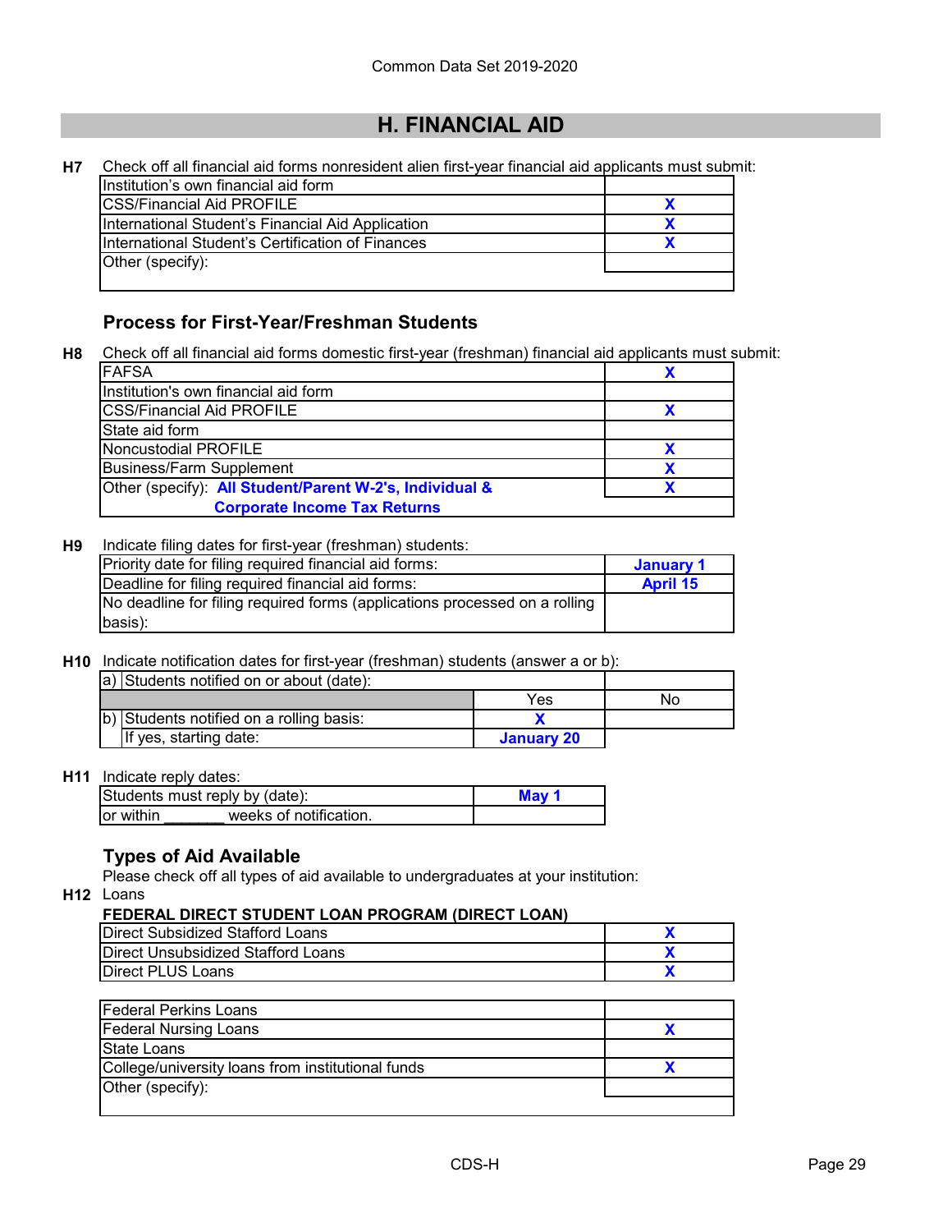Common Data Set 2019-2020

## H. FINANCIAL AID

**H7** Check off all financial aid forms nonresident alien first-year financial aid applicants must submit:

| | |
|---|---|
| Institution's own financial aid form | |
| CSS/Financial Aid PROFILE | X |
| International Student's Financial Aid Application | X |
| International Student's Certification of Finances | X |
| Other (specify): | |

### Process for First-Year/Freshman Students

**H8** Check off all financial aid forms domestic first-year (freshman) financial aid applicants must submit:

| | |
|---|---|
| FAFSA | X |
| Institution's own financial aid form | |
| CSS/Financial Aid PROFILE | X |
| State aid form | |
| Noncustodial PROFILE | X |
| Business/Farm Supplement | X |
| Other (specify): **All Student/Parent W-2's, Individual & Corporate Income Tax Returns** | X |

**H9** Indicate filing dates for first-year (freshman) students:

| | |
|---|---|
| Priority date for filing required financial aid forms: | **January 1** |
| Deadline for filing required financial aid forms: | **April 15** |
| No deadline for filing required forms (applications processed on a rolling basis): | |

**H10** Indicate notification dates for first-year (freshman) students (answer a or b):

| | | | |
|---|---|---|---|
| a) | Students notified on or about (date): | | |
| | | Yes | No |
| b) | Students notified on a rolling basis: | X | |
| | If yes, starting date: | **January 20** | |

**H11** Indicate reply dates:

| | |
|---|---|
| Students must reply by (date): | **May 1** |
| or within _______ weeks of notification. | |

### Types of Aid Available

Please check off all types of aid available to undergraduates at your institution:

**H12** Loans

**FEDERAL DIRECT STUDENT LOAN PROGRAM (DIRECT LOAN)**

| | |
|---|---|
| Direct Subsidized Stafford Loans | X |
| Direct Unsubsidized Stafford Loans | X |
| Direct PLUS Loans | X |

| | |
|---|---|
| Federal Perkins Loans | |
| Federal Nursing Loans | X |
| State Loans | |
| College/university loans from institutional funds | X |
| Other (specify): | |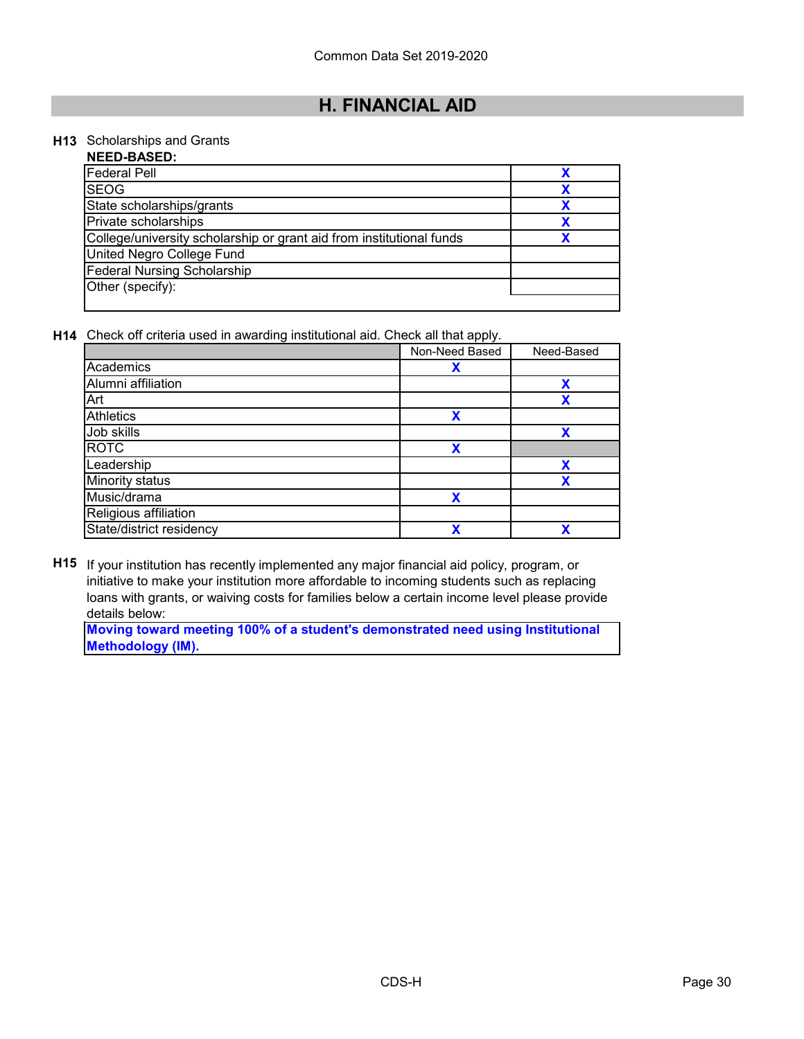## H. FINANCIAL AID

**H13** Scholarships and Grants

**NEED-BASED:**

| | |
|---|---|
| Federal Pell | X |
| SEOG | X |
| State scholarships/grants | X |
| Private scholarships | X |
| College/university scholarship or grant aid from institutional funds | X |
| United Negro College Fund | |
| Federal Nursing Scholarship | |
| Other (specify): | |

**H14** Check off criteria used in awarding institutional aid. Check all that apply.

| | Non-Need Based | Need-Based |
|---|---|---|
| Academics | X | |
| Alumni affiliation | | X |
| Art | | X |
| Athletics | X | |
| Job skills | | X |
| ROTC | X | |
| Leadership | | X |
| Minority status | | X |
| Music/drama | X | |
| Religious affiliation | | |
| State/district residency | X | X |

**H15** If your institution has recently implemented any major financial aid policy, program, or initiative to make your institution more affordable to incoming students such as replacing loans with grants, or waiving costs for families below a certain income level please provide details below:

**Moving toward meeting 100% of a student's demonstrated need using Institutional Methodology (IM).**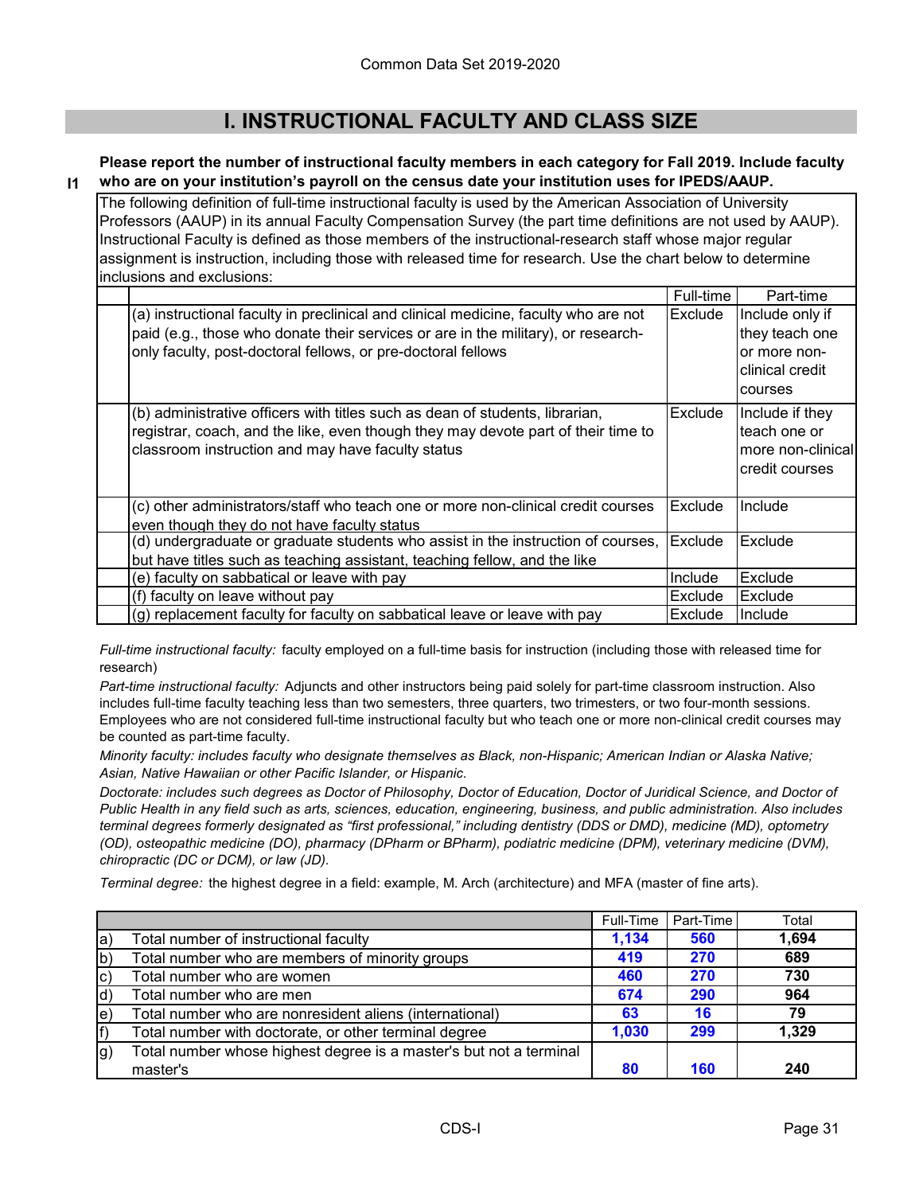# I. INSTRUCTIONAL FACULTY AND CLASS SIZE

**I1** **Please report the number of instructional faculty members in each category for Fall 2019. Include faculty who are on your institution's payroll on the census date your institution uses for IPEDS/AAUP.**

The following definition of full-time instructional faculty is used by the American Association of University Professors (AAUP) in its annual Faculty Compensation Survey (the part time definitions are not used by AAUP). Instructional Faculty is defined as those members of the instructional-research staff whose major regular assignment is instruction, including those with released time for research. Use the chart below to determine inclusions and exclusions:

| | Full-time | Part-time |
|---|---|---|
| (a) instructional faculty in preclinical and clinical medicine, faculty who are not paid (e.g., those who donate their services or are in the military), or research-only faculty, post-doctoral fellows, or pre-doctoral fellows | Exclude | Include only if they teach one or more non-clinical credit courses |
| (b) administrative officers with titles such as dean of students, librarian, registrar, coach, and the like, even though they may devote part of their time to classroom instruction and may have faculty status | Exclude | Include if they teach one or more non-clinical credit courses |
| (c) other administrators/staff who teach one or more non-clinical credit courses even though they do not have faculty status | Exclude | Include |
| (d) undergraduate or graduate students who assist in the instruction of courses, but have titles such as teaching assistant, teaching fellow, and the like | Exclude | Exclude |
| (e) faculty on sabbatical or leave with pay | Include | Exclude |
| (f) faculty on leave without pay | Exclude | Exclude |
| (g) replacement faculty for faculty on sabbatical leave or leave with pay | Exclude | Include |

*Full-time instructional faculty:* faculty employed on a full-time basis for instruction (including those with released time for research)

*Part-time instructional faculty:* Adjuncts and other instructors being paid solely for part-time classroom instruction. Also includes full-time faculty teaching less than two semesters, three quarters, two trimesters, or two four-month sessions. Employees who are not considered full-time instructional faculty but who teach one or more non-clinical credit courses may be counted as part-time faculty.

*Minority faculty: includes faculty who designate themselves as Black, non-Hispanic; American Indian or Alaska Native; Asian, Native Hawaiian or other Pacific Islander, or Hispanic.*

*Doctorate: includes such degrees as Doctor of Philosophy, Doctor of Education, Doctor of Juridical Science, and Doctor of Public Health in any field such as arts, sciences, education, engineering, business, and public administration. Also includes terminal degrees formerly designated as "first professional," including dentistry (DDS or DMD), medicine (MD), optometry (OD), osteopathic medicine (DO), pharmacy (DPharm or BPharm), podiatric medicine (DPM), veterinary medicine (DVM), chiropractic (DC or DCM), or law (JD).*

*Terminal degree:* the highest degree in a field: example, M. Arch (architecture) and MFA (master of fine arts).

| | | Full-Time | Part-Time | Total |
|---|---|---|---|---|
| a) | Total number of instructional faculty | 1,134 | 560 | 1,694 |
| b) | Total number who are members of minority groups | 419 | 270 | 689 |
| c) | Total number who are women | 460 | 270 | 730 |
| d) | Total number who are men | 674 | 290 | 964 |
| e) | Total number who are nonresident aliens (international) | 63 | 16 | 79 |
| f) | Total number with doctorate, or other terminal degree | 1,030 | 299 | 1,329 |
| g) | Total number whose highest degree is a master's but not a terminal master's | 80 | 160 | 240 |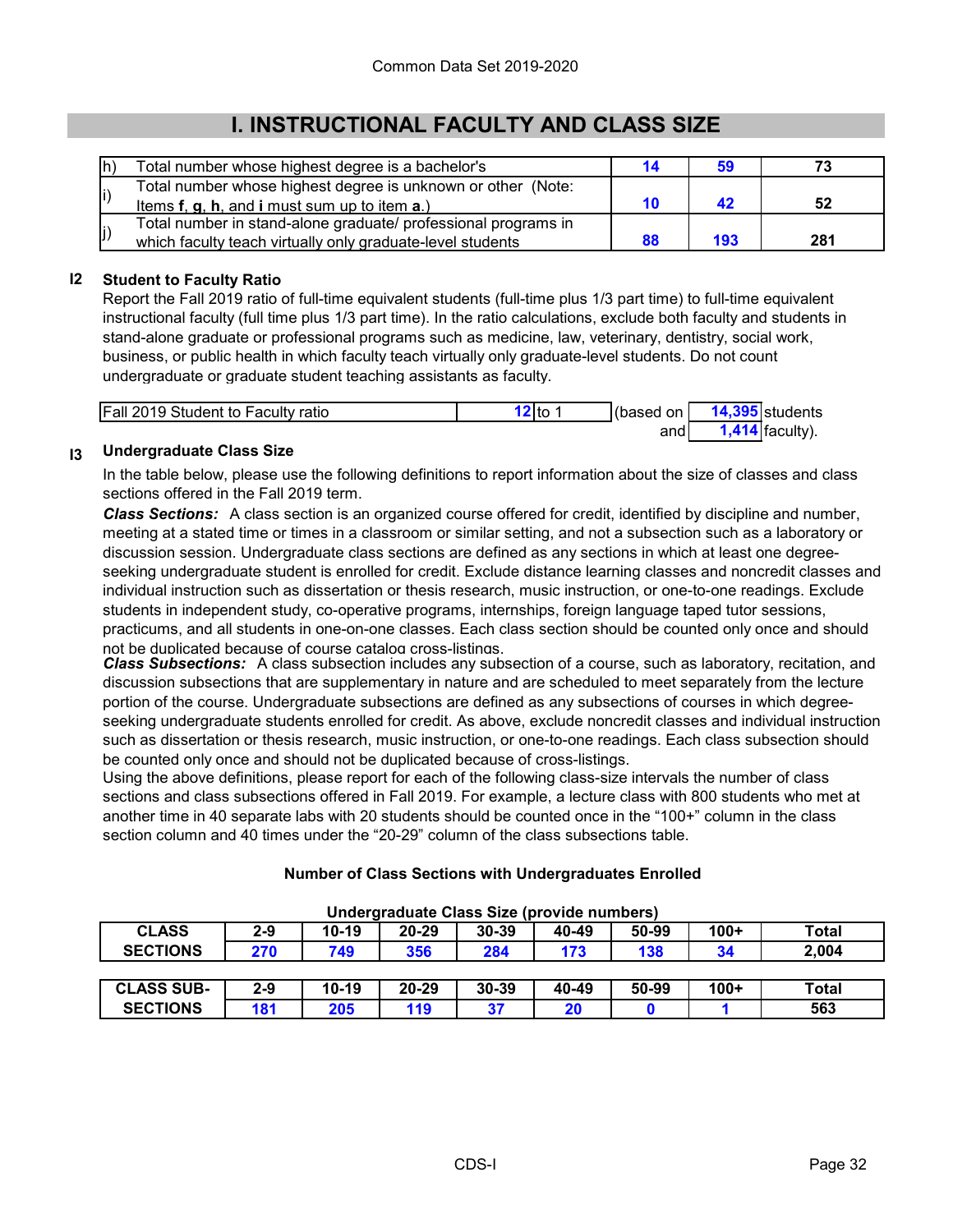## I. INSTRUCTIONAL FACULTY AND CLASS SIZE

| | | | | |
|---|---|---|---|---|
| h) | Total number whose highest degree is a bachelor's | 14 | 59 | 73 |
| i) | Total number whose highest degree is unknown or other (Note: Items **f**, **g**, **h**, and **i** must sum up to item **a**.) | 10 | 42 | 52 |
| j) | Total number in stand-alone graduate/ professional programs in which faculty teach virtually only graduate-level students | 88 | 193 | 281 |

**I2 Student to Faculty Ratio**

Report the Fall 2019 ratio of full-time equivalent students (full-time plus 1/3 part time) to full-time equivalent instructional faculty (full time plus 1/3 part time). In the ratio calculations, exclude both faculty and students in stand-alone graduate or professional programs such as medicine, law, veterinary, dentistry, social work, business, or public health in which faculty teach virtually only graduate-level students. Do not count undergraduate or graduate student teaching assistants as faculty.

| | | | | |
|---|---|---|---|---|
| Fall 2019 Student to Faculty ratio | 12 to 1 | (based on | 14,395 | students |
| | | and | 1,414 | faculty). |

**I3 Undergraduate Class Size**

In the table below, please use the following definitions to report information about the size of classes and class sections offered in the Fall 2019 term.

***Class Sections:*** A class section is an organized course offered for credit, identified by discipline and number, meeting at a stated time or times in a classroom or similar setting, and not a subsection such as a laboratory or discussion session. Undergraduate class sections are defined as any sections in which at least one degree-seeking undergraduate student is enrolled for credit. Exclude distance learning classes and noncredit classes and individual instruction such as dissertation or thesis research, music instruction, or one-to-one readings. Exclude students in independent study, co-operative programs, internships, foreign language taped tutor sessions, practicums, and all students in one-on-one classes. Each class section should be counted only once and should not be duplicated because of course catalog cross-listings.

***Class Subsections:*** A class subsection includes any subsection of a course, such as laboratory, recitation, and discussion subsections that are supplementary in nature and are scheduled to meet separately from the lecture portion of the course. Undergraduate subsections are defined as any subsections of courses in which degree-seeking undergraduate students enrolled for credit. As above, exclude noncredit classes and individual instruction such as dissertation or thesis research, music instruction, or one-to-one readings. Each class subsection should be counted only once and should not be duplicated because of cross-listings.

Using the above definitions, please report for each of the following class-size intervals the number of class sections and class subsections offered in Fall 2019. For example, a lecture class with 800 students who met at another time in 40 separate labs with 20 students should be counted once in the "100+" column in the class section column and 40 times under the "20-29" column of the class subsections table.

**Number of Class Sections with Undergraduates Enrolled**

**Undergraduate Class Size (provide numbers)**

| | 2-9 | 10-19 | 20-29 | 30-39 | 40-49 | 50-99 | 100+ | Total |
|---|---|---|---|---|---|---|---|---|
| **CLASS SECTIONS** | 270 | 749 | 356 | 284 | 173 | 138 | 34 | 2,004 |

| | 2-9 | 10-19 | 20-29 | 30-39 | 40-49 | 50-99 | 100+ | Total |
|---|---|---|---|---|---|---|---|---|
| **CLASS SUB-SECTIONS** | 181 | 205 | 119 | 37 | 20 | 0 | 1 | 563 |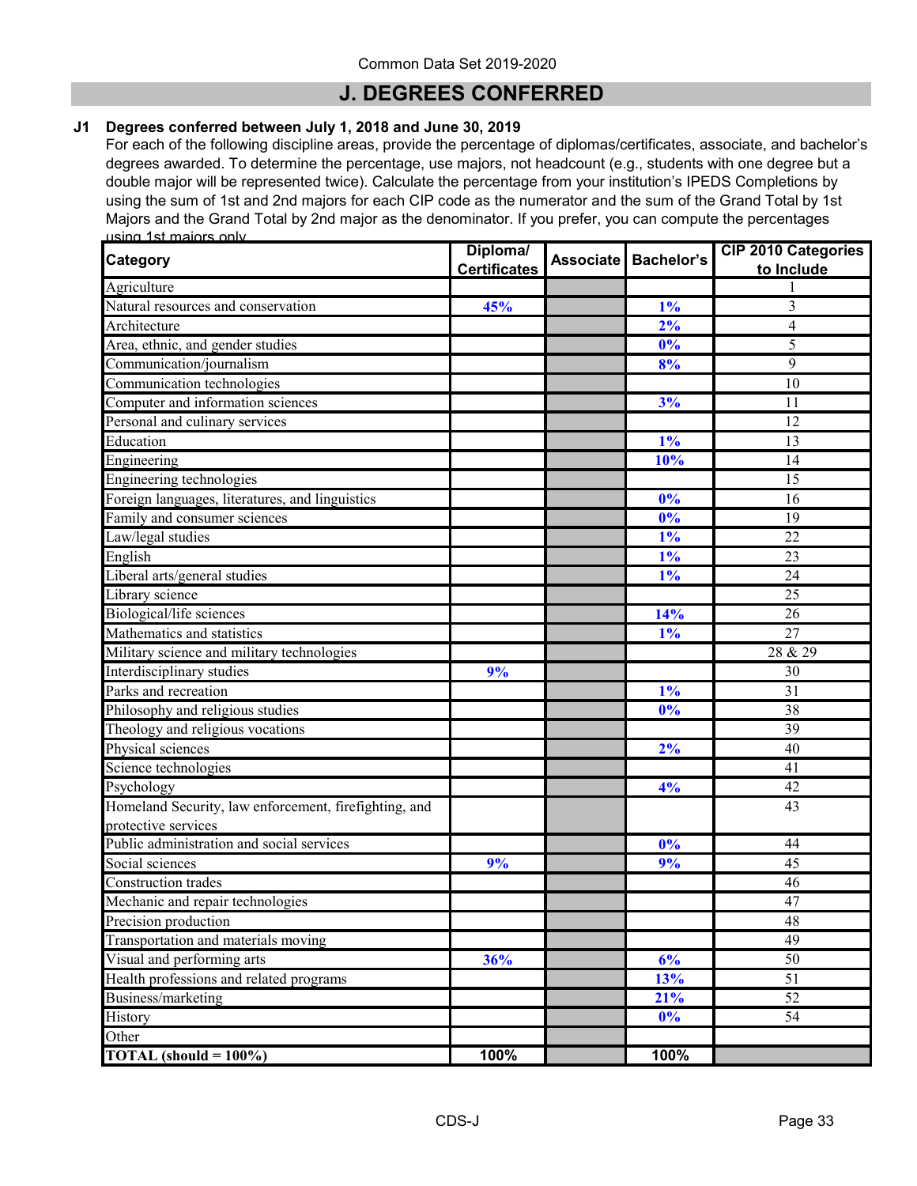## J. DEGREES CONFERRED

**J1 Degrees conferred between July 1, 2018 and June 30, 2019**

For each of the following discipline areas, provide the percentage of diplomas/certificates, associate, and bachelor's degrees awarded. To determine the percentage, use majors, not headcount (e.g., students with one degree but a double major will be represented twice). Calculate the percentage from your institution's IPEDS Completions by using the sum of 1st and 2nd majors for each CIP code as the numerator and the sum of the Grand Total by 1st Majors and the Grand Total by 2nd major as the denominator. If you prefer, you can compute the percentages using 1st majors only.

| Category | Diploma/ Certificates | Associate | Bachelor's | CIP 2010 Categories to Include |
|---|---|---|---|---|
| Agriculture | | | | 1 |
| Natural resources and conservation | 45% | | 1% | 3 |
| Architecture | | | 2% | 4 |
| Area, ethnic, and gender studies | | | 0% | 5 |
| Communication/journalism | | | 8% | 9 |
| Communication technologies | | | | 10 |
| Computer and information sciences | | | 3% | 11 |
| Personal and culinary services | | | | 12 |
| Education | | | 1% | 13 |
| Engineering | | | 10% | 14 |
| Engineering technologies | | | | 15 |
| Foreign languages, literatures, and linguistics | | | 0% | 16 |
| Family and consumer sciences | | | 0% | 19 |
| Law/legal studies | | | 1% | 22 |
| English | | | 1% | 23 |
| Liberal arts/general studies | | | 1% | 24 |
| Library science | | | | 25 |
| Biological/life sciences | | | 14% | 26 |
| Mathematics and statistics | | | 1% | 27 |
| Military science and military technologies | | | | 28 & 29 |
| Interdisciplinary studies | 9% | | | 30 |
| Parks and recreation | | | 1% | 31 |
| Philosophy and religious studies | | | 0% | 38 |
| Theology and religious vocations | | | | 39 |
| Physical sciences | | | 2% | 40 |
| Science technologies | | | | 41 |
| Psychology | | | 4% | 42 |
| Homeland Security, law enforcement, firefighting, and protective services | | | | 43 |
| Public administration and social services | | | 0% | 44 |
| Social sciences | 9% | | 9% | 45 |
| Construction trades | | | | 46 |
| Mechanic and repair technologies | | | | 47 |
| Precision production | | | | 48 |
| Transportation and materials moving | | | | 49 |
| Visual and performing arts | 36% | | 6% | 50 |
| Health professions and related programs | | | 13% | 51 |
| Business/marketing | | | 21% | 52 |
| History | | | 0% | 54 |
| Other | | | | |
| **TOTAL (should = 100%)** | 100% | | 100% | |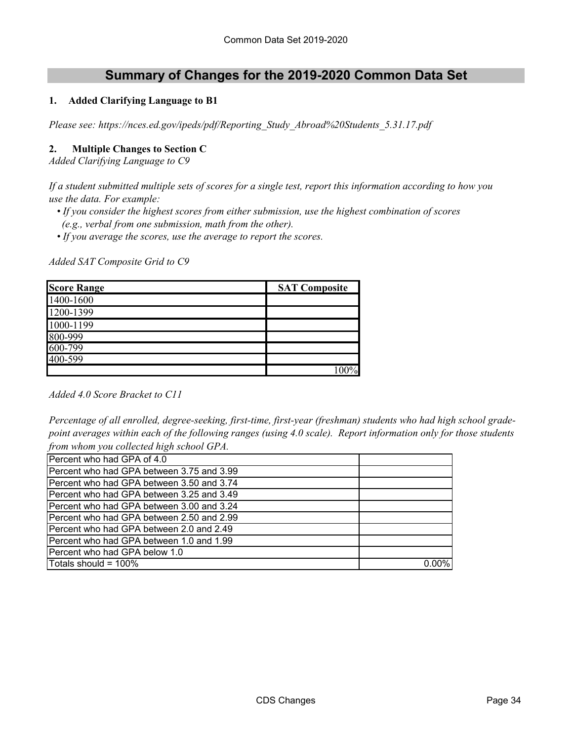## Summary of Changes for the 2019-2020 Common Data Set

### 1. Added Clarifying Language to B1

*Please see: https://nces.ed.gov/ipeds/pdf/Reporting_Study_Abroad%20Students_5.31.17.pdf*

### 2. Multiple Changes to Section C

*Added Clarifying Language to C9*

*If a student submitted multiple sets of scores for a single test, report this information according to how you use the data. For example:*

- *If you consider the highest scores from either submission, use the highest combination of scores (e.g., verbal from one submission, math from the other).*
- *If you average the scores, use the average to report the scores.*

*Added SAT Composite Grid to C9*

| Score Range | SAT Composite |
|---|---|
| 1400-1600 | |
| 1200-1399 | |
| 1000-1199 | |
| 800-999 | |
| 600-799 | |
| 400-599 | |
| | 100% |

*Added 4.0 Score Bracket to C11*

*Percentage of all enrolled, degree-seeking, first-time, first-year (freshman) students who had high school grade-point averages within each of the following ranges (using 4.0 scale). Report information only for those students from whom you collected high school GPA.*

| | |
|---|---|
| Percent who had GPA of 4.0 | |
| Percent who had GPA between 3.75 and 3.99 | |
| Percent who had GPA between 3.50 and 3.74 | |
| Percent who had GPA between 3.25 and 3.49 | |
| Percent who had GPA between 3.00 and 3.24 | |
| Percent who had GPA between 2.50 and 2.99 | |
| Percent who had GPA between 2.0 and 2.49 | |
| Percent who had GPA between 1.0 and 1.99 | |
| Percent who had GPA below 1.0 | |
| Totals should = 100% | 0.00% |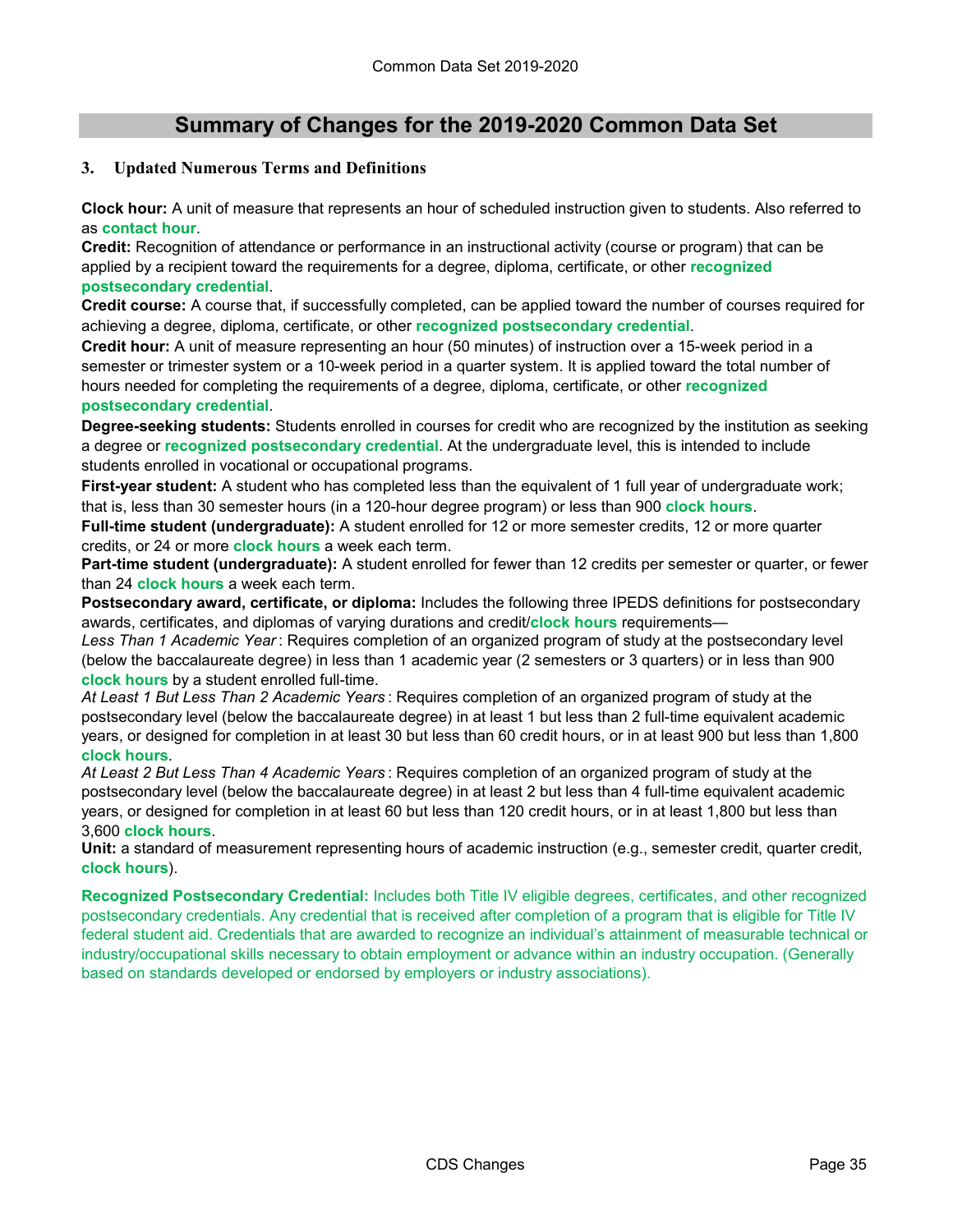## Summary of Changes for the 2019-2020 Common Data Set

### 3. Updated Numerous Terms and Definitions

**Clock hour:** A unit of measure that represents an hour of scheduled instruction given to students. Also referred to as **contact hour**.

**Credit:** Recognition of attendance or performance in an instructional activity (course or program) that can be applied by a recipient toward the requirements for a degree, diploma, certificate, or other **recognized postsecondary credential**.

**Credit course:** A course that, if successfully completed, can be applied toward the number of courses required for achieving a degree, diploma, certificate, or other **recognized postsecondary credential**.

**Credit hour:** A unit of measure representing an hour (50 minutes) of instruction over a 15-week period in a semester or trimester system or a 10-week period in a quarter system. It is applied toward the total number of hours needed for completing the requirements of a degree, diploma, certificate, or other **recognized postsecondary credential**.

**Degree-seeking students:** Students enrolled in courses for credit who are recognized by the institution as seeking a degree or **recognized postsecondary credential**. At the undergraduate level, this is intended to include students enrolled in vocational or occupational programs.

**First-year student:** A student who has completed less than the equivalent of 1 full year of undergraduate work; that is, less than 30 semester hours (in a 120-hour degree program) or less than 900 **clock hours**.

**Full-time student (undergraduate):** A student enrolled for 12 or more semester credits, 12 or more quarter credits, or 24 or more **clock hours** a week each term.

**Part-time student (undergraduate):** A student enrolled for fewer than 12 credits per semester or quarter, or fewer than 24 **clock hours** a week each term.

**Postsecondary award, certificate, or diploma:** Includes the following three IPEDS definitions for postsecondary awards, certificates, and diplomas of varying durations and credit/**clock hours** requirements—

*Less Than 1 Academic Year*: Requires completion of an organized program of study at the postsecondary level (below the baccalaureate degree) in less than 1 academic year (2 semesters or 3 quarters) or in less than 900 **clock hours** by a student enrolled full-time.

*At Least 1 But Less Than 2 Academic Years*: Requires completion of an organized program of study at the postsecondary level (below the baccalaureate degree) in at least 1 but less than 2 full-time equivalent academic years, or designed for completion in at least 30 but less than 60 credit hours, or in at least 900 but less than 1,800 **clock hours**.

*At Least 2 But Less Than 4 Academic Years*: Requires completion of an organized program of study at the postsecondary level (below the baccalaureate degree) in at least 2 but less than 4 full-time equivalent academic years, or designed for completion in at least 60 but less than 120 credit hours, or in at least 1,800 but less than 3,600 **clock hours**.

**Unit:** a standard of measurement representing hours of academic instruction (e.g., semester credit, quarter credit, **clock hours**).

**Recognized Postsecondary Credential:** Includes both Title IV eligible degrees, certificates, and other recognized postsecondary credentials. Any credential that is received after completion of a program that is eligible for Title IV federal student aid. Credentials that are awarded to recognize an individual's attainment of measurable technical or industry/occupational skills necessary to obtain employment or advance within an industry occupation. (Generally based on standards developed or endorsed by employers or industry associations).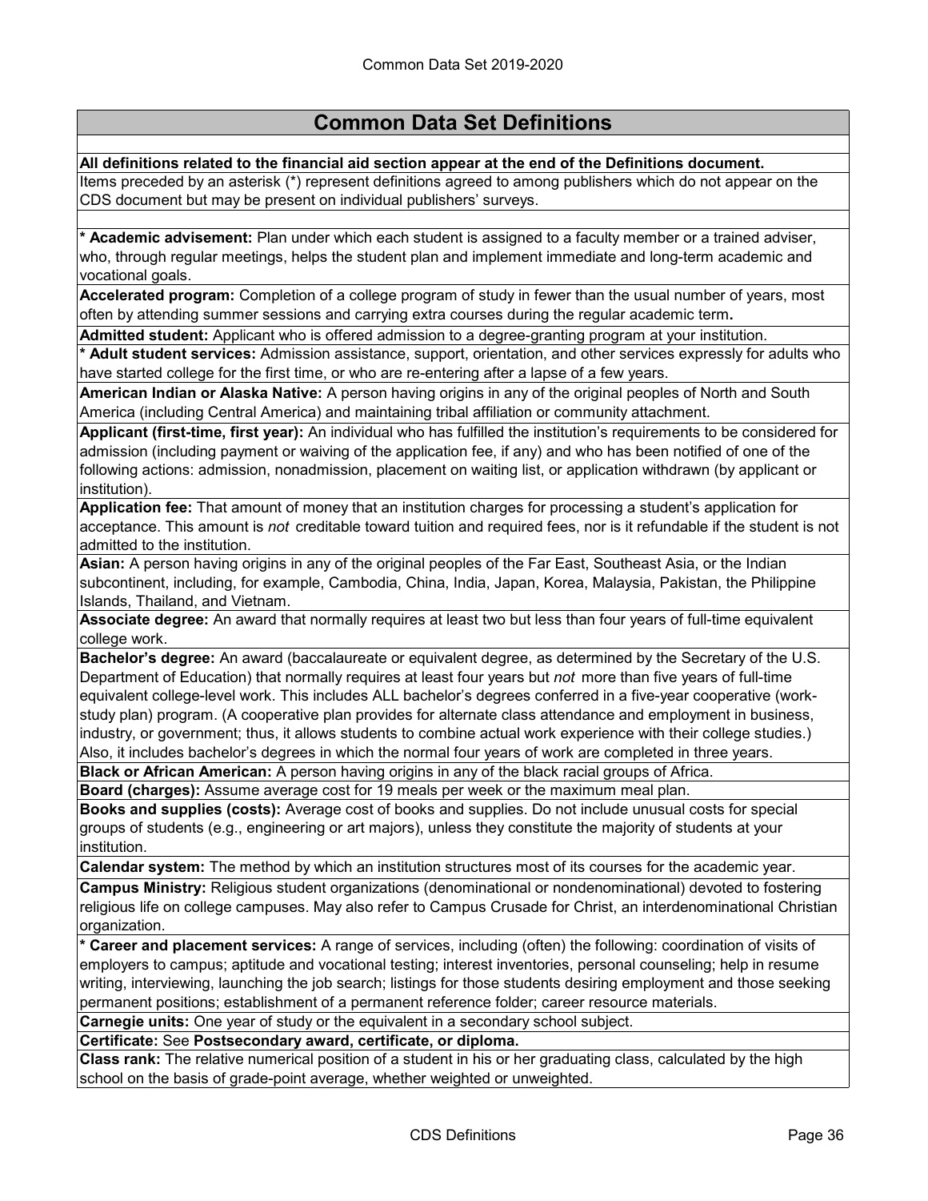## Common Data Set Definitions

**All definitions related to the financial aid section appear at the end of the Definitions document.**

Items preceded by an asterisk (*) represent definitions agreed to among publishers which do not appear on the CDS document but may be present on individual publishers' surveys.

**\* Academic advisement:** Plan under which each student is assigned to a faculty member or a trained adviser, who, through regular meetings, helps the student plan and implement immediate and long-term academic and vocational goals.

**Accelerated program:** Completion of a college program of study in fewer than the usual number of years, most often by attending summer sessions and carrying extra courses during the regular academic term**.**

**Admitted student:** Applicant who is offered admission to a degree-granting program at your institution.

**\* Adult student services:** Admission assistance, support, orientation, and other services expressly for adults who have started college for the first time, or who are re-entering after a lapse of a few years.

**American Indian or Alaska Native:** A person having origins in any of the original peoples of North and South America (including Central America) and maintaining tribal affiliation or community attachment.

**Applicant (first-time, first year):** An individual who has fulfilled the institution's requirements to be considered for admission (including payment or waiving of the application fee, if any) and who has been notified of one of the following actions: admission, nonadmission, placement on waiting list, or application withdrawn (by applicant or institution).

**Application fee:** That amount of money that an institution charges for processing a student's application for acceptance. This amount is *not* creditable toward tuition and required fees, nor is it refundable if the student is not admitted to the institution.

**Asian:** A person having origins in any of the original peoples of the Far East, Southeast Asia, or the Indian subcontinent, including, for example, Cambodia, China, India, Japan, Korea, Malaysia, Pakistan, the Philippine Islands, Thailand, and Vietnam.

**Associate degree:** An award that normally requires at least two but less than four years of full-time equivalent college work.

**Bachelor's degree:** An award (baccalaureate or equivalent degree, as determined by the Secretary of the U.S. Department of Education) that normally requires at least four years but *not* more than five years of full-time equivalent college-level work. This includes ALL bachelor's degrees conferred in a five-year cooperative (work-study plan) program. (A cooperative plan provides for alternate class attendance and employment in business, industry, or government; thus, it allows students to combine actual work experience with their college studies.) Also, it includes bachelor's degrees in which the normal four years of work are completed in three years.

**Black or African American:** A person having origins in any of the black racial groups of Africa.

**Board (charges):** Assume average cost for 19 meals per week or the maximum meal plan.

**Books and supplies (costs):** Average cost of books and supplies. Do not include unusual costs for special groups of students (e.g., engineering or art majors), unless they constitute the majority of students at your institution.

**Calendar system:** The method by which an institution structures most of its courses for the academic year.

**Campus Ministry:** Religious student organizations (denominational or nondenominational) devoted to fostering religious life on college campuses. May also refer to Campus Crusade for Christ, an interdenominational Christian organization.

**\* Career and placement services:** A range of services, including (often) the following: coordination of visits of employers to campus; aptitude and vocational testing; interest inventories, personal counseling; help in resume writing, interviewing, launching the job search; listings for those students desiring employment and those seeking permanent positions; establishment of a permanent reference folder; career resource materials.

**Carnegie units:** One year of study or the equivalent in a secondary school subject.

**Certificate:** See **Postsecondary award, certificate, or diploma.**

**Class rank:** The relative numerical position of a student in his or her graduating class, calculated by the high school on the basis of grade-point average, whether weighted or unweighted.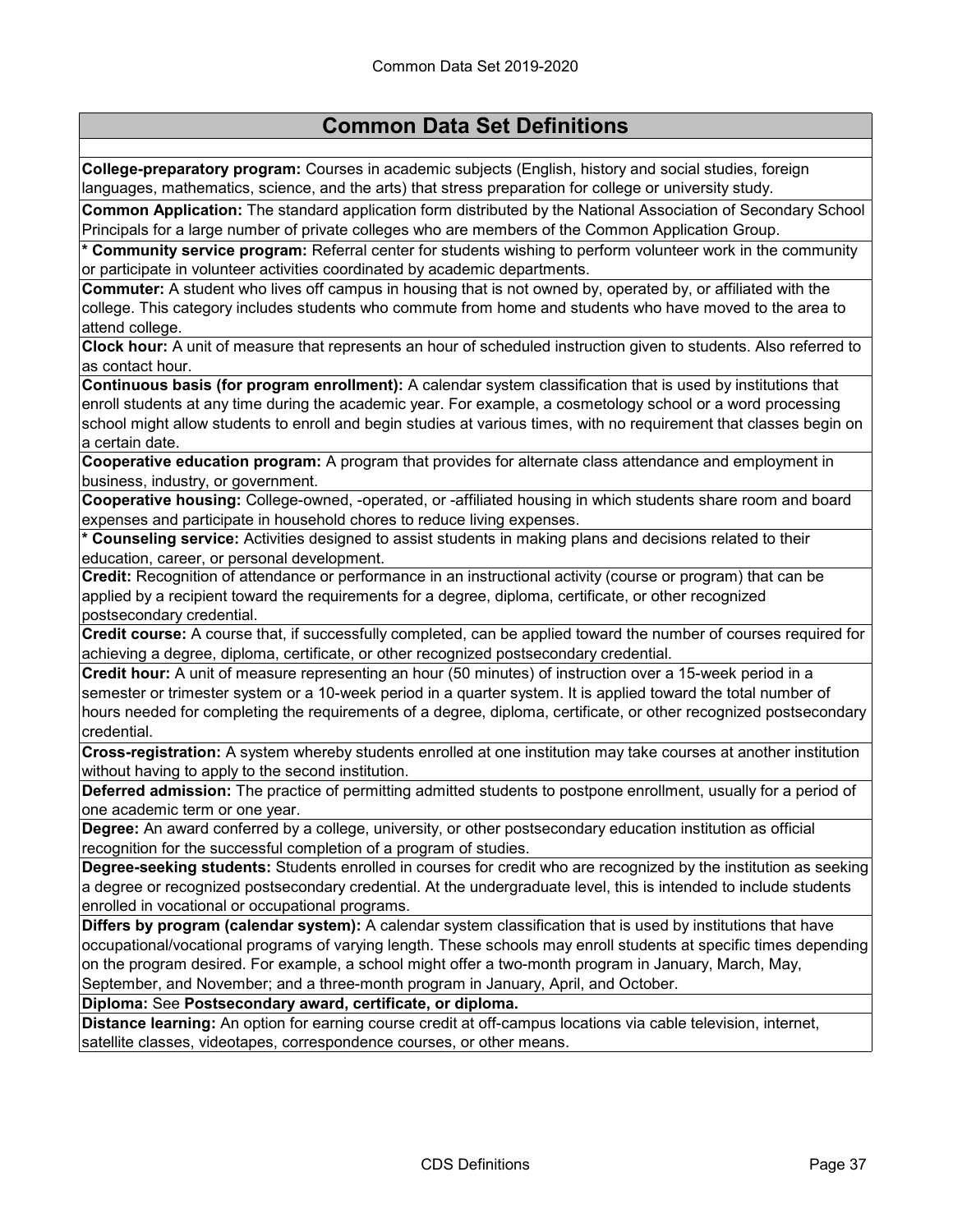## Common Data Set Definitions

**College-preparatory program:** Courses in academic subjects (English, history and social studies, foreign languages, mathematics, science, and the arts) that stress preparation for college or university study.

**Common Application:** The standard application form distributed by the National Association of Secondary School Principals for a large number of private colleges who are members of the Common Application Group.

*** Community service program:** Referral center for students wishing to perform volunteer work in the community or participate in volunteer activities coordinated by academic departments.

**Commuter:** A student who lives off campus in housing that is not owned by, operated by, or affiliated with the college. This category includes students who commute from home and students who have moved to the area to attend college.

**Clock hour:** A unit of measure that represents an hour of scheduled instruction given to students. Also referred to as contact hour.

**Continuous basis (for program enrollment):** A calendar system classification that is used by institutions that enroll students at any time during the academic year. For example, a cosmetology school or a word processing school might allow students to enroll and begin studies at various times, with no requirement that classes begin on a certain date.

**Cooperative education program:** A program that provides for alternate class attendance and employment in business, industry, or government.

**Cooperative housing:** College-owned, -operated, or -affiliated housing in which students share room and board expenses and participate in household chores to reduce living expenses.

*** Counseling service:** Activities designed to assist students in making plans and decisions related to their education, career, or personal development.

**Credit:** Recognition of attendance or performance in an instructional activity (course or program) that can be applied by a recipient toward the requirements for a degree, diploma, certificate, or other recognized postsecondary credential.

**Credit course:** A course that, if successfully completed, can be applied toward the number of courses required for achieving a degree, diploma, certificate, or other recognized postsecondary credential.

**Credit hour:** A unit of measure representing an hour (50 minutes) of instruction over a 15-week period in a semester or trimester system or a 10-week period in a quarter system. It is applied toward the total number of hours needed for completing the requirements of a degree, diploma, certificate, or other recognized postsecondary credential.

**Cross-registration:** A system whereby students enrolled at one institution may take courses at another institution without having to apply to the second institution.

**Deferred admission:** The practice of permitting admitted students to postpone enrollment, usually for a period of one academic term or one year.

**Degree:** An award conferred by a college, university, or other postsecondary education institution as official recognition for the successful completion of a program of studies.

**Degree-seeking students:** Students enrolled in courses for credit who are recognized by the institution as seeking a degree or recognized postsecondary credential. At the undergraduate level, this is intended to include students enrolled in vocational or occupational programs.

**Differs by program (calendar system):** A calendar system classification that is used by institutions that have occupational/vocational programs of varying length. These schools may enroll students at specific times depending on the program desired. For example, a school might offer a two-month program in January, March, May, September, and November; and a three-month program in January, April, and October.

**Diploma:** See **Postsecondary award, certificate, or diploma.**

**Distance learning:** An option for earning course credit at off-campus locations via cable television, internet, satellite classes, videotapes, correspondence courses, or other means.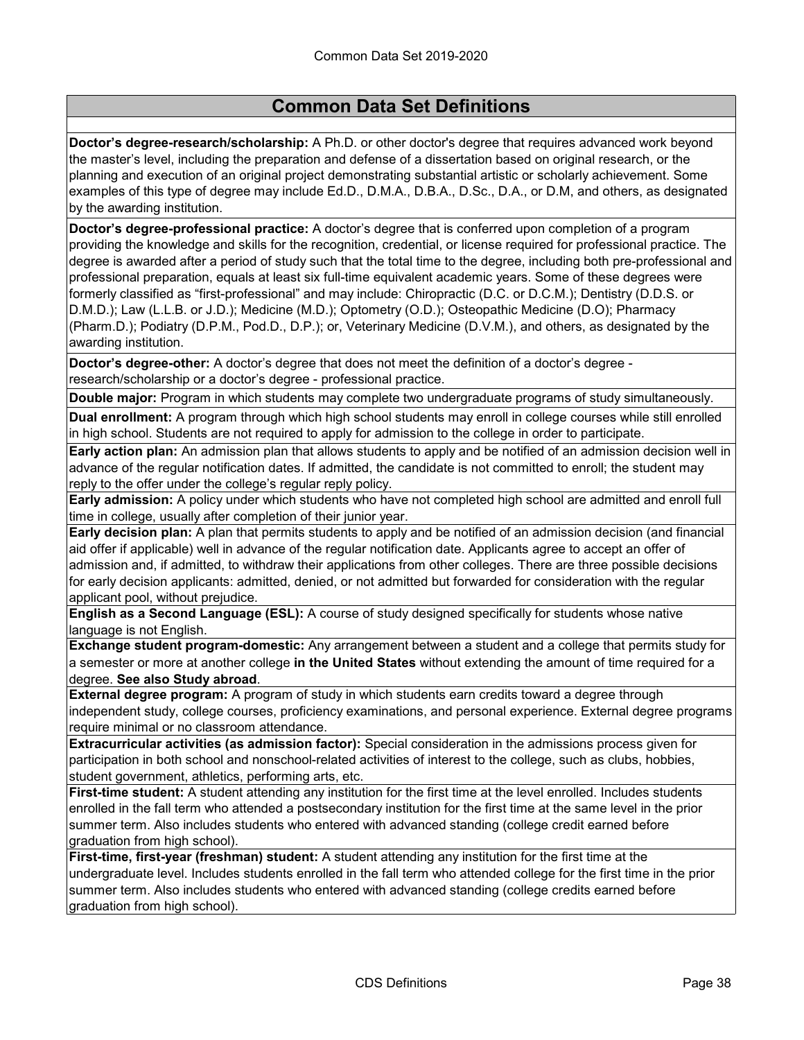## Common Data Set Definitions

**Doctor's degree-research/scholarship:** A Ph.D. or other doctor's degree that requires advanced work beyond the master's level, including the preparation and defense of a dissertation based on original research, or the planning and execution of an original project demonstrating substantial artistic or scholarly achievement. Some examples of this type of degree may include Ed.D., D.M.A., D.B.A., D.Sc., D.A., or D.M, and others, as designated by the awarding institution.

**Doctor's degree-professional practice:** A doctor's degree that is conferred upon completion of a program providing the knowledge and skills for the recognition, credential, or license required for professional practice. The degree is awarded after a period of study such that the total time to the degree, including both pre-professional and professional preparation, equals at least six full-time equivalent academic years. Some of these degrees were formerly classified as "first-professional" and may include: Chiropractic (D.C. or D.C.M.); Dentistry (D.D.S. or D.M.D.); Law (L.L.B. or J.D.); Medicine (M.D.); Optometry (O.D.); Osteopathic Medicine (D.O); Pharmacy (Pharm.D.); Podiatry (D.P.M., Pod.D., D.P.); or, Veterinary Medicine (D.V.M.), and others, as designated by the awarding institution.

**Doctor's degree-other:** A doctor's degree that does not meet the definition of a doctor's degree - research/scholarship or a doctor's degree - professional practice.

**Double major:** Program in which students may complete two undergraduate programs of study simultaneously.

**Dual enrollment:** A program through which high school students may enroll in college courses while still enrolled in high school. Students are not required to apply for admission to the college in order to participate.

**Early action plan:** An admission plan that allows students to apply and be notified of an admission decision well in advance of the regular notification dates. If admitted, the candidate is not committed to enroll; the student may reply to the offer under the college's regular reply policy.

**Early admission:** A policy under which students who have not completed high school are admitted and enroll full time in college, usually after completion of their junior year.

**Early decision plan:** A plan that permits students to apply and be notified of an admission decision (and financial aid offer if applicable) well in advance of the regular notification date. Applicants agree to accept an offer of admission and, if admitted, to withdraw their applications from other colleges. There are three possible decisions for early decision applicants: admitted, denied, or not admitted but forwarded for consideration with the regular applicant pool, without prejudice.

**English as a Second Language (ESL):** A course of study designed specifically for students whose native language is not English.

**Exchange student program-domestic:** Any arrangement between a student and a college that permits study for a semester or more at another college **in the United States** without extending the amount of time required for a degree. **See also Study abroad**.

**External degree program:** A program of study in which students earn credits toward a degree through independent study, college courses, proficiency examinations, and personal experience. External degree programs require minimal or no classroom attendance.

**Extracurricular activities (as admission factor):** Special consideration in the admissions process given for participation in both school and nonschool-related activities of interest to the college, such as clubs, hobbies, student government, athletics, performing arts, etc.

**First-time student:** A student attending any institution for the first time at the level enrolled. Includes students enrolled in the fall term who attended a postsecondary institution for the first time at the same level in the prior summer term. Also includes students who entered with advanced standing (college credit earned before graduation from high school).

**First-time, first-year (freshman) student:** A student attending any institution for the first time at the undergraduate level. Includes students enrolled in the fall term who attended college for the first time in the prior summer term. Also includes students who entered with advanced standing (college credits earned before graduation from high school).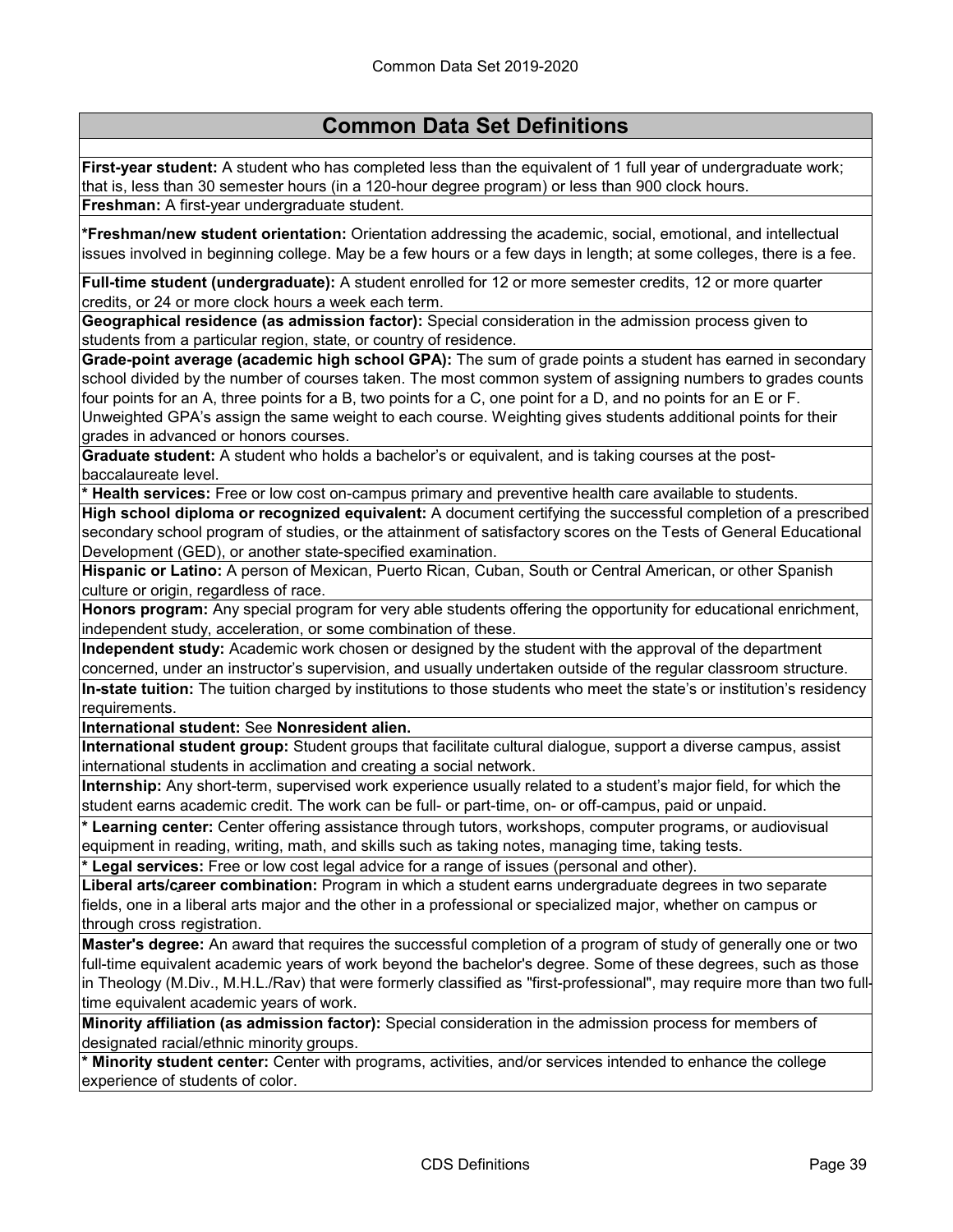## Common Data Set Definitions

**First-year student:** A student who has completed less than the equivalent of 1 full year of undergraduate work; that is, less than 30 semester hours (in a 120-hour degree program) or less than 900 clock hours.

**Freshman:** A first-year undergraduate student.

***Freshman/new student orientation:** Orientation addressing the academic, social, emotional, and intellectual issues involved in beginning college. May be a few hours or a few days in length; at some colleges, there is a fee.

**Full-time student (undergraduate):** A student enrolled for 12 or more semester credits, 12 or more quarter credits, or 24 or more clock hours a week each term.

**Geographical residence (as admission factor):** Special consideration in the admission process given to students from a particular region, state, or country of residence.

**Grade-point average (academic high school GPA):** The sum of grade points a student has earned in secondary school divided by the number of courses taken. The most common system of assigning numbers to grades counts four points for an A, three points for a B, two points for a C, one point for a D, and no points for an E or F. Unweighted GPA's assign the same weight to each course. Weighting gives students additional points for their grades in advanced or honors courses.

**Graduate student:** A student who holds a bachelor's or equivalent, and is taking courses at the post-baccalaureate level.

*** Health services:** Free or low cost on-campus primary and preventive health care available to students.

**High school diploma or recognized equivalent:** A document certifying the successful completion of a prescribed secondary school program of studies, or the attainment of satisfactory scores on the Tests of General Educational Development (GED), or another state-specified examination.

**Hispanic or Latino:** A person of Mexican, Puerto Rican, Cuban, South or Central American, or other Spanish culture or origin, regardless of race.

**Honors program:** Any special program for very able students offering the opportunity for educational enrichment, independent study, acceleration, or some combination of these.

**Independent study:** Academic work chosen or designed by the student with the approval of the department concerned, under an instructor's supervision, and usually undertaken outside of the regular classroom structure.

**In-state tuition:** The tuition charged by institutions to those students who meet the state's or institution's residency requirements.

**International student:** See **Nonresident alien.**

**International student group:** Student groups that facilitate cultural dialogue, support a diverse campus, assist international students in acclimation and creating a social network.

**Internship:** Any short-term, supervised work experience usually related to a student's major field, for which the student earns academic credit. The work can be full- or part-time, on- or off-campus, paid or unpaid.

*** Learning center:** Center offering assistance through tutors, workshops, computer programs, or audiovisual equipment in reading, writing, math, and skills such as taking notes, managing time, taking tests.

*** Legal services:** Free or low cost legal advice for a range of issues (personal and other).

**Liberal arts/career combination:** Program in which a student earns undergraduate degrees in two separate fields, one in a liberal arts major and the other in a professional or specialized major, whether on campus or through cross registration.

**Master's degree:** An award that requires the successful completion of a program of study of generally one or two full-time equivalent academic years of work beyond the bachelor's degree. Some of these degrees, such as those in Theology (M.Div., M.H.L./Rav) that were formerly classified as "first-professional", may require more than two full-time equivalent academic years of work.

**Minority affiliation (as admission factor):** Special consideration in the admission process for members of designated racial/ethnic minority groups.

*** Minority student center:** Center with programs, activities, and/or services intended to enhance the college experience of students of color.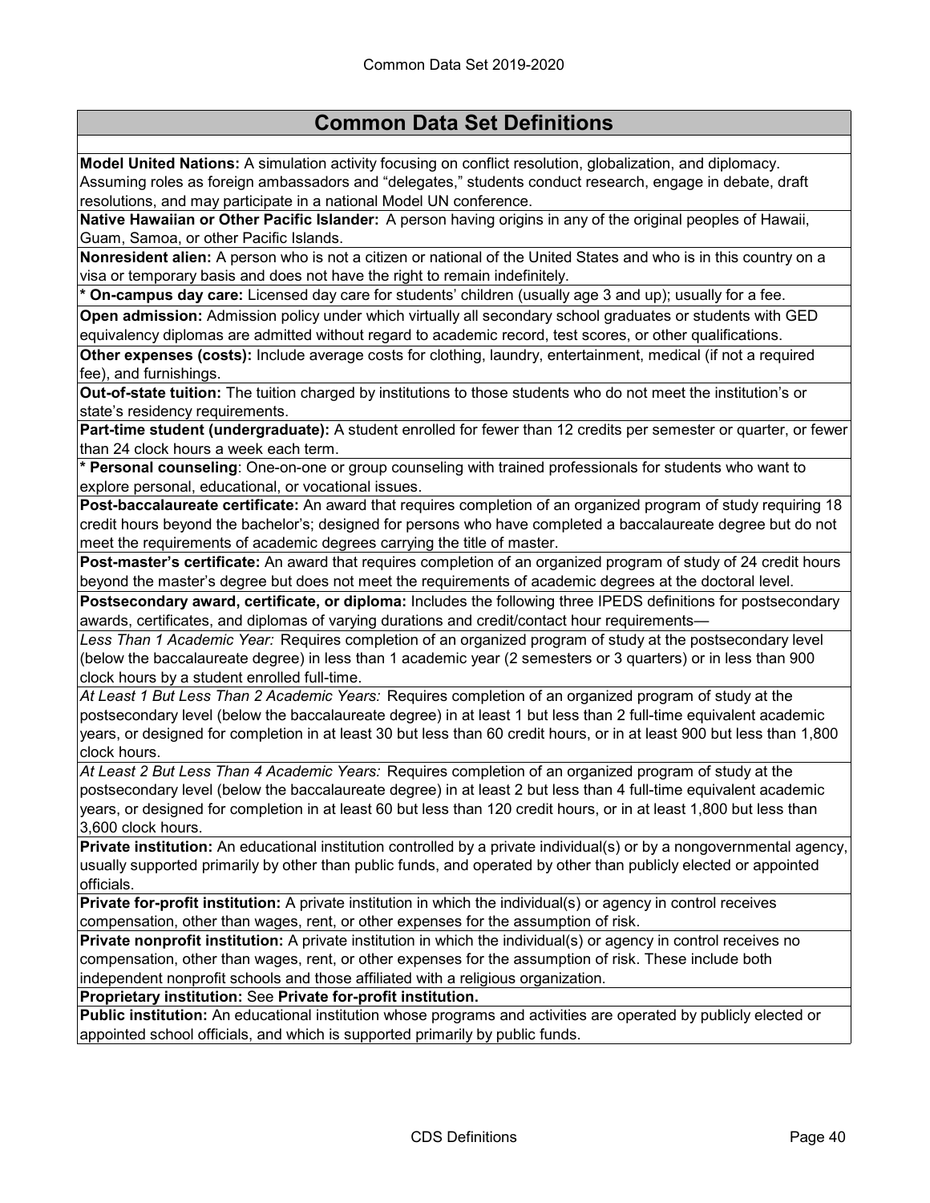## Common Data Set Definitions

**Model United Nations:** A simulation activity focusing on conflict resolution, globalization, and diplomacy. Assuming roles as foreign ambassadors and "delegates," students conduct research, engage in debate, draft resolutions, and may participate in a national Model UN conference.

**Native Hawaiian or Other Pacific Islander:** A person having origins in any of the original peoples of Hawaii, Guam, Samoa, or other Pacific Islands.

**Nonresident alien:** A person who is not a citizen or national of the United States and who is in this country on a visa or temporary basis and does not have the right to remain indefinitely.

**\* On-campus day care:** Licensed day care for students' children (usually age 3 and up); usually for a fee.

**Open admission:** Admission policy under which virtually all secondary school graduates or students with GED equivalency diplomas are admitted without regard to academic record, test scores, or other qualifications.

**Other expenses (costs):** Include average costs for clothing, laundry, entertainment, medical (if not a required fee), and furnishings.

**Out-of-state tuition:** The tuition charged by institutions to those students who do not meet the institution's or state's residency requirements.

**Part-time student (undergraduate):** A student enrolled for fewer than 12 credits per semester or quarter, or fewer than 24 clock hours a week each term.

**\* Personal counseling**: One-on-one or group counseling with trained professionals for students who want to explore personal, educational, or vocational issues.

**Post-baccalaureate certificate:** An award that requires completion of an organized program of study requiring 18 credit hours beyond the bachelor's; designed for persons who have completed a baccalaureate degree but do not meet the requirements of academic degrees carrying the title of master.

**Post-master's certificate:** An award that requires completion of an organized program of study of 24 credit hours beyond the master's degree but does not meet the requirements of academic degrees at the doctoral level.

**Postsecondary award, certificate, or diploma:** Includes the following three IPEDS definitions for postsecondary awards, certificates, and diplomas of varying durations and credit/contact hour requirements—

*Less Than 1 Academic Year:* Requires completion of an organized program of study at the postsecondary level (below the baccalaureate degree) in less than 1 academic year (2 semesters or 3 quarters) or in less than 900 clock hours by a student enrolled full-time.

*At Least 1 But Less Than 2 Academic Years:* Requires completion of an organized program of study at the postsecondary level (below the baccalaureate degree) in at least 1 but less than 2 full-time equivalent academic years, or designed for completion in at least 30 but less than 60 credit hours, or in at least 900 but less than 1,800 clock hours.

*At Least 2 But Less Than 4 Academic Years:* Requires completion of an organized program of study at the postsecondary level (below the baccalaureate degree) in at least 2 but less than 4 full-time equivalent academic years, or designed for completion in at least 60 but less than 120 credit hours, or in at least 1,800 but less than 3,600 clock hours.

**Private institution:** An educational institution controlled by a private individual(s) or by a nongovernmental agency, usually supported primarily by other than public funds, and operated by other than publicly elected or appointed officials.

**Private for-profit institution:** A private institution in which the individual(s) or agency in control receives compensation, other than wages, rent, or other expenses for the assumption of risk.

**Private nonprofit institution:** A private institution in which the individual(s) or agency in control receives no compensation, other than wages, rent, or other expenses for the assumption of risk. These include both independent nonprofit schools and those affiliated with a religious organization.

**Proprietary institution:** See **Private for-profit institution.**

**Public institution:** An educational institution whose programs and activities are operated by publicly elected or appointed school officials, and which is supported primarily by public funds.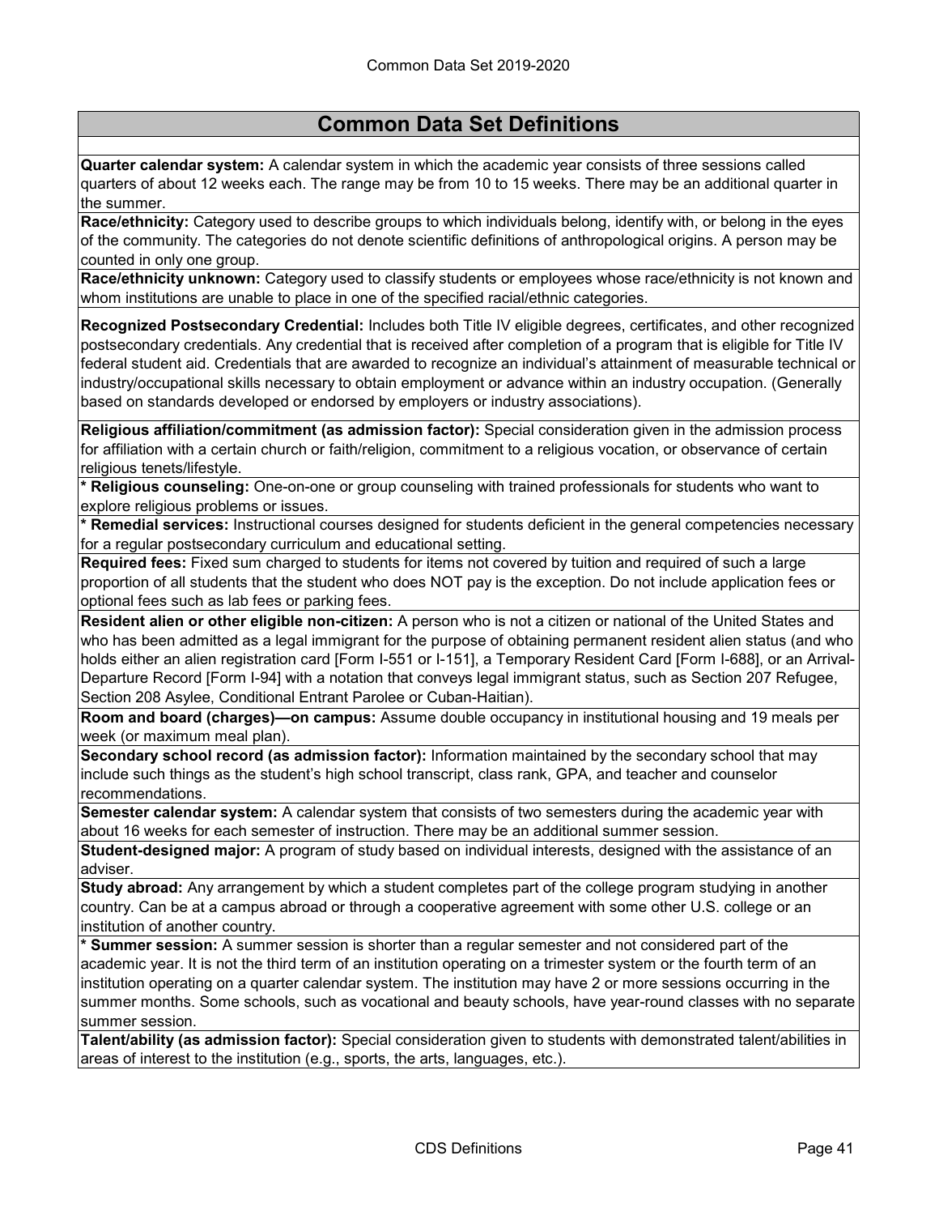## Common Data Set Definitions

**Quarter calendar system:** A calendar system in which the academic year consists of three sessions called quarters of about 12 weeks each. The range may be from 10 to 15 weeks. There may be an additional quarter in the summer.

**Race/ethnicity:** Category used to describe groups to which individuals belong, identify with, or belong in the eyes of the community. The categories do not denote scientific definitions of anthropological origins. A person may be counted in only one group.

**Race/ethnicity unknown:** Category used to classify students or employees whose race/ethnicity is not known and whom institutions are unable to place in one of the specified racial/ethnic categories.

**Recognized Postsecondary Credential:** Includes both Title IV eligible degrees, certificates, and other recognized postsecondary credentials. Any credential that is received after completion of a program that is eligible for Title IV federal student aid. Credentials that are awarded to recognize an individual's attainment of measurable technical or industry/occupational skills necessary to obtain employment or advance within an industry occupation. (Generally based on standards developed or endorsed by employers or industry associations).

**Religious affiliation/commitment (as admission factor):** Special consideration given in the admission process for affiliation with a certain church or faith/religion, commitment to a religious vocation, or observance of certain religious tenets/lifestyle.

**\* Religious counseling:** One-on-one or group counseling with trained professionals for students who want to explore religious problems or issues.

**\* Remedial services:** Instructional courses designed for students deficient in the general competencies necessary for a regular postsecondary curriculum and educational setting.

**Required fees:** Fixed sum charged to students for items not covered by tuition and required of such a large proportion of all students that the student who does NOT pay is the exception. Do not include application fees or optional fees such as lab fees or parking fees.

**Resident alien or other eligible non-citizen:** A person who is not a citizen or national of the United States and who has been admitted as a legal immigrant for the purpose of obtaining permanent resident alien status (and who holds either an alien registration card [Form I-551 or I-151], a Temporary Resident Card [Form I-688], or an Arrival-Departure Record [Form I-94] with a notation that conveys legal immigrant status, such as Section 207 Refugee, Section 208 Asylee, Conditional Entrant Parolee or Cuban-Haitian).

**Room and board (charges)—on campus:** Assume double occupancy in institutional housing and 19 meals per week (or maximum meal plan).

**Secondary school record (as admission factor):** Information maintained by the secondary school that may include such things as the student's high school transcript, class rank, GPA, and teacher and counselor recommendations.

**Semester calendar system:** A calendar system that consists of two semesters during the academic year with about 16 weeks for each semester of instruction. There may be an additional summer session.

**Student-designed major:** A program of study based on individual interests, designed with the assistance of an adviser.

**Study abroad:** Any arrangement by which a student completes part of the college program studying in another country. Can be at a campus abroad or through a cooperative agreement with some other U.S. college or an institution of another country.

**\* Summer session:** A summer session is shorter than a regular semester and not considered part of the academic year. It is not the third term of an institution operating on a trimester system or the fourth term of an institution operating on a quarter calendar system. The institution may have 2 or more sessions occurring in the summer months. Some schools, such as vocational and beauty schools, have year-round classes with no separate summer session.

**Talent/ability (as admission factor):** Special consideration given to students with demonstrated talent/abilities in areas of interest to the institution (e.g., sports, the arts, languages, etc.).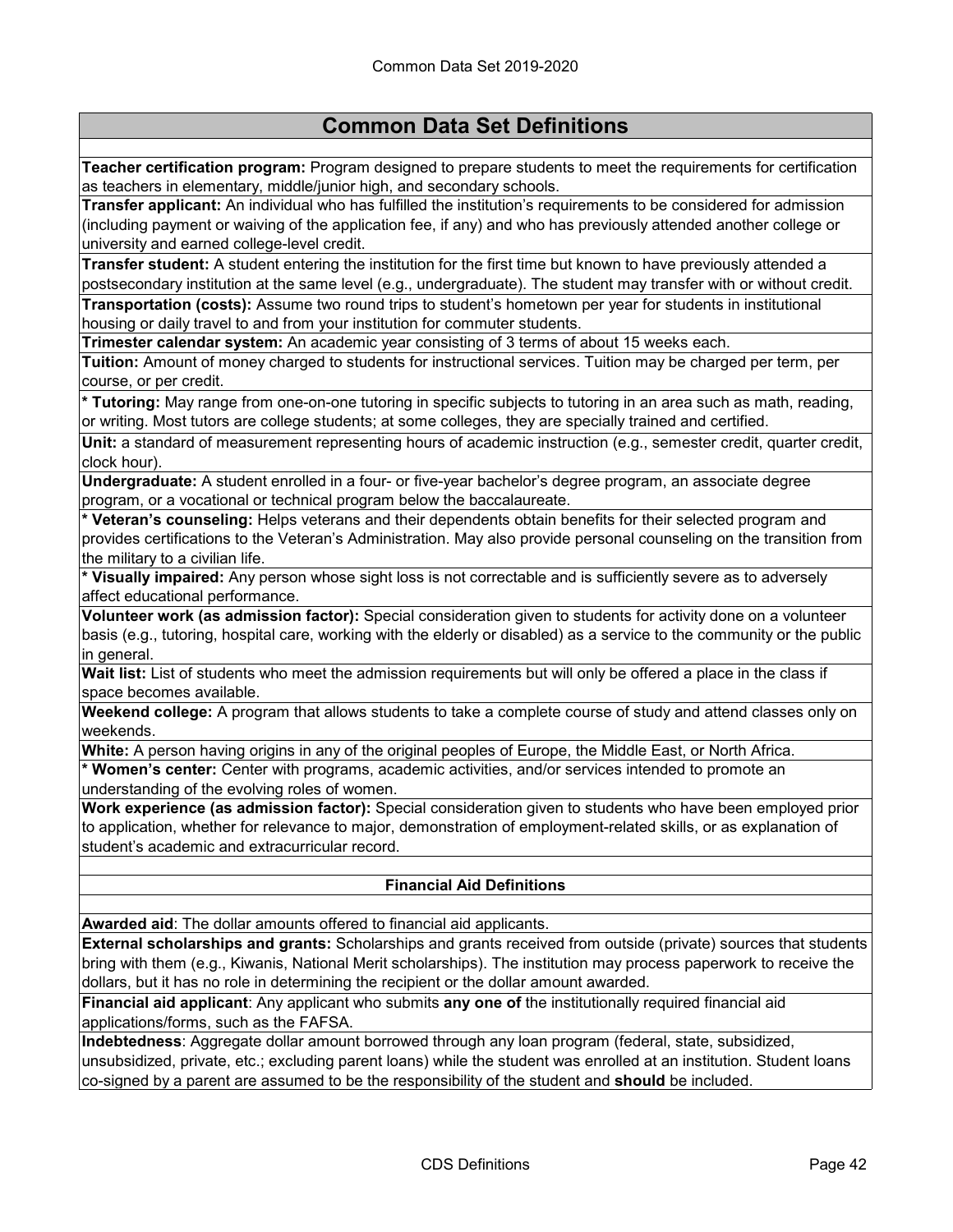## Common Data Set Definitions

**Teacher certification program:** Program designed to prepare students to meet the requirements for certification as teachers in elementary, middle/junior high, and secondary schools.

**Transfer applicant:** An individual who has fulfilled the institution's requirements to be considered for admission (including payment or waiving of the application fee, if any) and who has previously attended another college or university and earned college-level credit.

**Transfer student:** A student entering the institution for the first time but known to have previously attended a postsecondary institution at the same level (e.g., undergraduate). The student may transfer with or without credit.

**Transportation (costs):** Assume two round trips to student's hometown per year for students in institutional housing or daily travel to and from your institution for commuter students.

**Trimester calendar system:** An academic year consisting of 3 terms of about 15 weeks each.

**Tuition:** Amount of money charged to students for instructional services. Tuition may be charged per term, per course, or per credit.

**\* Tutoring:** May range from one-on-one tutoring in specific subjects to tutoring in an area such as math, reading, or writing. Most tutors are college students; at some colleges, they are specially trained and certified.

**Unit:** a standard of measurement representing hours of academic instruction (e.g., semester credit, quarter credit, clock hour).

**Undergraduate:** A student enrolled in a four- or five-year bachelor's degree program, an associate degree program, or a vocational or technical program below the baccalaureate.

**\* Veteran's counseling:** Helps veterans and their dependents obtain benefits for their selected program and provides certifications to the Veteran's Administration. May also provide personal counseling on the transition from the military to a civilian life.

**\* Visually impaired:** Any person whose sight loss is not correctable and is sufficiently severe as to adversely affect educational performance.

**Volunteer work (as admission factor):** Special consideration given to students for activity done on a volunteer basis (e.g., tutoring, hospital care, working with the elderly or disabled) as a service to the community or the public in general.

**Wait list:** List of students who meet the admission requirements but will only be offered a place in the class if space becomes available.

**Weekend college:** A program that allows students to take a complete course of study and attend classes only on weekends.

**White:** A person having origins in any of the original peoples of Europe, the Middle East, or North Africa.

**\* Women's center:** Center with programs, academic activities, and/or services intended to promote an understanding of the evolving roles of women.

**Work experience (as admission factor):** Special consideration given to students who have been employed prior to application, whether for relevance to major, demonstration of employment-related skills, or as explanation of student's academic and extracurricular record.

### Financial Aid Definitions

**Awarded aid**: The dollar amounts offered to financial aid applicants.

**External scholarships and grants:** Scholarships and grants received from outside (private) sources that students bring with them (e.g., Kiwanis, National Merit scholarships). The institution may process paperwork to receive the dollars, but it has no role in determining the recipient or the dollar amount awarded.

**Financial aid applicant**: Any applicant who submits **any one of** the institutionally required financial aid applications/forms, such as the FAFSA.

**Indebtedness**: Aggregate dollar amount borrowed through any loan program (federal, state, subsidized, unsubsidized, private, etc.; excluding parent loans) while the student was enrolled at an institution. Student loans co-signed by a parent are assumed to be the responsibility of the student and **should** be included.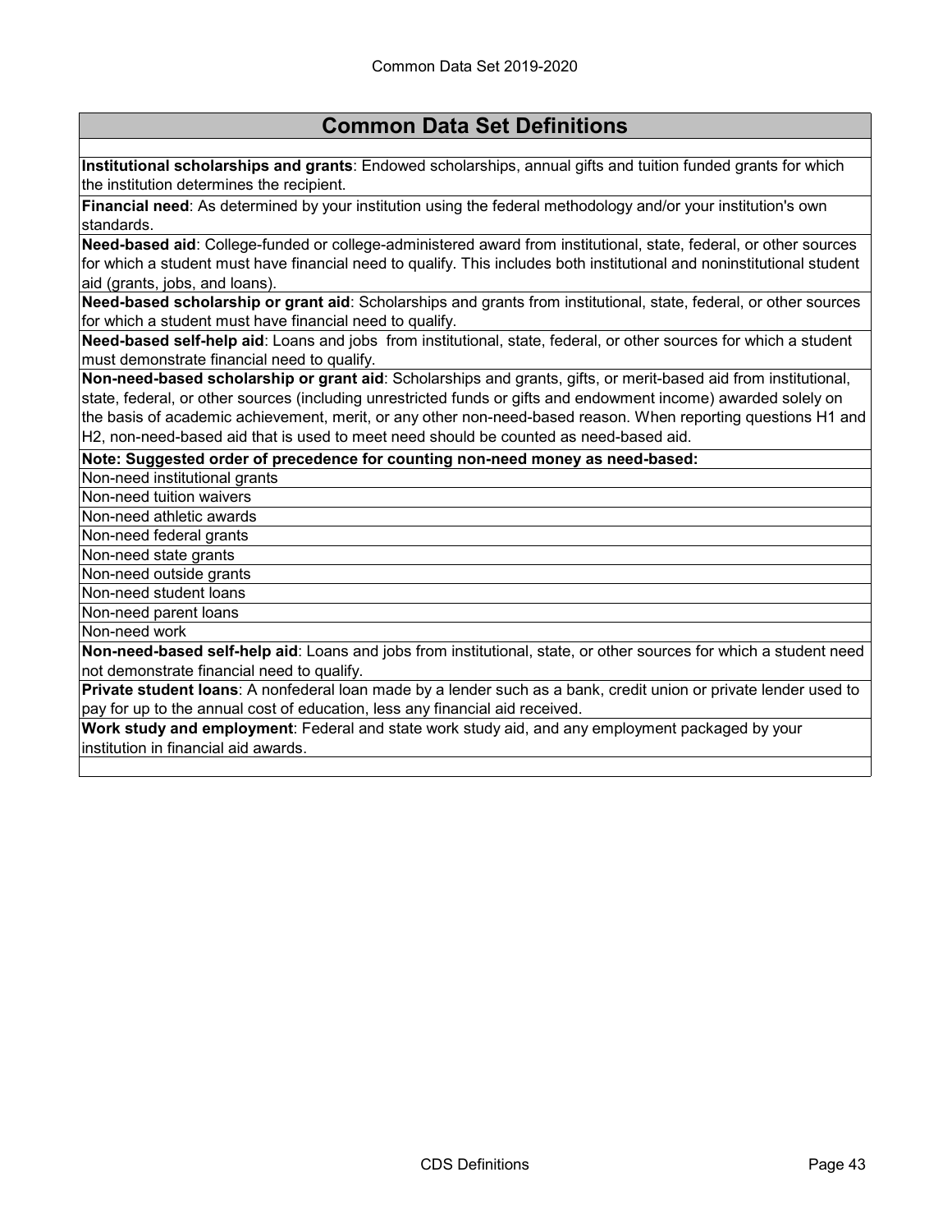## Common Data Set Definitions

**Institutional scholarships and grants**: Endowed scholarships, annual gifts and tuition funded grants for which the institution determines the recipient.

**Financial need**: As determined by your institution using the federal methodology and/or your institution's own standards.

**Need-based aid**: College-funded or college-administered award from institutional, state, federal, or other sources for which a student must have financial need to qualify. This includes both institutional and noninstitutional student aid (grants, jobs, and loans).

**Need-based scholarship or grant aid**: Scholarships and grants from institutional, state, federal, or other sources for which a student must have financial need to qualify.

**Need-based self-help aid**: Loans and jobs from institutional, state, federal, or other sources for which a student must demonstrate financial need to qualify.

**Non-need-based scholarship or grant aid**: Scholarships and grants, gifts, or merit-based aid from institutional, state, federal, or other sources (including unrestricted funds or gifts and endowment income) awarded solely on the basis of academic achievement, merit, or any other non-need-based reason. When reporting questions H1 and H2, non-need-based aid that is used to meet need should be counted as need-based aid.

**Note: Suggested order of precedence for counting non-need money as need-based:**

- Non-need institutional grants
- Non-need tuition waivers
- Non-need athletic awards
- Non-need federal grants
- Non-need state grants
- Non-need outside grants
- Non-need student loans
- Non-need parent loans
- Non-need work

**Non-need-based self-help aid**: Loans and jobs from institutional, state, or other sources for which a student need not demonstrate financial need to qualify.

**Private student loans**: A nonfederal loan made by a lender such as a bank, credit union or private lender used to pay for up to the annual cost of education, less any financial aid received.

**Work study and employment**: Federal and state work study aid, and any employment packaged by your institution in financial aid awards.